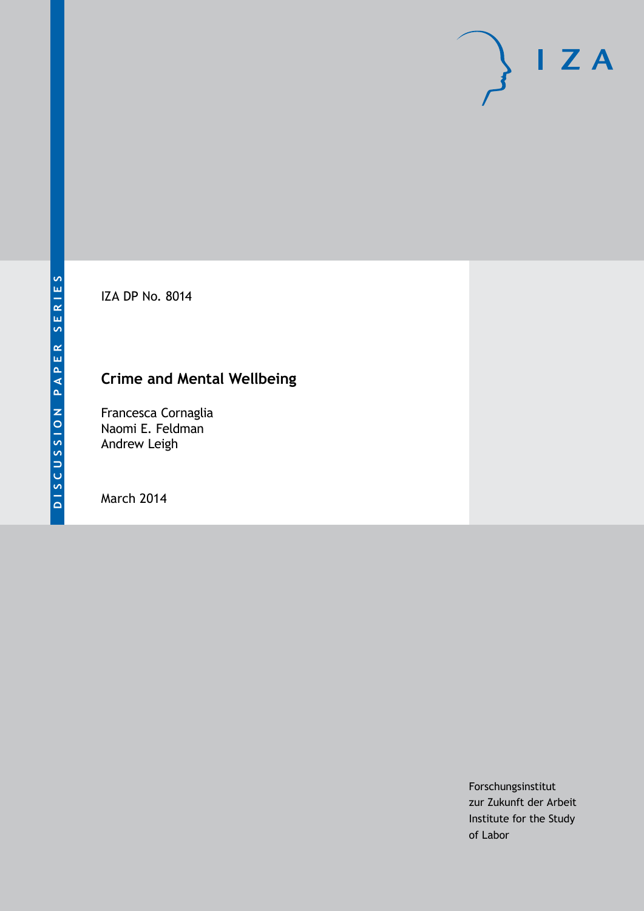DISCUSSION PAPER SERIES

IZA DP No. 8014

# Crime and Mental Wellbeing

Francesca Cornaglia
Naomi E. Feldman
Andrew Leigh

March 2014

Forschungsinstitut
zur Zukunft der Arbeit
Institute for the Study
of Labor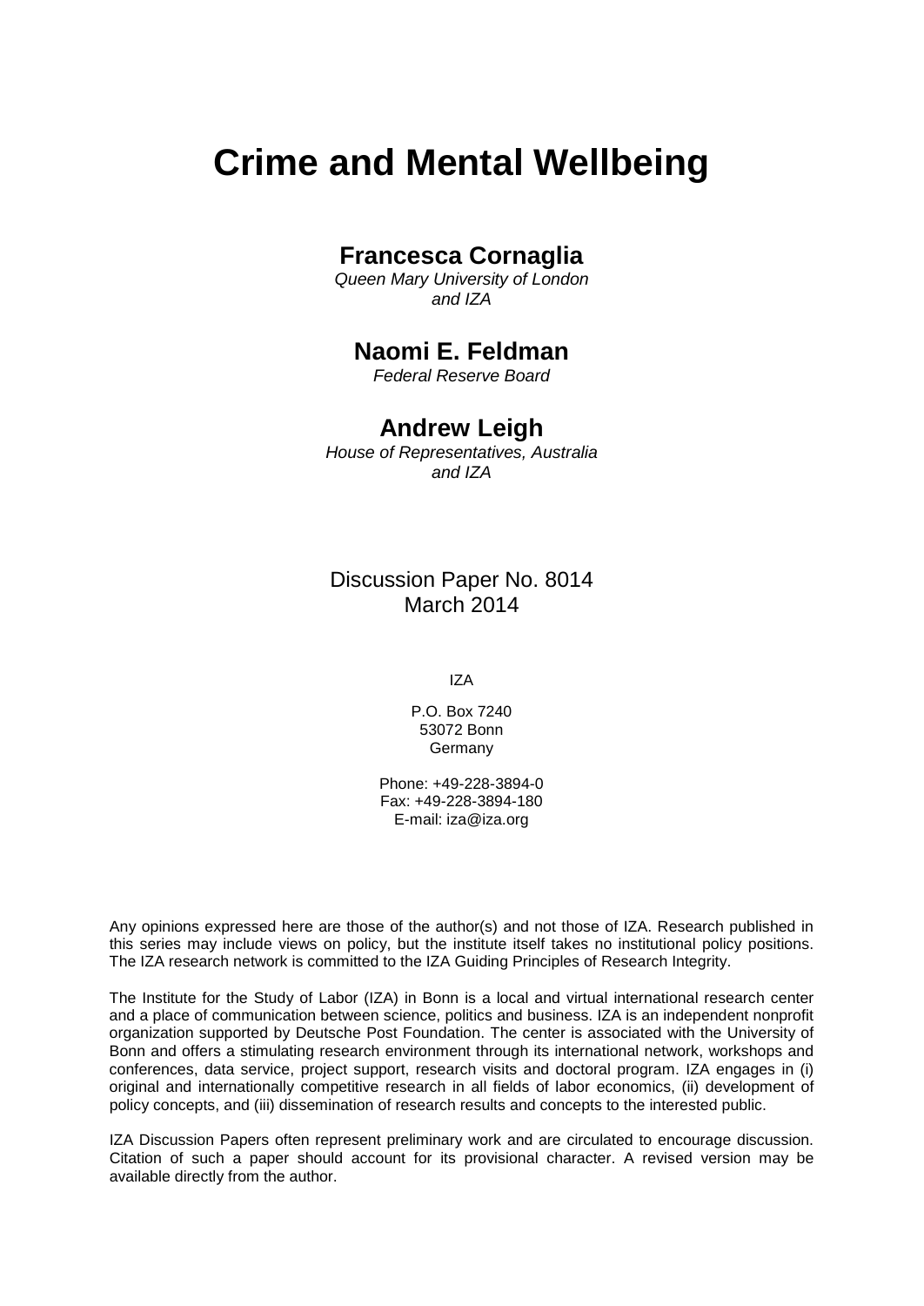# Crime and Mental Wellbeing

## Francesca Cornaglia

*Queen Mary University of London and IZA*

## Naomi E. Feldman

*Federal Reserve Board*

## Andrew Leigh

*House of Representatives, Australia and IZA*

Discussion Paper No. 8014
March 2014

IZA

P.O. Box 7240
53072 Bonn
Germany

Phone: +49-228-3894-0
Fax: +49-228-3894-180
E-mail: iza@iza.org

Any opinions expressed here are those of the author(s) and not those of IZA. Research published in this series may include views on policy, but the institute itself takes no institutional policy positions. The IZA research network is committed to the IZA Guiding Principles of Research Integrity.

The Institute for the Study of Labor (IZA) in Bonn is a local and virtual international research center and a place of communication between science, politics and business. IZA is an independent nonprofit organization supported by Deutsche Post Foundation. The center is associated with the University of Bonn and offers a stimulating research environment through its international network, workshops and conferences, data service, project support, research visits and doctoral program. IZA engages in (i) original and internationally competitive research in all fields of labor economics, (ii) development of policy concepts, and (iii) dissemination of research results and concepts to the interested public.

IZA Discussion Papers often represent preliminary work and are circulated to encourage discussion. Citation of such a paper should account for its provisional character. A revised version may be available directly from the author.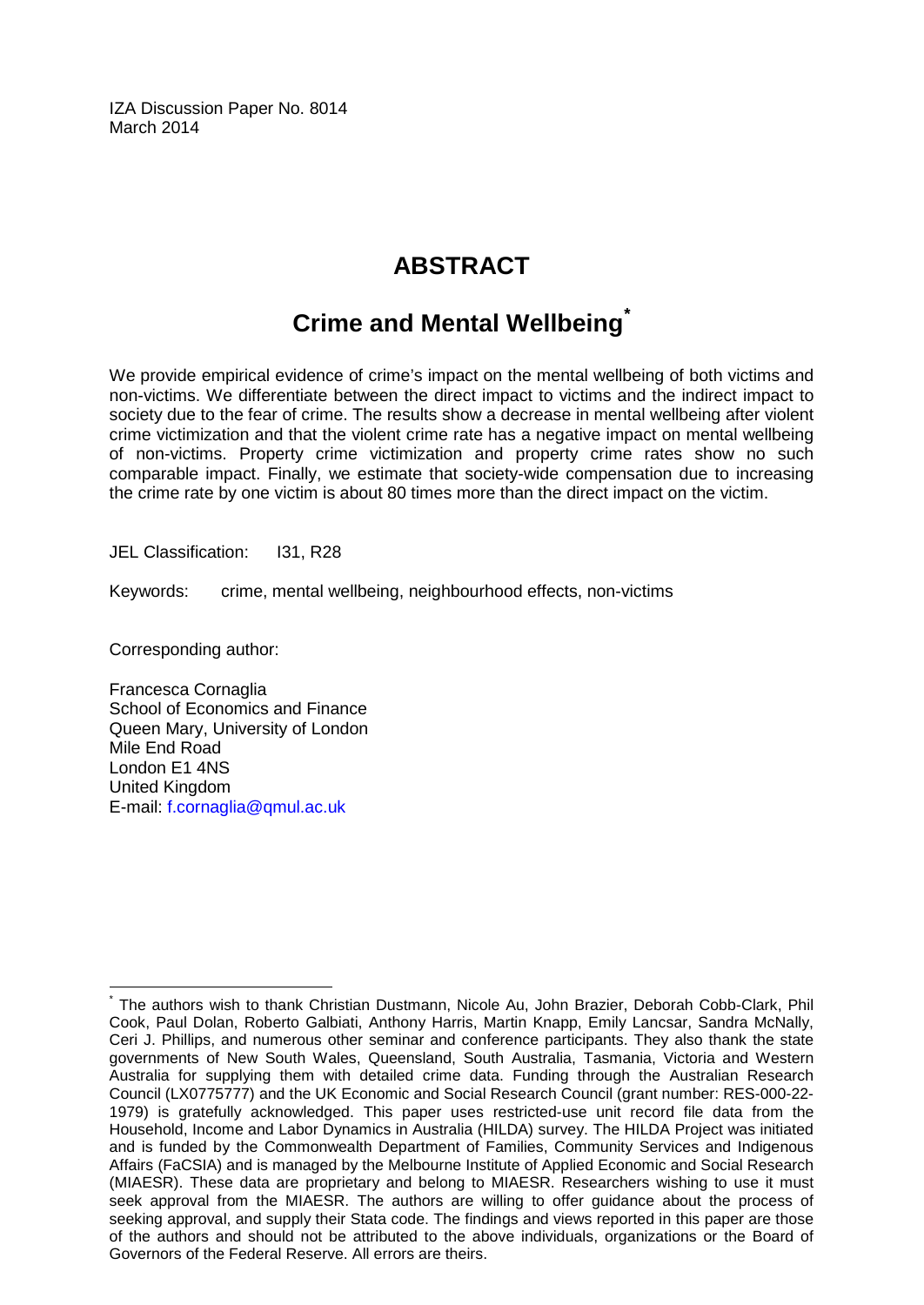IZA Discussion Paper No. 8014
March 2014

# ABSTRACT

## Crime and Mental Wellbeing*

We provide empirical evidence of crime's impact on the mental wellbeing of both victims and non-victims. We differentiate between the direct impact to victims and the indirect impact to society due to the fear of crime. The results show a decrease in mental wellbeing after violent crime victimization and that the violent crime rate has a negative impact on mental wellbeing of non-victims. Property crime victimization and property crime rates show no such comparable impact. Finally, we estimate that society-wide compensation due to increasing the crime rate by one victim is about 80 times more than the direct impact on the victim.

JEL Classification: I31, R28

Keywords: crime, mental wellbeing, neighbourhood effects, non-victims

Corresponding author:

Francesca Cornaglia
School of Economics and Finance
Queen Mary, University of London
Mile End Road
London E1 4NS
United Kingdom
E-mail: f.cornaglia@qmul.ac.uk

---

* The authors wish to thank Christian Dustmann, Nicole Au, John Brazier, Deborah Cobb-Clark, Phil Cook, Paul Dolan, Roberto Galbiati, Anthony Harris, Martin Knapp, Emily Lancsar, Sandra McNally, Ceri J. Phillips, and numerous other seminar and conference participants. They also thank the state governments of New South Wales, Queensland, South Australia, Tasmania, Victoria and Western Australia for supplying them with detailed crime data. Funding through the Australian Research Council (LX0775777) and the UK Economic and Social Research Council (grant number: RES-000-22-1979) is gratefully acknowledged. This paper uses restricted-use unit record file data from the Household, Income and Labor Dynamics in Australia (HILDA) survey. The HILDA Project was initiated and is funded by the Commonwealth Department of Families, Community Services and Indigenous Affairs (FaCSIA) and is managed by the Melbourne Institute of Applied Economic and Social Research (MIAESR). These data are proprietary and belong to MIAESR. Researchers wishing to use it must seek approval from the MIAESR. The authors are willing to offer guidance about the process of seeking approval, and supply their Stata code. The findings and views reported in this paper are those of the authors and should not be attributed to the above individuals, organizations or the Board of Governors of the Federal Reserve. All errors are theirs.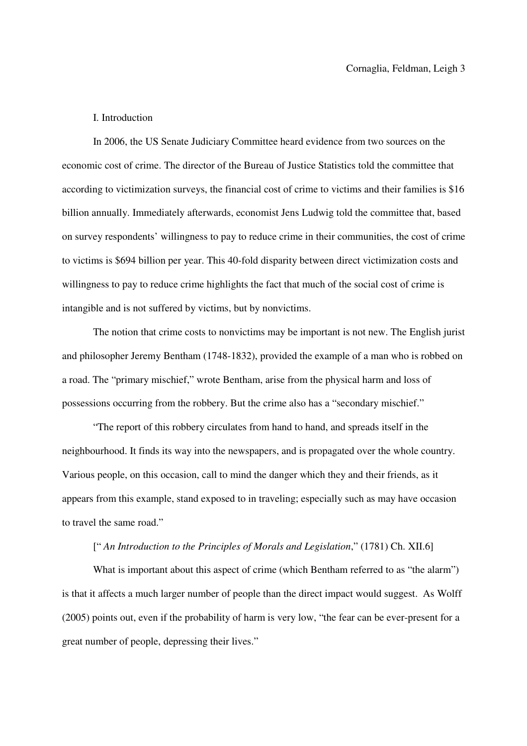## I. Introduction

In 2006, the US Senate Judiciary Committee heard evidence from two sources on the economic cost of crime. The director of the Bureau of Justice Statistics told the committee that according to victimization surveys, the financial cost of crime to victims and their families is $16 billion annually. Immediately afterwards, economist Jens Ludwig told the committee that, based on survey respondents' willingness to pay to reduce crime in their communities, the cost of crime to victims is $694 billion per year. This 40-fold disparity between direct victimization costs and willingness to pay to reduce crime highlights the fact that much of the social cost of crime is intangible and is not suffered by victims, but by nonvictims.

The notion that crime costs to nonvictims may be important is not new. The English jurist and philosopher Jeremy Bentham (1748-1832), provided the example of a man who is robbed on a road. The "primary mischief," wrote Bentham, arise from the physical harm and loss of possessions occurring from the robbery. But the crime also has a "secondary mischief."

"The report of this robbery circulates from hand to hand, and spreads itself in the neighbourhood. It finds its way into the newspapers, and is propagated over the whole country. Various people, on this occasion, call to mind the danger which they and their friends, as it appears from this example, stand exposed to in traveling; especially such as may have occasion to travel the same road."

[" *An Introduction to the Principles of Morals and Legislation*," (1781) Ch. XII.6]

What is important about this aspect of crime (which Bentham referred to as "the alarm") is that it affects a much larger number of people than the direct impact would suggest. As Wolff (2005) points out, even if the probability of harm is very low, "the fear can be ever-present for a great number of people, depressing their lives."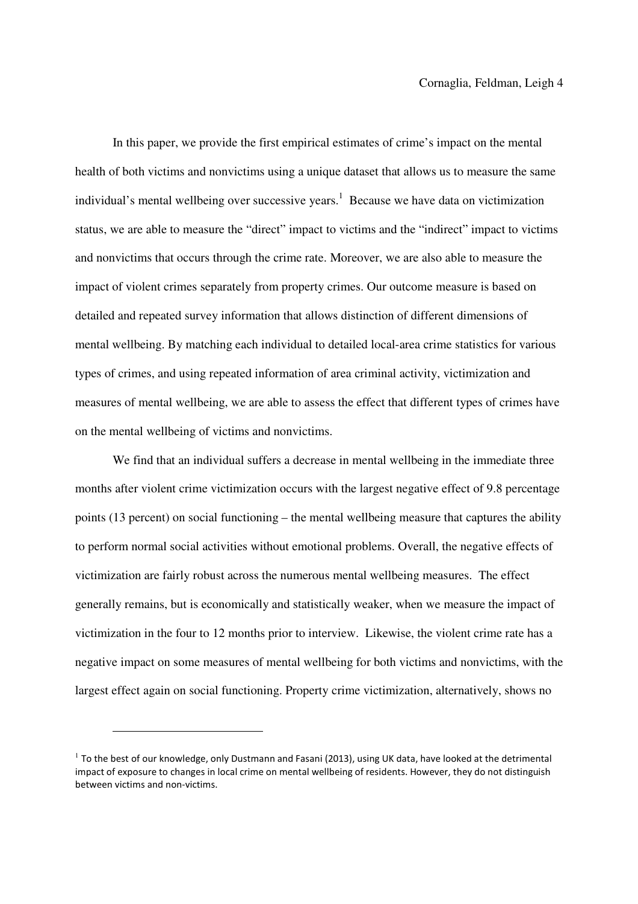In this paper, we provide the first empirical estimates of crime's impact on the mental health of both victims and nonvictims using a unique dataset that allows us to measure the same individual's mental wellbeing over successive years.[1] Because we have data on victimization status, we are able to measure the "direct" impact to victims and the "indirect" impact to victims and nonvictims that occurs through the crime rate. Moreover, we are also able to measure the impact of violent crimes separately from property crimes. Our outcome measure is based on detailed and repeated survey information that allows distinction of different dimensions of mental wellbeing. By matching each individual to detailed local-area crime statistics for various types of crimes, and using repeated information of area criminal activity, victimization and measures of mental wellbeing, we are able to assess the effect that different types of crimes have on the mental wellbeing of victims and nonvictims.

We find that an individual suffers a decrease in mental wellbeing in the immediate three months after violent crime victimization occurs with the largest negative effect of 9.8 percentage points (13 percent) on social functioning – the mental wellbeing measure that captures the ability to perform normal social activities without emotional problems. Overall, the negative effects of victimization are fairly robust across the numerous mental wellbeing measures. The effect generally remains, but is economically and statistically weaker, when we measure the impact of victimization in the four to 12 months prior to interview. Likewise, the violent crime rate has a negative impact on some measures of mental wellbeing for both victims and nonvictims, with the largest effect again on social functioning. Property crime victimization, alternatively, shows no

---

[1] To the best of our knowledge, only Dustmann and Fasani (2013), using UK data, have looked at the detrimental impact of exposure to changes in local crime on mental wellbeing of residents. However, they do not distinguish between victims and non-victims.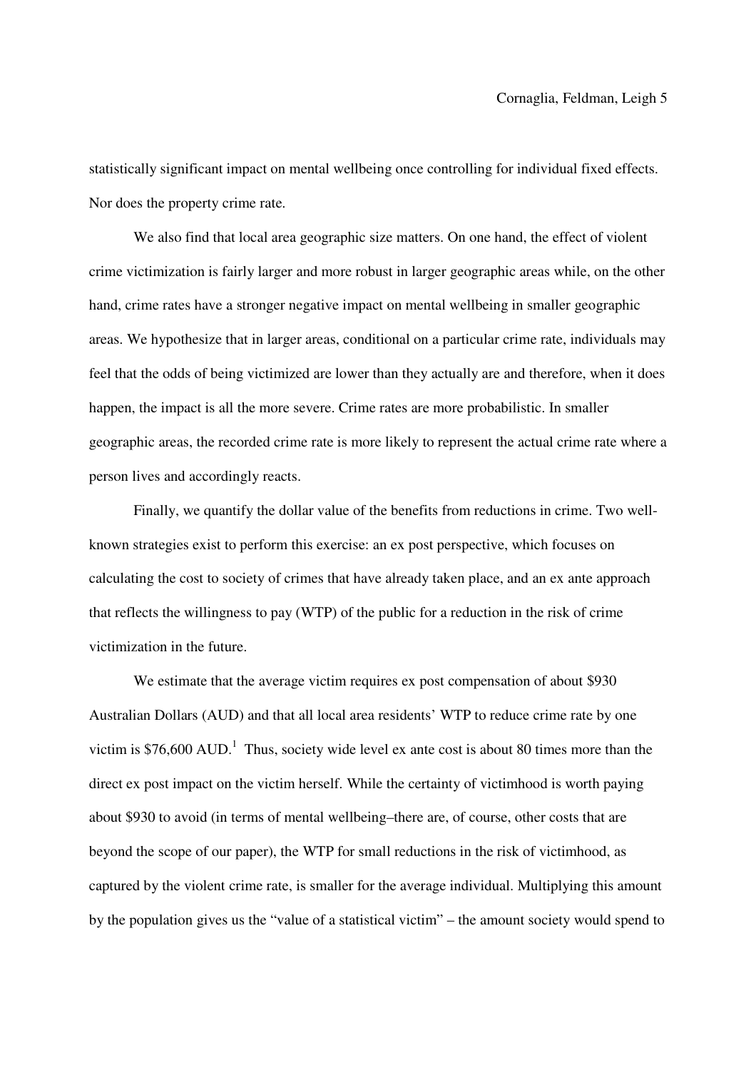statistically significant impact on mental wellbeing once controlling for individual fixed effects. Nor does the property crime rate.

We also find that local area geographic size matters. On one hand, the effect of violent crime victimization is fairly larger and more robust in larger geographic areas while, on the other hand, crime rates have a stronger negative impact on mental wellbeing in smaller geographic areas. We hypothesize that in larger areas, conditional on a particular crime rate, individuals may feel that the odds of being victimized are lower than they actually are and therefore, when it does happen, the impact is all the more severe. Crime rates are more probabilistic. In smaller geographic areas, the recorded crime rate is more likely to represent the actual crime rate where a person lives and accordingly reacts.

Finally, we quantify the dollar value of the benefits from reductions in crime. Two well-known strategies exist to perform this exercise: an ex post perspective, which focuses on calculating the cost to society of crimes that have already taken place, and an ex ante approach that reflects the willingness to pay (WTP) of the public for a reduction in the risk of crime victimization in the future.

We estimate that the average victim requires ex post compensation of about $930 Australian Dollars (AUD) and that all local area residents' WTP to reduce crime rate by one victim is $76,600 AUD.[1] Thus, society wide level ex ante cost is about 80 times more than the direct ex post impact on the victim herself. While the certainty of victimhood is worth paying about $930 to avoid (in terms of mental wellbeing–there are, of course, other costs that are beyond the scope of our paper), the WTP for small reductions in the risk of victimhood, as captured by the violent crime rate, is smaller for the average individual. Multiplying this amount by the population gives us the "value of a statistical victim" – the amount society would spend to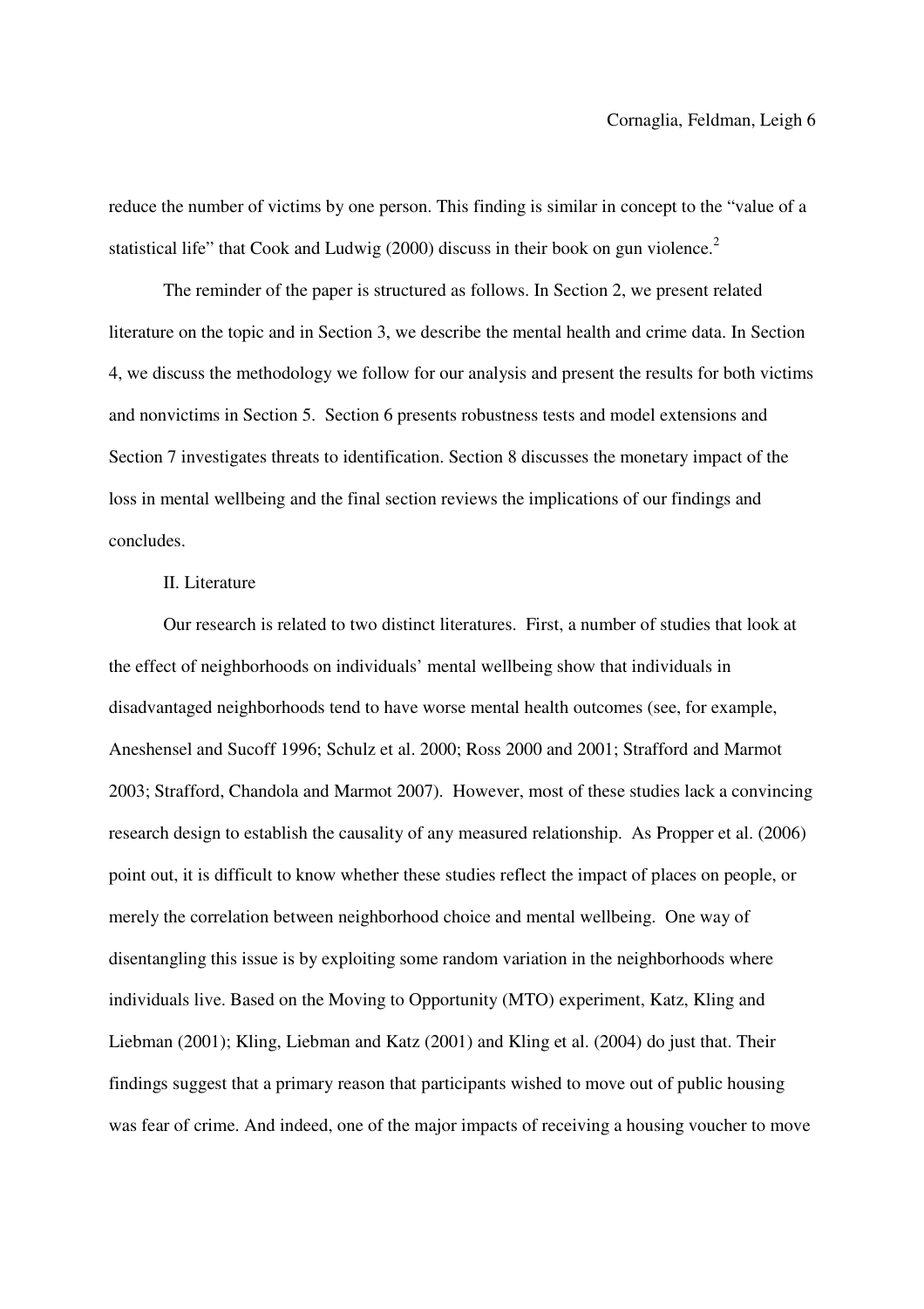reduce the number of victims by one person. This finding is similar in concept to the "value of a statistical life" that Cook and Ludwig (2000) discuss in their book on gun violence.[2]

The reminder of the paper is structured as follows. In Section 2, we present related literature on the topic and in Section 3, we describe the mental health and crime data. In Section 4, we discuss the methodology we follow for our analysis and present the results for both victims and nonvictims in Section 5. Section 6 presents robustness tests and model extensions and Section 7 investigates threats to identification. Section 8 discusses the monetary impact of the loss in mental wellbeing and the final section reviews the implications of our findings and concludes.

## II. Literature

Our research is related to two distinct literatures. First, a number of studies that look at the effect of neighborhoods on individuals' mental wellbeing show that individuals in disadvantaged neighborhoods tend to have worse mental health outcomes (see, for example, Aneshensel and Sucoff 1996; Schulz et al. 2000; Ross 2000 and 2001; Strafford and Marmot 2003; Strafford, Chandola and Marmot 2007). However, most of these studies lack a convincing research design to establish the causality of any measured relationship. As Propper et al. (2006) point out, it is difficult to know whether these studies reflect the impact of places on people, or merely the correlation between neighborhood choice and mental wellbeing. One way of disentangling this issue is by exploiting some random variation in the neighborhoods where individuals live. Based on the Moving to Opportunity (MTO) experiment, Katz, Kling and Liebman (2001); Kling, Liebman and Katz (2001) and Kling et al. (2004) do just that. Their findings suggest that a primary reason that participants wished to move out of public housing was fear of crime. And indeed, one of the major impacts of receiving a housing voucher to move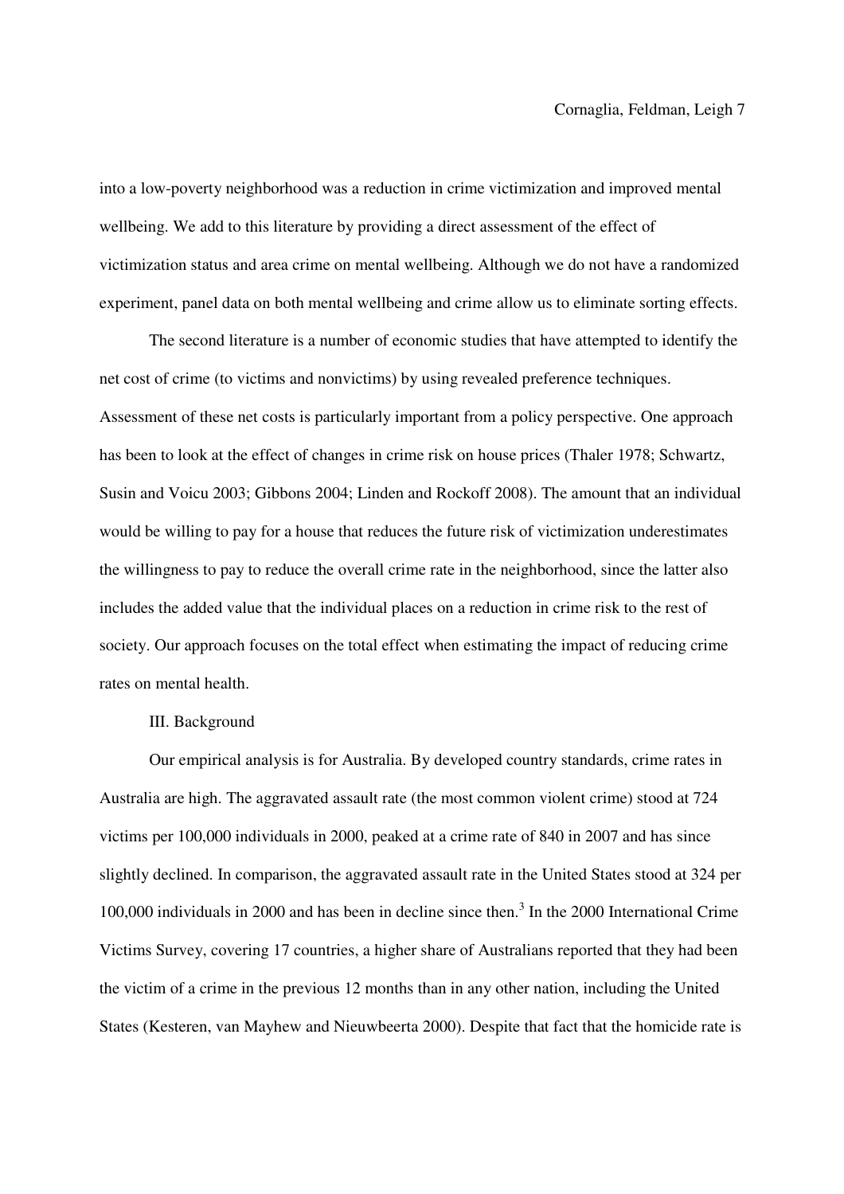into a low-poverty neighborhood was a reduction in crime victimization and improved mental wellbeing. We add to this literature by providing a direct assessment of the effect of victimization status and area crime on mental wellbeing. Although we do not have a randomized experiment, panel data on both mental wellbeing and crime allow us to eliminate sorting effects.

The second literature is a number of economic studies that have attempted to identify the net cost of crime (to victims and nonvictims) by using revealed preference techniques. Assessment of these net costs is particularly important from a policy perspective. One approach has been to look at the effect of changes in crime risk on house prices (Thaler 1978; Schwartz, Susin and Voicu 2003; Gibbons 2004; Linden and Rockoff 2008). The amount that an individual would be willing to pay for a house that reduces the future risk of victimization underestimates the willingness to pay to reduce the overall crime rate in the neighborhood, since the latter also includes the added value that the individual places on a reduction in crime risk to the rest of society. Our approach focuses on the total effect when estimating the impact of reducing crime rates on mental health.

## III. Background

Our empirical analysis is for Australia. By developed country standards, crime rates in Australia are high. The aggravated assault rate (the most common violent crime) stood at 724 victims per 100,000 individuals in 2000, peaked at a crime rate of 840 in 2007 and has since slightly declined. In comparison, the aggravated assault rate in the United States stood at 324 per 100,000 individuals in 2000 and has been in decline since then.[3] In the 2000 International Crime Victims Survey, covering 17 countries, a higher share of Australians reported that they had been the victim of a crime in the previous 12 months than in any other nation, including the United States (Kesteren, van Mayhew and Nieuwbeerta 2000). Despite that fact that the homicide rate is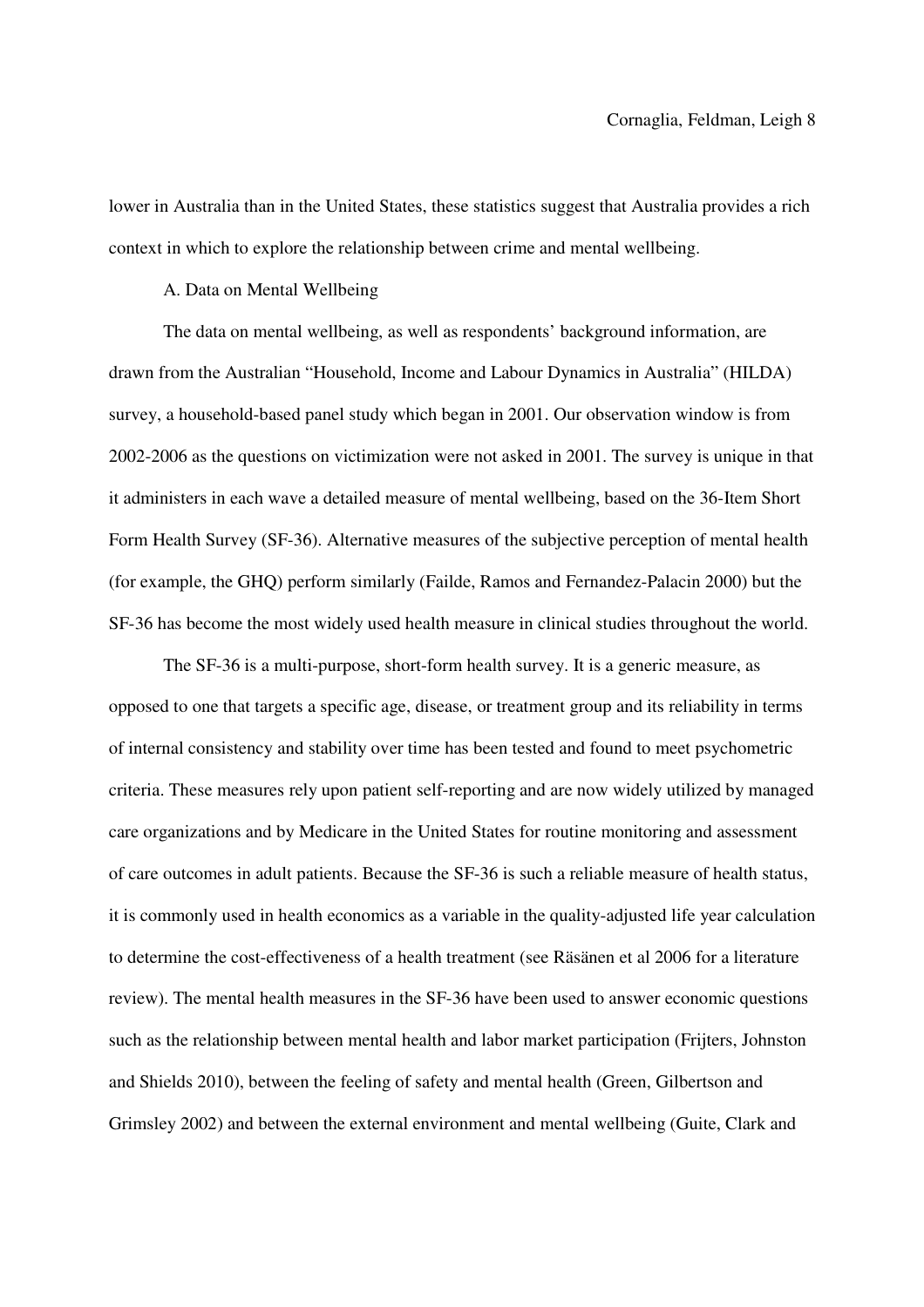lower in Australia than in the United States, these statistics suggest that Australia provides a rich context in which to explore the relationship between crime and mental wellbeing.

### A. Data on Mental Wellbeing

The data on mental wellbeing, as well as respondents' background information, are drawn from the Australian "Household, Income and Labour Dynamics in Australia" (HILDA) survey, a household-based panel study which began in 2001. Our observation window is from 2002-2006 as the questions on victimization were not asked in 2001. The survey is unique in that it administers in each wave a detailed measure of mental wellbeing, based on the 36-Item Short Form Health Survey (SF-36). Alternative measures of the subjective perception of mental health (for example, the GHQ) perform similarly (Failde, Ramos and Fernandez-Palacin 2000) but the SF-36 has become the most widely used health measure in clinical studies throughout the world.

The SF-36 is a multi-purpose, short-form health survey. It is a generic measure, as opposed to one that targets a specific age, disease, or treatment group and its reliability in terms of internal consistency and stability over time has been tested and found to meet psychometric criteria. These measures rely upon patient self-reporting and are now widely utilized by managed care organizations and by Medicare in the United States for routine monitoring and assessment of care outcomes in adult patients. Because the SF-36 is such a reliable measure of health status, it is commonly used in health economics as a variable in the quality-adjusted life year calculation to determine the cost-effectiveness of a health treatment (see Räsänen et al 2006 for a literature review). The mental health measures in the SF-36 have been used to answer economic questions such as the relationship between mental health and labor market participation (Frijters, Johnston and Shields 2010), between the feeling of safety and mental health (Green, Gilbertson and Grimsley 2002) and between the external environment and mental wellbeing (Guite, Clark and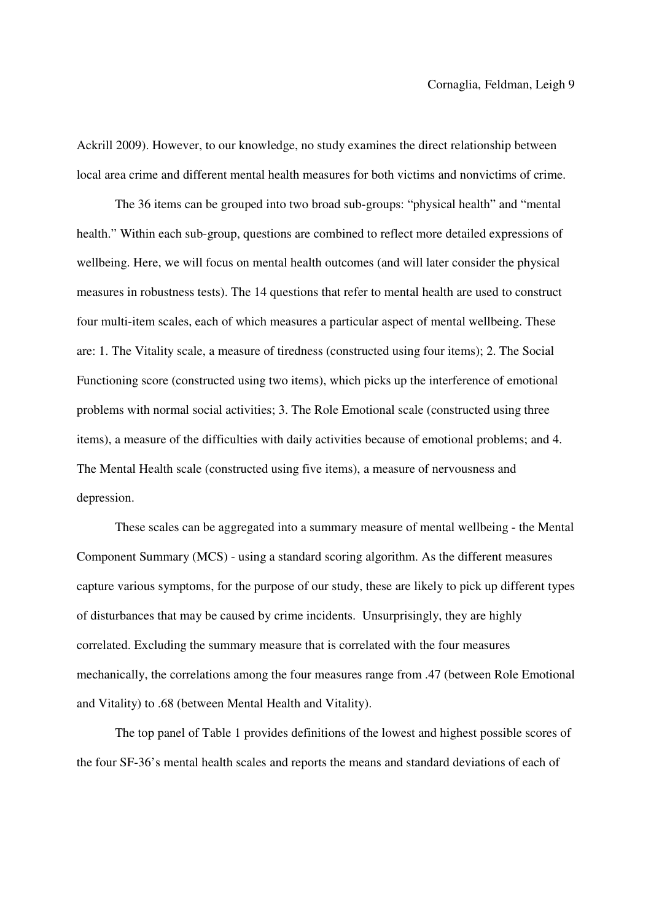Ackrill 2009). However, to our knowledge, no study examines the direct relationship between local area crime and different mental health measures for both victims and nonvictims of crime.

The 36 items can be grouped into two broad sub-groups: "physical health" and "mental health." Within each sub-group, questions are combined to reflect more detailed expressions of wellbeing. Here, we will focus on mental health outcomes (and will later consider the physical measures in robustness tests). The 14 questions that refer to mental health are used to construct four multi-item scales, each of which measures a particular aspect of mental wellbeing. These are: 1. The Vitality scale, a measure of tiredness (constructed using four items); 2. The Social Functioning score (constructed using two items), which picks up the interference of emotional problems with normal social activities; 3. The Role Emotional scale (constructed using three items), a measure of the difficulties with daily activities because of emotional problems; and 4. The Mental Health scale (constructed using five items), a measure of nervousness and depression.

These scales can be aggregated into a summary measure of mental wellbeing - the Mental Component Summary (MCS) - using a standard scoring algorithm. As the different measures capture various symptoms, for the purpose of our study, these are likely to pick up different types of disturbances that may be caused by crime incidents. Unsurprisingly, they are highly correlated. Excluding the summary measure that is correlated with the four measures mechanically, the correlations among the four measures range from .47 (between Role Emotional and Vitality) to .68 (between Mental Health and Vitality).

The top panel of Table 1 provides definitions of the lowest and highest possible scores of the four SF-36's mental health scales and reports the means and standard deviations of each of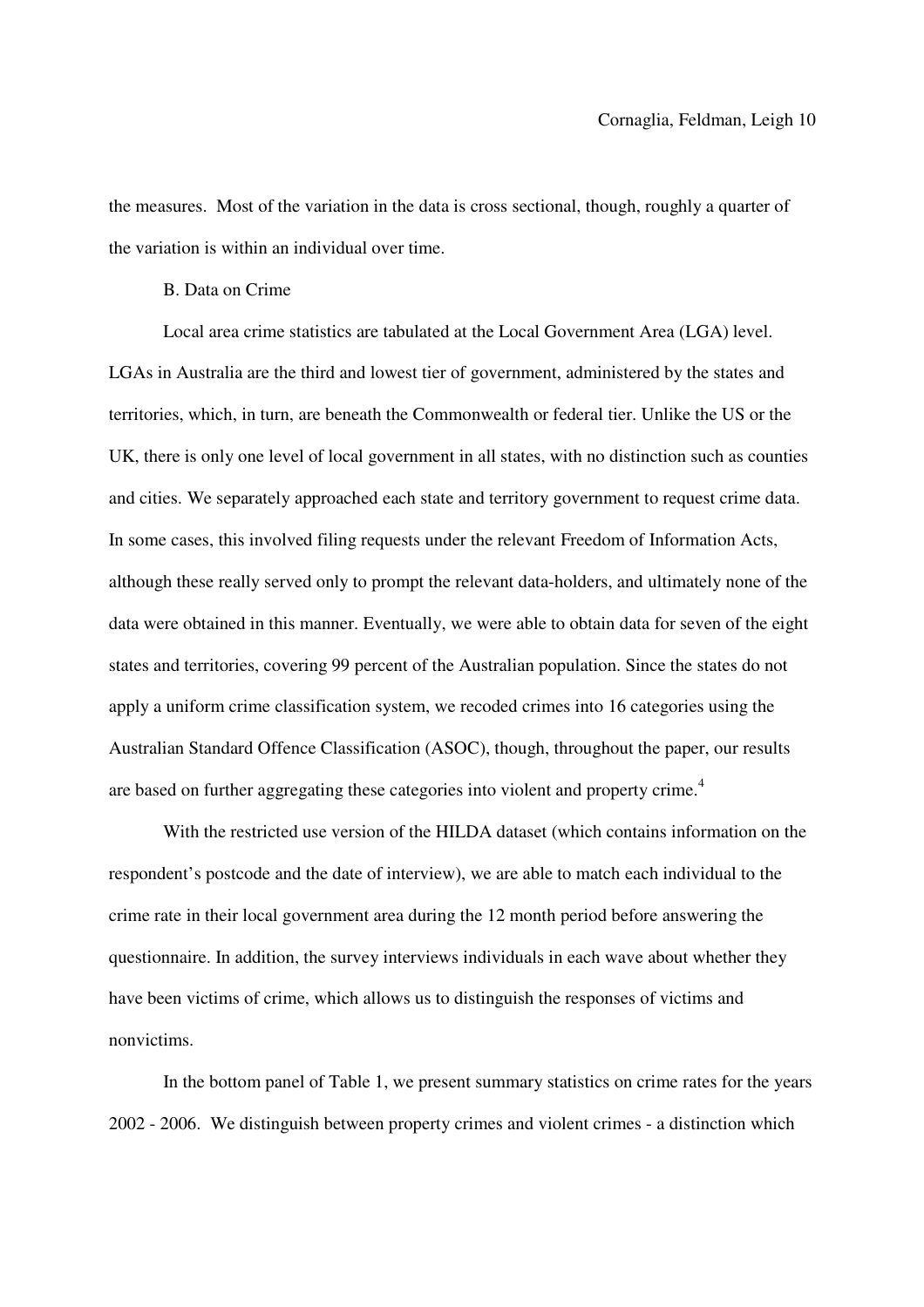the measures. Most of the variation in the data is cross sectional, though, roughly a quarter of the variation is within an individual over time.

### B. Data on Crime

Local area crime statistics are tabulated at the Local Government Area (LGA) level. LGAs in Australia are the third and lowest tier of government, administered by the states and territories, which, in turn, are beneath the Commonwealth or federal tier. Unlike the US or the UK, there is only one level of local government in all states, with no distinction such as counties and cities. We separately approached each state and territory government to request crime data. In some cases, this involved filing requests under the relevant Freedom of Information Acts, although these really served only to prompt the relevant data-holders, and ultimately none of the data were obtained in this manner. Eventually, we were able to obtain data for seven of the eight states and territories, covering 99 percent of the Australian population. Since the states do not apply a uniform crime classification system, we recoded crimes into 16 categories using the Australian Standard Offence Classification (ASOC), though, throughout the paper, our results are based on further aggregating these categories into violent and property crime.[4]

With the restricted use version of the HILDA dataset (which contains information on the respondent's postcode and the date of interview), we are able to match each individual to the crime rate in their local government area during the 12 month period before answering the questionnaire. In addition, the survey interviews individuals in each wave about whether they have been victims of crime, which allows us to distinguish the responses of victims and nonvictims.

In the bottom panel of Table 1, we present summary statistics on crime rates for the years 2002 - 2006. We distinguish between property crimes and violent crimes - a distinction which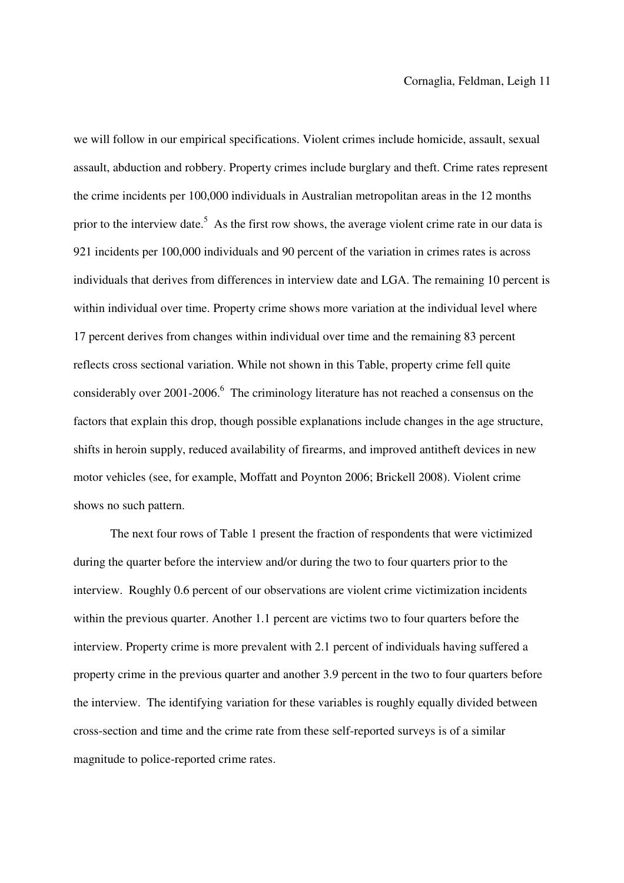we will follow in our empirical specifications. Violent crimes include homicide, assault, sexual assault, abduction and robbery. Property crimes include burglary and theft. Crime rates represent the crime incidents per 100,000 individuals in Australian metropolitan areas in the 12 months prior to the interview date.[5] As the first row shows, the average violent crime rate in our data is 921 incidents per 100,000 individuals and 90 percent of the variation in crimes rates is across individuals that derives from differences in interview date and LGA. The remaining 10 percent is within individual over time. Property crime shows more variation at the individual level where 17 percent derives from changes within individual over time and the remaining 83 percent reflects cross sectional variation. While not shown in this Table, property crime fell quite considerably over 2001-2006.[6] The criminology literature has not reached a consensus on the factors that explain this drop, though possible explanations include changes in the age structure, shifts in heroin supply, reduced availability of firearms, and improved antitheft devices in new motor vehicles (see, for example, Moffatt and Poynton 2006; Brickell 2008). Violent crime shows no such pattern.

The next four rows of Table 1 present the fraction of respondents that were victimized during the quarter before the interview and/or during the two to four quarters prior to the interview. Roughly 0.6 percent of our observations are violent crime victimization incidents within the previous quarter. Another 1.1 percent are victims two to four quarters before the interview. Property crime is more prevalent with 2.1 percent of individuals having suffered a property crime in the previous quarter and another 3.9 percent in the two to four quarters before the interview. The identifying variation for these variables is roughly equally divided between cross-section and time and the crime rate from these self-reported surveys is of a similar magnitude to police-reported crime rates.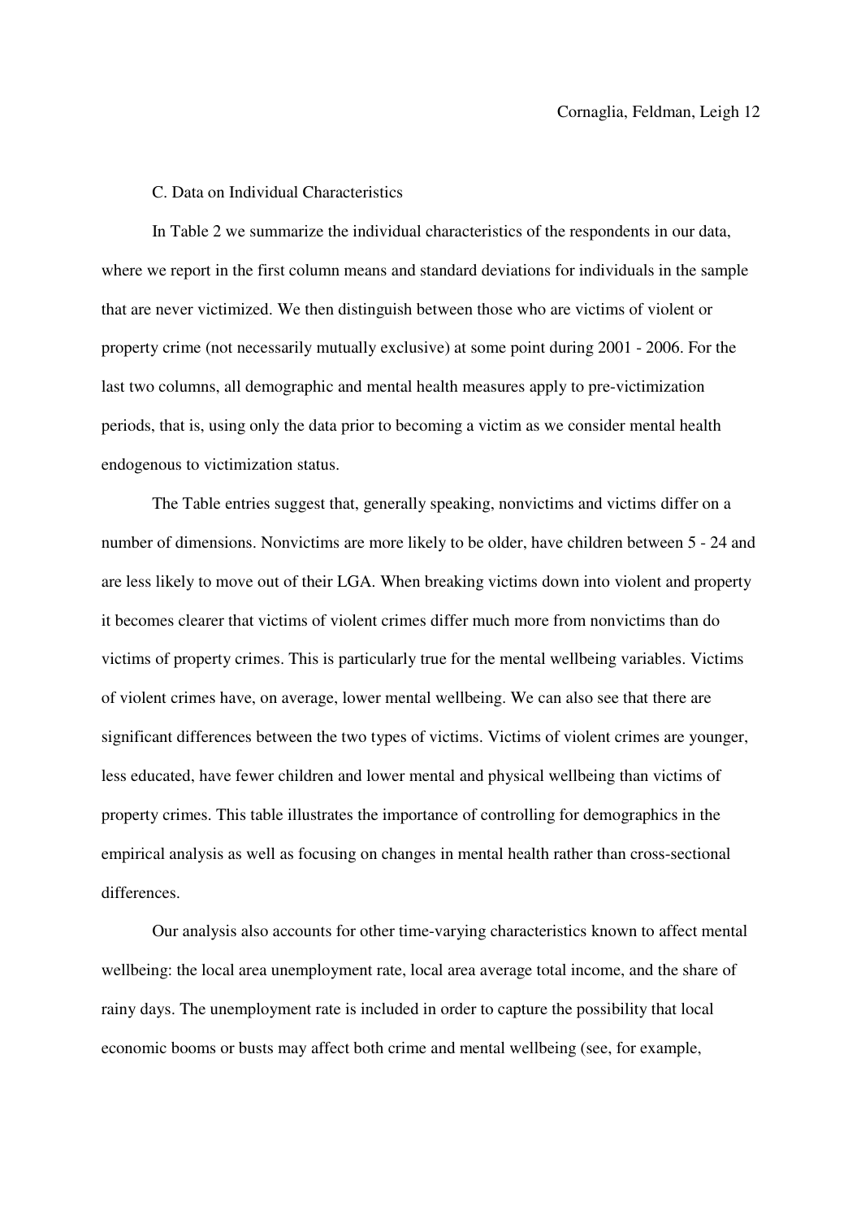### C. Data on Individual Characteristics

In Table 2 we summarize the individual characteristics of the respondents in our data, where we report in the first column means and standard deviations for individuals in the sample that are never victimized. We then distinguish between those who are victims of violent or property crime (not necessarily mutually exclusive) at some point during 2001 - 2006. For the last two columns, all demographic and mental health measures apply to pre-victimization periods, that is, using only the data prior to becoming a victim as we consider mental health endogenous to victimization status.

The Table entries suggest that, generally speaking, nonvictims and victims differ on a number of dimensions. Nonvictims are more likely to be older, have children between 5 - 24 and are less likely to move out of their LGA. When breaking victims down into violent and property it becomes clearer that victims of violent crimes differ much more from nonvictims than do victims of property crimes. This is particularly true for the mental wellbeing variables. Victims of violent crimes have, on average, lower mental wellbeing. We can also see that there are significant differences between the two types of victims. Victims of violent crimes are younger, less educated, have fewer children and lower mental and physical wellbeing than victims of property crimes. This table illustrates the importance of controlling for demographics in the empirical analysis as well as focusing on changes in mental health rather than cross-sectional differences.

Our analysis also accounts for other time-varying characteristics known to affect mental wellbeing: the local area unemployment rate, local area average total income, and the share of rainy days. The unemployment rate is included in order to capture the possibility that local economic booms or busts may affect both crime and mental wellbeing (see, for example,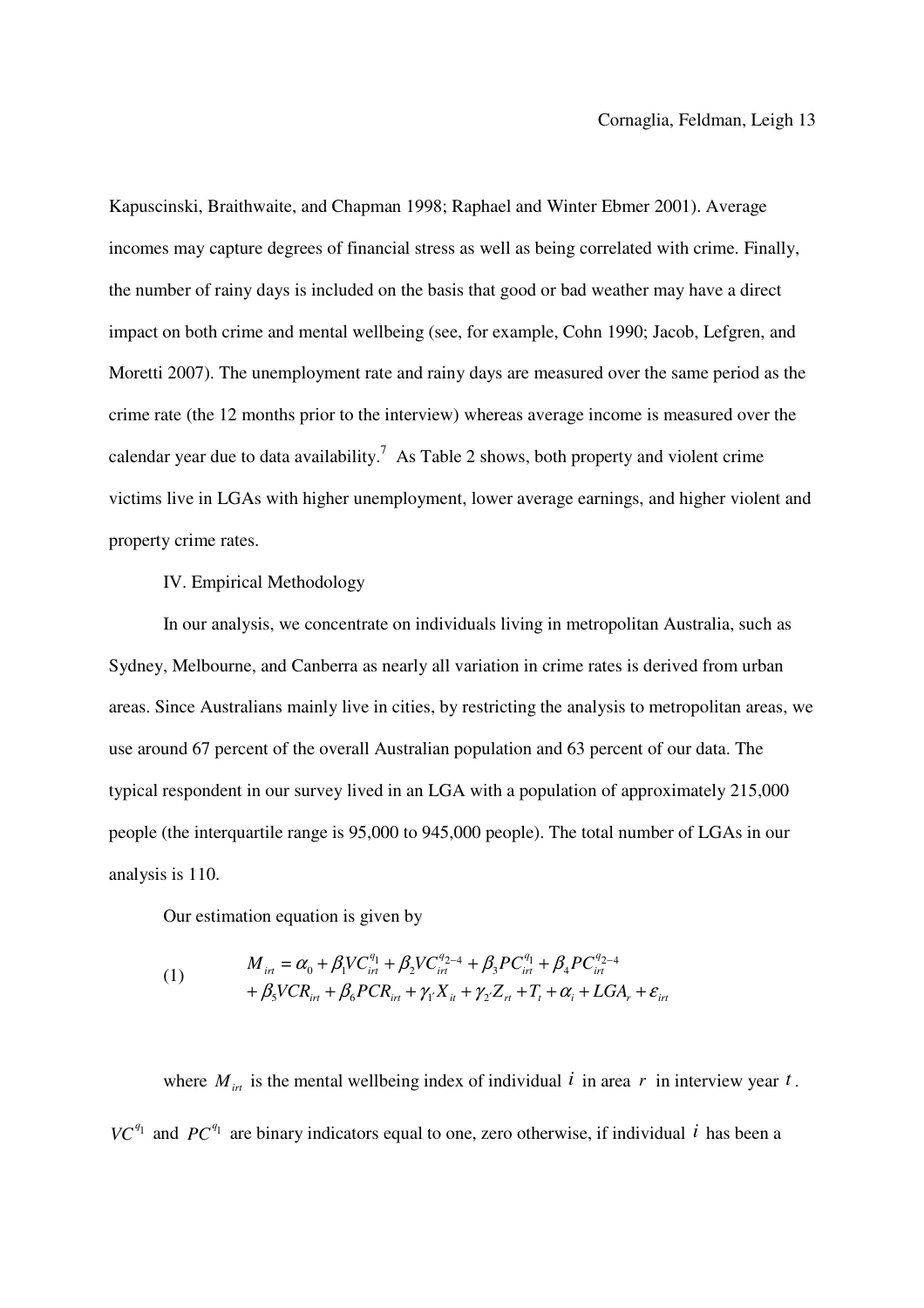Kapuscinski, Braithwaite, and Chapman 1998; Raphael and Winter Ebmer 2001). Average incomes may capture degrees of financial stress as well as being correlated with crime. Finally, the number of rainy days is included on the basis that good or bad weather may have a direct impact on both crime and mental wellbeing (see, for example, Cohn 1990; Jacob, Lefgren, and Moretti 2007). The unemployment rate and rainy days are measured over the same period as the crime rate (the 12 months prior to the interview) whereas average income is measured over the calendar year due to data availability.[7] As Table 2 shows, both property and violent crime victims live in LGAs with higher unemployment, lower average earnings, and higher violent and property crime rates.

## IV. Empirical Methodology

In our analysis, we concentrate on individuals living in metropolitan Australia, such as Sydney, Melbourne, and Canberra as nearly all variation in crime rates is derived from urban areas. Since Australians mainly live in cities, by restricting the analysis to metropolitan areas, we use around 67 percent of the overall Australian population and 63 percent of our data. The typical respondent in our survey lived in an LGA with a population of approximately 215,000 people (the interquartile range is 95,000 to 945,000 people). The total number of LGAs in our analysis is 110.

Our estimation equation is given by

$$
\begin{aligned}
(1) \qquad M_{irt} = {} & \alpha_0 + \beta_1 VC_{irt}^{q_1} + \beta_2 VC_{irt}^{q_{2-4}} + \beta_3 PC_{irt}^{q_1} + \beta_4 PC_{irt}^{q_{2-4}} \\
& + \beta_5 VCR_{irt} + \beta_6 PCR_{irt} + \gamma_{1'} X_{it} + \gamma_{2'} Z_{rt} + T_t + \alpha_i + LGA_r + \varepsilon_{irt}
\end{aligned}
$$

where $M_{irt}$ is the mental wellbeing index of individual $i$ in area $r$ in interview year $t$. $VC^{q_1}$ and $PC^{q_1}$ are binary indicators equal to one, zero otherwise, if individual $i$ has been a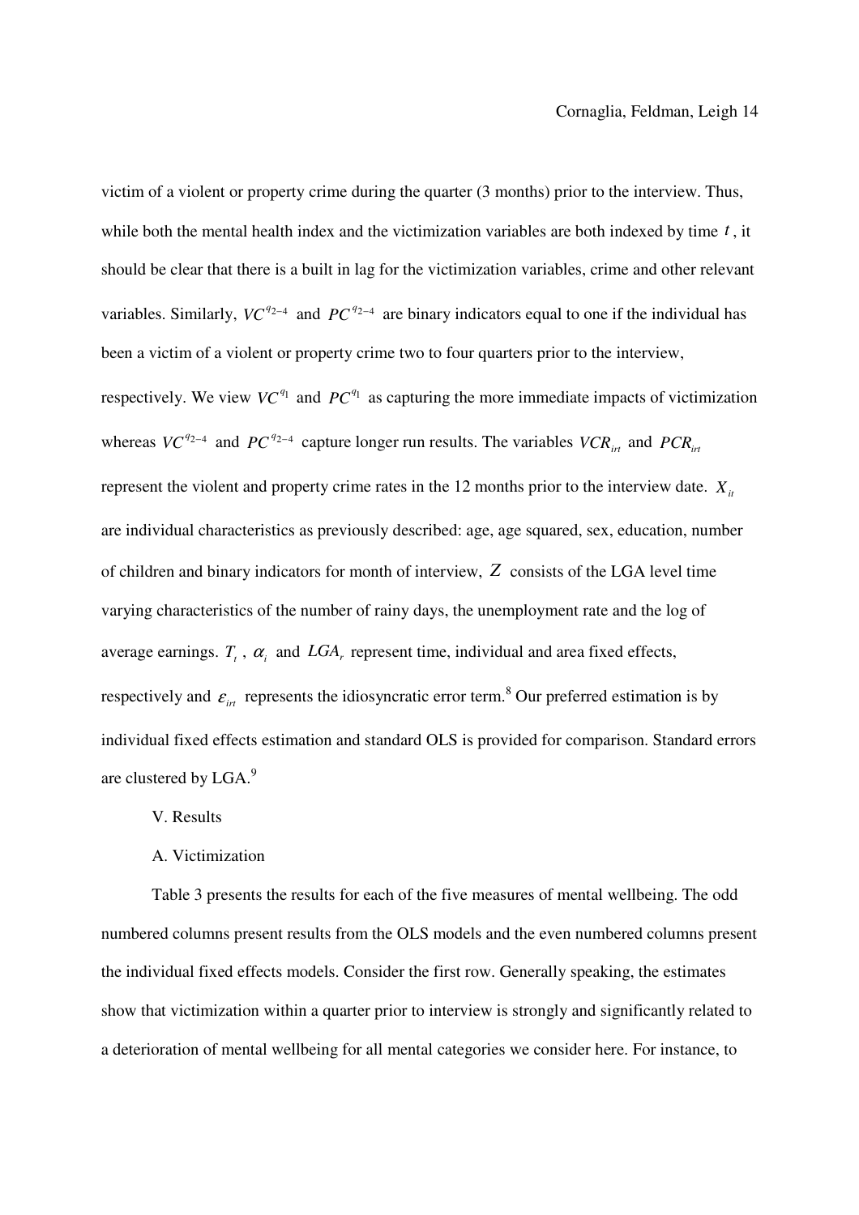victim of a violent or property crime during the quarter (3 months) prior to the interview. Thus, while both the mental health index and the victimization variables are both indexed by time $t$, it should be clear that there is a built in lag for the victimization variables, crime and other relevant variables. Similarly, $VC^{q_{2-4}}$ and $PC^{q_{2-4}}$ are binary indicators equal to one if the individual has been a victim of a violent or property crime two to four quarters prior to the interview, respectively. We view $VC^{q_1}$ and $PC^{q_1}$ as capturing the more immediate impacts of victimization whereas $VC^{q_{2-4}}$ and $PC^{q_{2-4}}$ capture longer run results. The variables $VCR_{irt}$ and $PCR_{irt}$ represent the violent and property crime rates in the 12 months prior to the interview date. $X_{it}$ are individual characteristics as previously described: age, age squared, sex, education, number of children and binary indicators for month of interview, $Z$ consists of the LGA level time varying characteristics of the number of rainy days, the unemployment rate and the log of average earnings. $T_t$, $\alpha_i$ and $LGA_r$ represent time, individual and area fixed effects, respectively and $\varepsilon_{irt}$ represents the idiosyncratic error term.[8] Our preferred estimation is by individual fixed effects estimation and standard OLS is provided for comparison. Standard errors are clustered by LGA.[9]

## V. Results

### A. Victimization

Table 3 presents the results for each of the five measures of mental wellbeing. The odd numbered columns present results from the OLS models and the even numbered columns present the individual fixed effects models. Consider the first row. Generally speaking, the estimates show that victimization within a quarter prior to interview is strongly and significantly related to a deterioration of mental wellbeing for all mental categories we consider here. For instance, to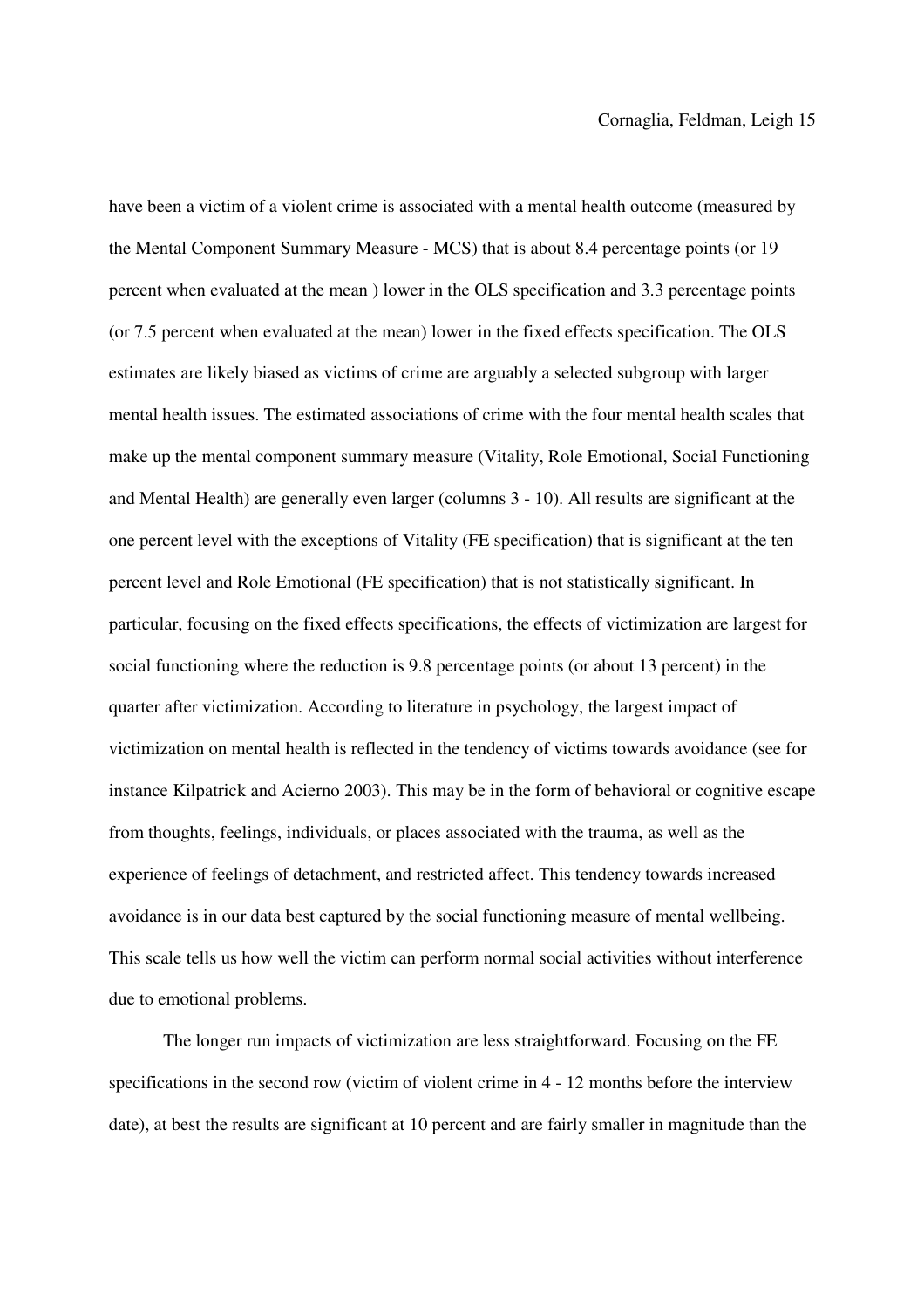have been a victim of a violent crime is associated with a mental health outcome (measured by the Mental Component Summary Measure - MCS) that is about 8.4 percentage points (or 19 percent when evaluated at the mean ) lower in the OLS specification and 3.3 percentage points (or 7.5 percent when evaluated at the mean) lower in the fixed effects specification. The OLS estimates are likely biased as victims of crime are arguably a selected subgroup with larger mental health issues. The estimated associations of crime with the four mental health scales that make up the mental component summary measure (Vitality, Role Emotional, Social Functioning and Mental Health) are generally even larger (columns 3 - 10). All results are significant at the one percent level with the exceptions of Vitality (FE specification) that is significant at the ten percent level and Role Emotional (FE specification) that is not statistically significant. In particular, focusing on the fixed effects specifications, the effects of victimization are largest for social functioning where the reduction is 9.8 percentage points (or about 13 percent) in the quarter after victimization. According to literature in psychology, the largest impact of victimization on mental health is reflected in the tendency of victims towards avoidance (see for instance Kilpatrick and Acierno 2003). This may be in the form of behavioral or cognitive escape from thoughts, feelings, individuals, or places associated with the trauma, as well as the experience of feelings of detachment, and restricted affect. This tendency towards increased avoidance is in our data best captured by the social functioning measure of mental wellbeing. This scale tells us how well the victim can perform normal social activities without interference due to emotional problems.

The longer run impacts of victimization are less straightforward. Focusing on the FE specifications in the second row (victim of violent crime in 4 - 12 months before the interview date), at best the results are significant at 10 percent and are fairly smaller in magnitude than the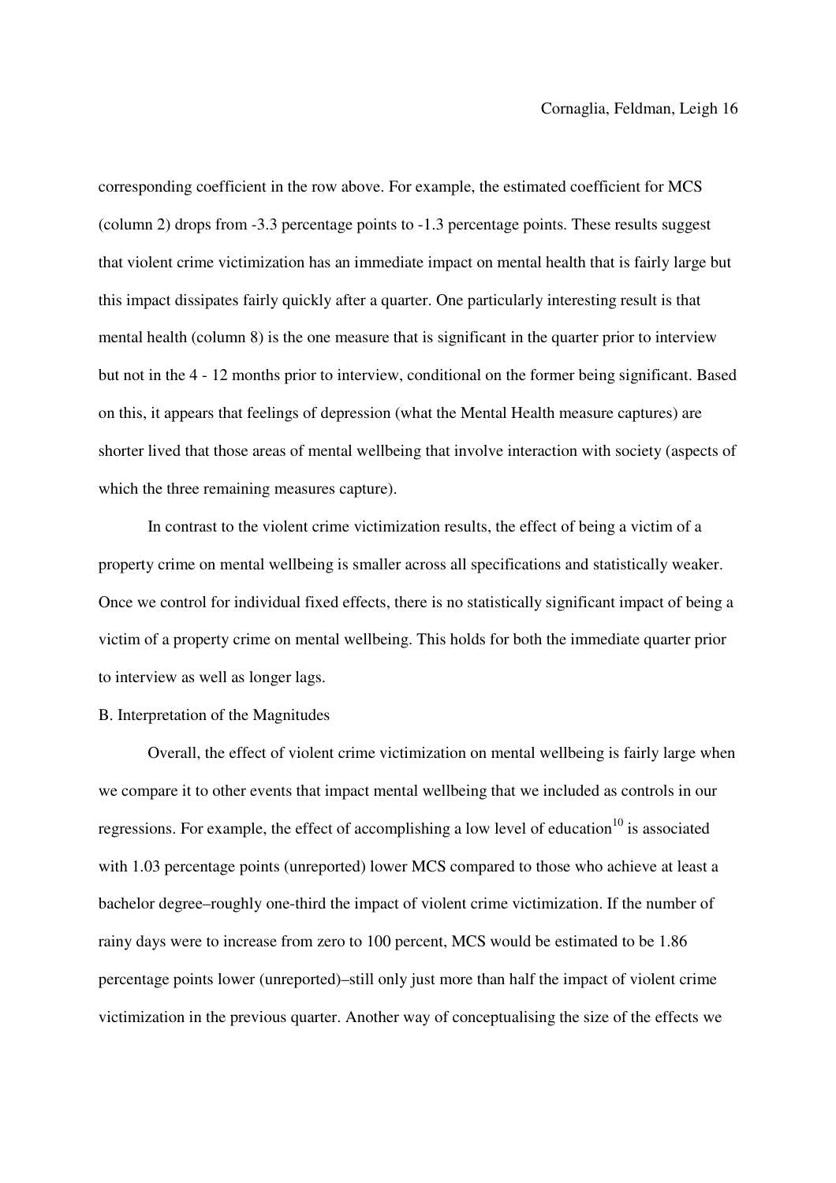corresponding coefficient in the row above. For example, the estimated coefficient for MCS (column 2) drops from -3.3 percentage points to -1.3 percentage points. These results suggest that violent crime victimization has an immediate impact on mental health that is fairly large but this impact dissipates fairly quickly after a quarter. One particularly interesting result is that mental health (column 8) is the one measure that is significant in the quarter prior to interview but not in the 4 - 12 months prior to interview, conditional on the former being significant. Based on this, it appears that feelings of depression (what the Mental Health measure captures) are shorter lived that those areas of mental wellbeing that involve interaction with society (aspects of which the three remaining measures capture).

In contrast to the violent crime victimization results, the effect of being a victim of a property crime on mental wellbeing is smaller across all specifications and statistically weaker. Once we control for individual fixed effects, there is no statistically significant impact of being a victim of a property crime on mental wellbeing. This holds for both the immediate quarter prior to interview as well as longer lags.

B. Interpretation of the Magnitudes

Overall, the effect of violent crime victimization on mental wellbeing is fairly large when we compare it to other events that impact mental wellbeing that we included as controls in our regressions. For example, the effect of accomplishing a low level of education[10] is associated with 1.03 percentage points (unreported) lower MCS compared to those who achieve at least a bachelor degree–roughly one-third the impact of violent crime victimization. If the number of rainy days were to increase from zero to 100 percent, MCS would be estimated to be 1.86 percentage points lower (unreported)–still only just more than half the impact of violent crime victimization in the previous quarter. Another way of conceptualising the size of the effects we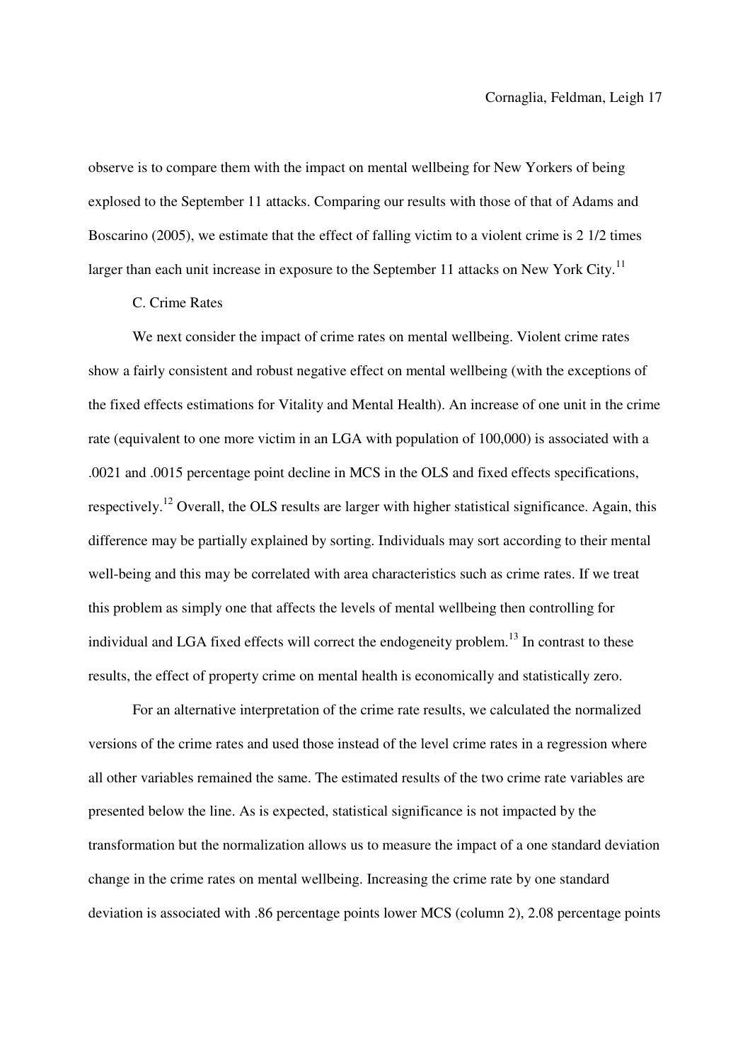observe is to compare them with the impact on mental wellbeing for New Yorkers of being explosed to the September 11 attacks. Comparing our results with those of that of Adams and Boscarino (2005), we estimate that the effect of falling victim to a violent crime is 2 1/2 times larger than each unit increase in exposure to the September 11 attacks on New York City.[11]

C. Crime Rates

We next consider the impact of crime rates on mental wellbeing. Violent crime rates show a fairly consistent and robust negative effect on mental wellbeing (with the exceptions of the fixed effects estimations for Vitality and Mental Health). An increase of one unit in the crime rate (equivalent to one more victim in an LGA with population of 100,000) is associated with a .0021 and .0015 percentage point decline in MCS in the OLS and fixed effects specifications, respectively.[12] Overall, the OLS results are larger with higher statistical significance. Again, this difference may be partially explained by sorting. Individuals may sort according to their mental well-being and this may be correlated with area characteristics such as crime rates. If we treat this problem as simply one that affects the levels of mental wellbeing then controlling for individual and LGA fixed effects will correct the endogeneity problem.[13] In contrast to these results, the effect of property crime on mental health is economically and statistically zero.

For an alternative interpretation of the crime rate results, we calculated the normalized versions of the crime rates and used those instead of the level crime rates in a regression where all other variables remained the same. The estimated results of the two crime rate variables are presented below the line. As is expected, statistical significance is not impacted by the transformation but the normalization allows us to measure the impact of a one standard deviation change in the crime rates on mental wellbeing. Increasing the crime rate by one standard deviation is associated with .86 percentage points lower MCS (column 2), 2.08 percentage points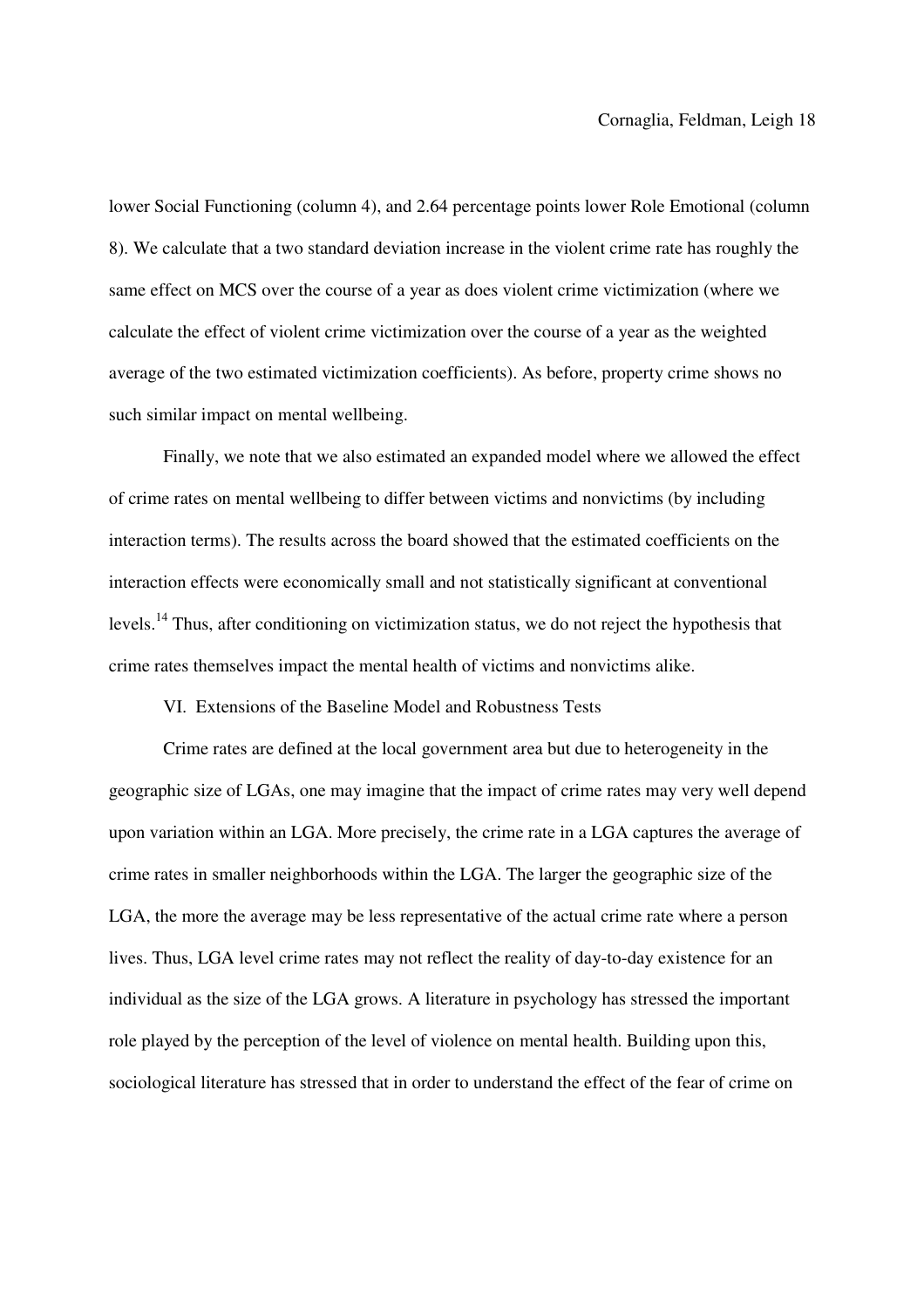lower Social Functioning (column 4), and 2.64 percentage points lower Role Emotional (column 8). We calculate that a two standard deviation increase in the violent crime rate has roughly the same effect on MCS over the course of a year as does violent crime victimization (where we calculate the effect of violent crime victimization over the course of a year as the weighted average of the two estimated victimization coefficients). As before, property crime shows no such similar impact on mental wellbeing.

Finally, we note that we also estimated an expanded model where we allowed the effect of crime rates on mental wellbeing to differ between victims and nonvictims (by including interaction terms). The results across the board showed that the estimated coefficients on the interaction effects were economically small and not statistically significant at conventional levels.[14] Thus, after conditioning on victimization status, we do not reject the hypothesis that crime rates themselves impact the mental health of victims and nonvictims alike.

## VI. Extensions of the Baseline Model and Robustness Tests

Crime rates are defined at the local government area but due to heterogeneity in the geographic size of LGAs, one may imagine that the impact of crime rates may very well depend upon variation within an LGA. More precisely, the crime rate in a LGA captures the average of crime rates in smaller neighborhoods within the LGA. The larger the geographic size of the LGA, the more the average may be less representative of the actual crime rate where a person lives. Thus, LGA level crime rates may not reflect the reality of day-to-day existence for an individual as the size of the LGA grows. A literature in psychology has stressed the important role played by the perception of the level of violence on mental health. Building upon this, sociological literature has stressed that in order to understand the effect of the fear of crime on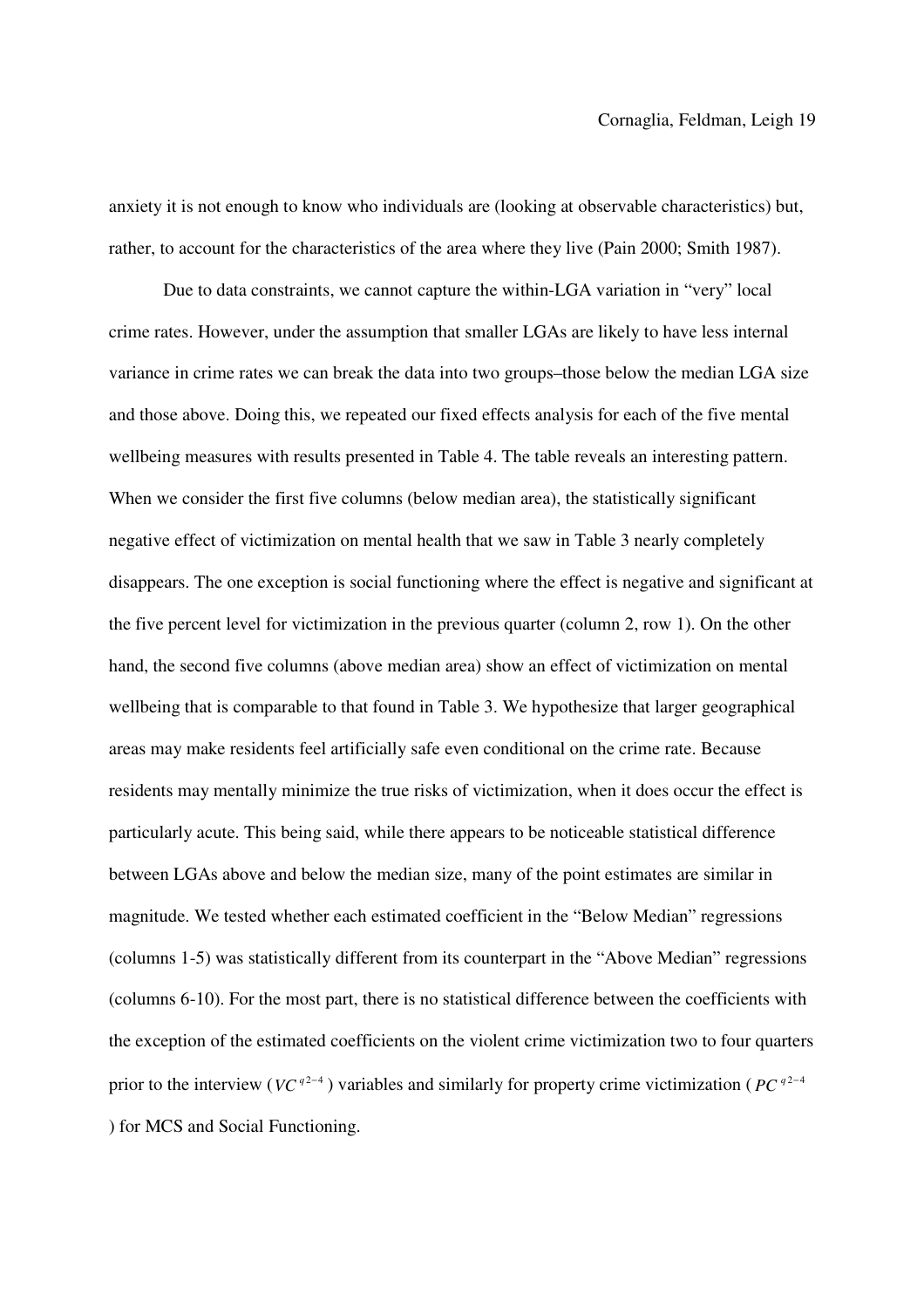anxiety it is not enough to know who individuals are (looking at observable characteristics) but, rather, to account for the characteristics of the area where they live (Pain 2000; Smith 1987).

Due to data constraints, we cannot capture the within-LGA variation in "very" local crime rates. However, under the assumption that smaller LGAs are likely to have less internal variance in crime rates we can break the data into two groups–those below the median LGA size and those above. Doing this, we repeated our fixed effects analysis for each of the five mental wellbeing measures with results presented in Table 4. The table reveals an interesting pattern. When we consider the first five columns (below median area), the statistically significant negative effect of victimization on mental health that we saw in Table 3 nearly completely disappears. The one exception is social functioning where the effect is negative and significant at the five percent level for victimization in the previous quarter (column 2, row 1). On the other hand, the second five columns (above median area) show an effect of victimization on mental wellbeing that is comparable to that found in Table 3. We hypothesize that larger geographical areas may make residents feel artificially safe even conditional on the crime rate. Because residents may mentally minimize the true risks of victimization, when it does occur the effect is particularly acute. This being said, while there appears to be noticeable statistical difference between LGAs above and below the median size, many of the point estimates are similar in magnitude. We tested whether each estimated coefficient in the "Below Median" regressions (columns 1-5) was statistically different from its counterpart in the "Above Median" regressions (columns 6-10). For the most part, there is no statistical difference between the coefficients with the exception of the estimated coefficients on the violent crime victimization two to four quarters prior to the interview ($VC^{q2-4}$) variables and similarly for property crime victimization ($PC^{q2-4}$) for MCS and Social Functioning.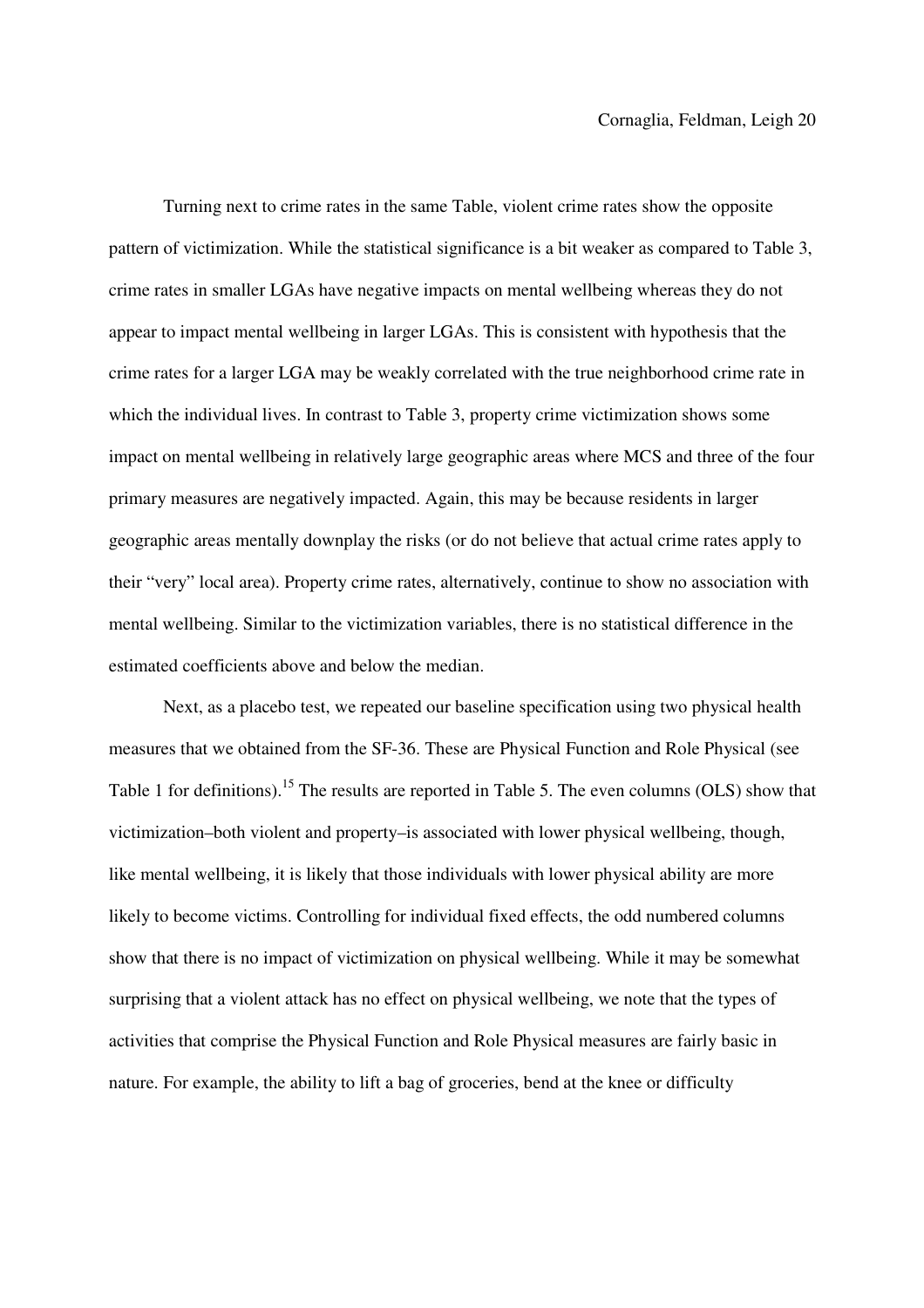Turning next to crime rates in the same Table, violent crime rates show the opposite pattern of victimization. While the statistical significance is a bit weaker as compared to Table 3, crime rates in smaller LGAs have negative impacts on mental wellbeing whereas they do not appear to impact mental wellbeing in larger LGAs. This is consistent with hypothesis that the crime rates for a larger LGA may be weakly correlated with the true neighborhood crime rate in which the individual lives. In contrast to Table 3, property crime victimization shows some impact on mental wellbeing in relatively large geographic areas where MCS and three of the four primary measures are negatively impacted. Again, this may be because residents in larger geographic areas mentally downplay the risks (or do not believe that actual crime rates apply to their "very" local area). Property crime rates, alternatively, continue to show no association with mental wellbeing. Similar to the victimization variables, there is no statistical difference in the estimated coefficients above and below the median.

Next, as a placebo test, we repeated our baseline specification using two physical health measures that we obtained from the SF-36. These are Physical Function and Role Physical (see Table 1 for definitions).[15] The results are reported in Table 5. The even columns (OLS) show that victimization–both violent and property–is associated with lower physical wellbeing, though, like mental wellbeing, it is likely that those individuals with lower physical ability are more likely to become victims. Controlling for individual fixed effects, the odd numbered columns show that there is no impact of victimization on physical wellbeing. While it may be somewhat surprising that a violent attack has no effect on physical wellbeing, we note that the types of activities that comprise the Physical Function and Role Physical measures are fairly basic in nature. For example, the ability to lift a bag of groceries, bend at the knee or difficulty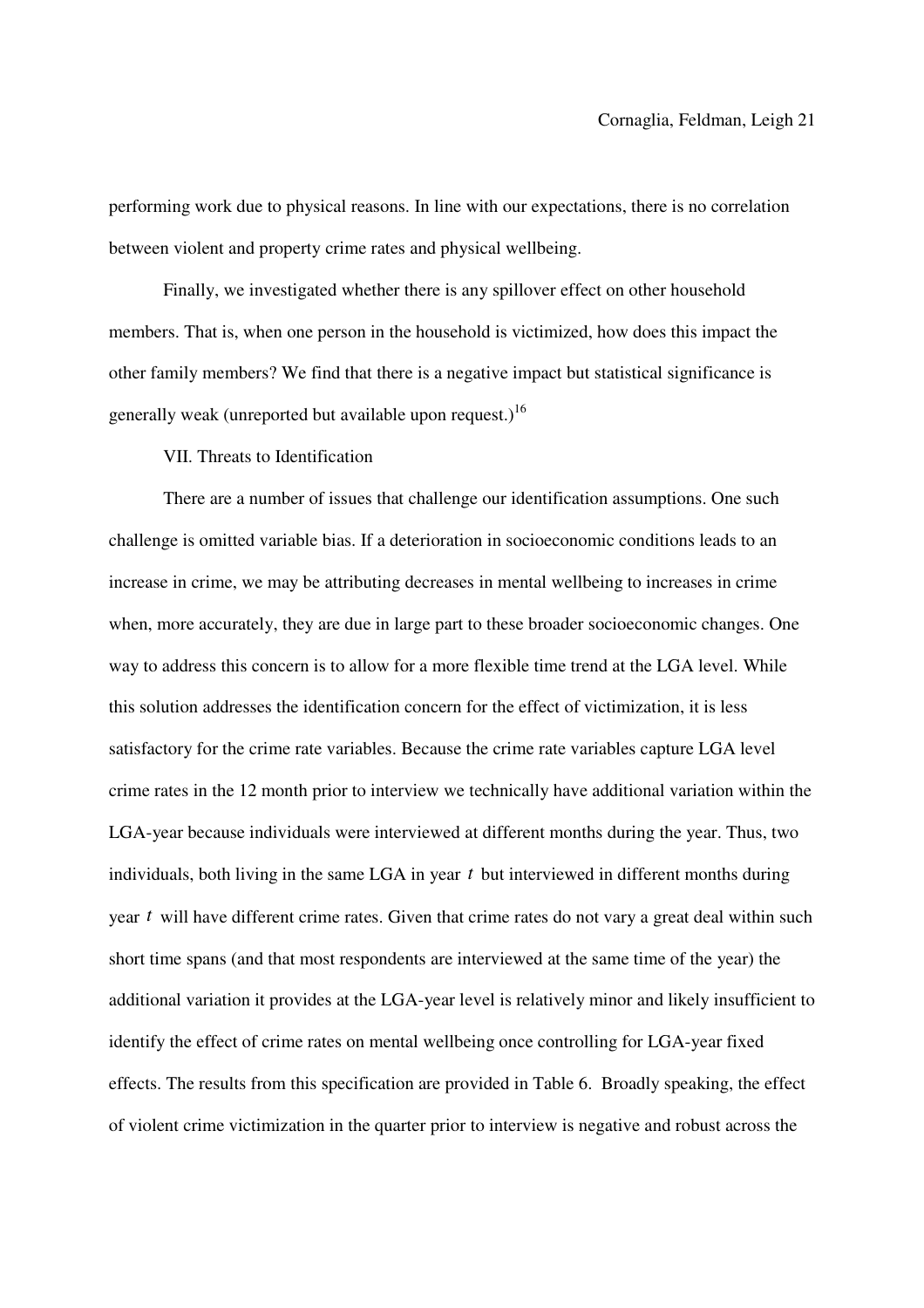performing work due to physical reasons. In line with our expectations, there is no correlation between violent and property crime rates and physical wellbeing.

Finally, we investigated whether there is any spillover effect on other household members. That is, when one person in the household is victimized, how does this impact the other family members? We find that there is a negative impact but statistical significance is generally weak (unreported but available upon request.)[16]

## VII. Threats to Identification

There are a number of issues that challenge our identification assumptions. One such challenge is omitted variable bias. If a deterioration in socioeconomic conditions leads to an increase in crime, we may be attributing decreases in mental wellbeing to increases in crime when, more accurately, they are due in large part to these broader socioeconomic changes. One way to address this concern is to allow for a more flexible time trend at the LGA level. While this solution addresses the identification concern for the effect of victimization, it is less satisfactory for the crime rate variables. Because the crime rate variables capture LGA level crime rates in the 12 month prior to interview we technically have additional variation within the LGA-year because individuals were interviewed at different months during the year. Thus, two individuals, both living in the same LGA in year $t$ but interviewed in different months during year $t$ will have different crime rates. Given that crime rates do not vary a great deal within such short time spans (and that most respondents are interviewed at the same time of the year) the additional variation it provides at the LGA-year level is relatively minor and likely insufficient to identify the effect of crime rates on mental wellbeing once controlling for LGA-year fixed effects. The results from this specification are provided in Table 6. Broadly speaking, the effect of violent crime victimization in the quarter prior to interview is negative and robust across the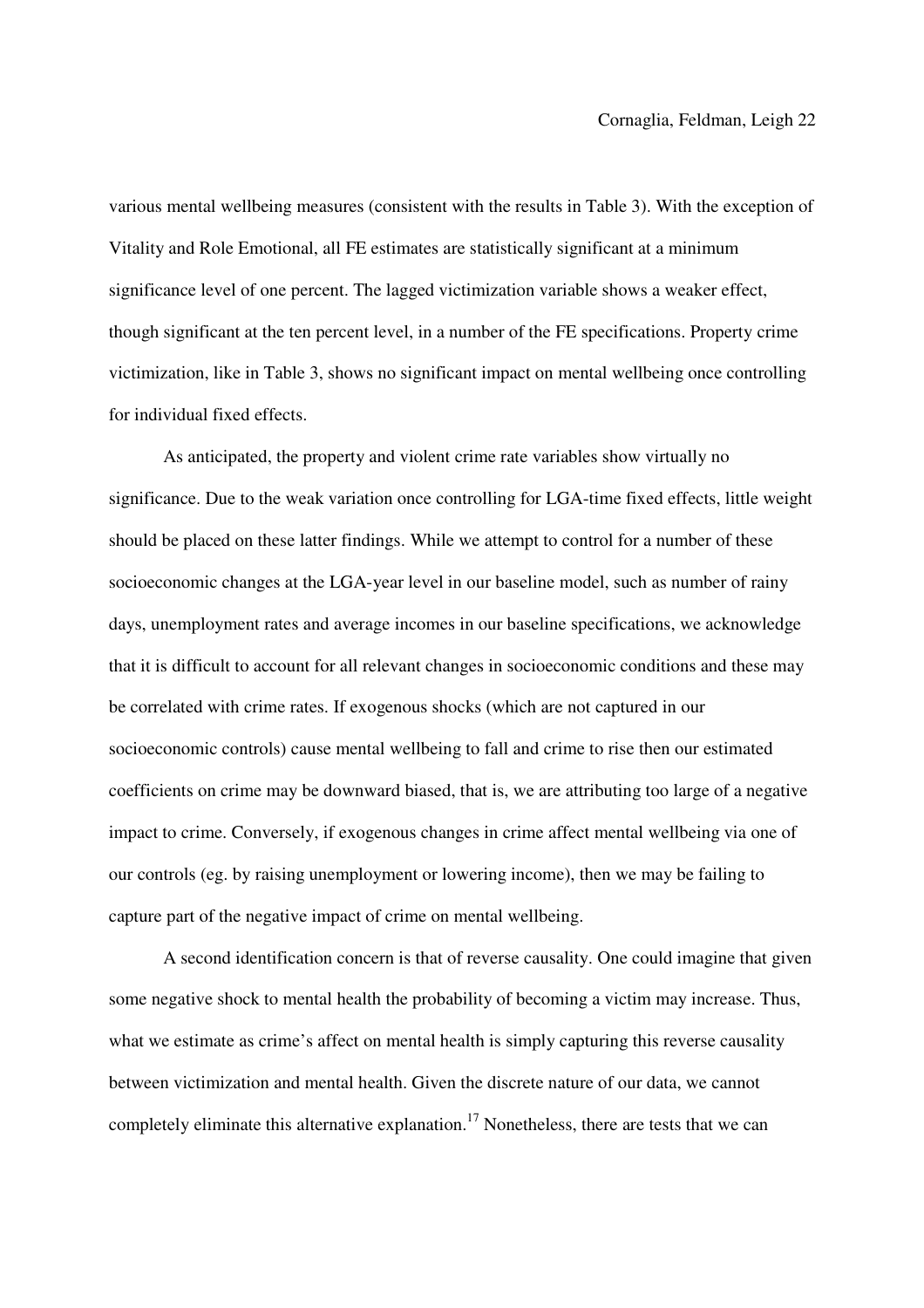various mental wellbeing measures (consistent with the results in Table 3). With the exception of Vitality and Role Emotional, all FE estimates are statistically significant at a minimum significance level of one percent. The lagged victimization variable shows a weaker effect, though significant at the ten percent level, in a number of the FE specifications. Property crime victimization, like in Table 3, shows no significant impact on mental wellbeing once controlling for individual fixed effects.

As anticipated, the property and violent crime rate variables show virtually no significance. Due to the weak variation once controlling for LGA-time fixed effects, little weight should be placed on these latter findings. While we attempt to control for a number of these socioeconomic changes at the LGA-year level in our baseline model, such as number of rainy days, unemployment rates and average incomes in our baseline specifications, we acknowledge that it is difficult to account for all relevant changes in socioeconomic conditions and these may be correlated with crime rates. If exogenous shocks (which are not captured in our socioeconomic controls) cause mental wellbeing to fall and crime to rise then our estimated coefficients on crime may be downward biased, that is, we are attributing too large of a negative impact to crime. Conversely, if exogenous changes in crime affect mental wellbeing via one of our controls (eg. by raising unemployment or lowering income), then we may be failing to capture part of the negative impact of crime on mental wellbeing.

A second identification concern is that of reverse causality. One could imagine that given some negative shock to mental health the probability of becoming a victim may increase. Thus, what we estimate as crime's affect on mental health is simply capturing this reverse causality between victimization and mental health. Given the discrete nature of our data, we cannot completely eliminate this alternative explanation.[17] Nonetheless, there are tests that we can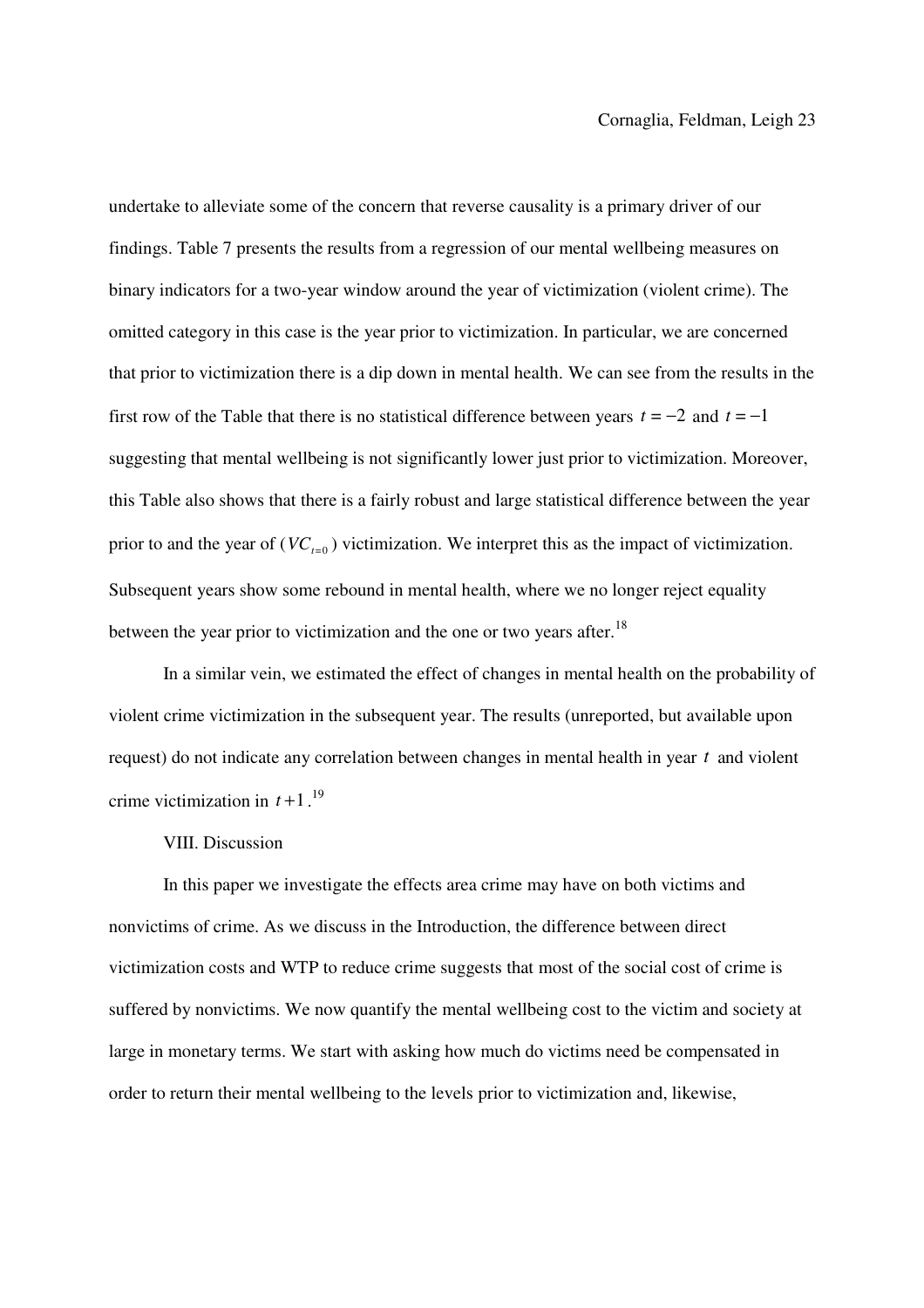undertake to alleviate some of the concern that reverse causality is a primary driver of our findings. Table 7 presents the results from a regression of our mental wellbeing measures on binary indicators for a two-year window around the year of victimization (violent crime). The omitted category in this case is the year prior to victimization. In particular, we are concerned that prior to victimization there is a dip down in mental health. We can see from the results in the first row of the Table that there is no statistical difference between years $t = -2$ and $t = -1$ suggesting that mental wellbeing is not significantly lower just prior to victimization. Moreover, this Table also shows that there is a fairly robust and large statistical difference between the year prior to and the year of ($VC_{t=0}$) victimization. We interpret this as the impact of victimization. Subsequent years show some rebound in mental health, where we no longer reject equality between the year prior to victimization and the one or two years after.[18]

In a similar vein, we estimated the effect of changes in mental health on the probability of violent crime victimization in the subsequent year. The results (unreported, but available upon request) do not indicate any correlation between changes in mental health in year $t$ and violent crime victimization in $t+1$.[19]

## VIII. Discussion

In this paper we investigate the effects area crime may have on both victims and nonvictims of crime. As we discuss in the Introduction, the difference between direct victimization costs and WTP to reduce crime suggests that most of the social cost of crime is suffered by nonvictims. We now quantify the mental wellbeing cost to the victim and society at large in monetary terms. We start with asking how much do victims need be compensated in order to return their mental wellbeing to the levels prior to victimization and, likewise,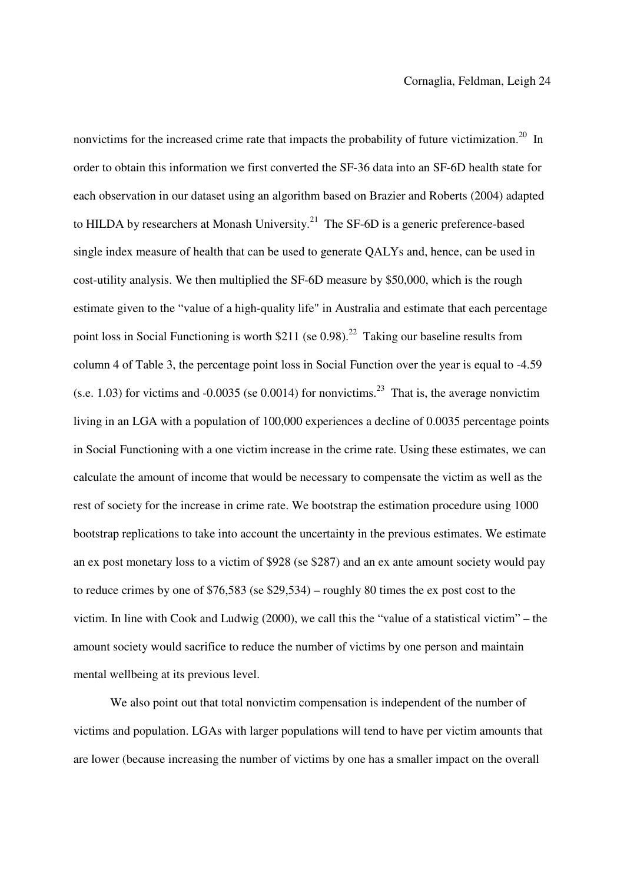nonvictims for the increased crime rate that impacts the probability of future victimization.[20] In order to obtain this information we first converted the SF-36 data into an SF-6D health state for each observation in our dataset using an algorithm based on Brazier and Roberts (2004) adapted to HILDA by researchers at Monash University.[21] The SF-6D is a generic preference-based single index measure of health that can be used to generate QALYs and, hence, can be used in cost-utility analysis. We then multiplied the SF-6D measure by $50,000, which is the rough estimate given to the "value of a high-quality life" in Australia and estimate that each percentage point loss in Social Functioning is worth $211 (se 0.98).[22] Taking our baseline results from column 4 of Table 3, the percentage point loss in Social Function over the year is equal to -4.59 (s.e. 1.03) for victims and -0.0035 (se 0.0014) for nonvictims.[23] That is, the average nonvictim living in an LGA with a population of 100,000 experiences a decline of 0.0035 percentage points in Social Functioning with a one victim increase in the crime rate. Using these estimates, we can calculate the amount of income that would be necessary to compensate the victim as well as the rest of society for the increase in crime rate. We bootstrap the estimation procedure using 1000 bootstrap replications to take into account the uncertainty in the previous estimates. We estimate an ex post monetary loss to a victim of $928 (se $287) and an ex ante amount society would pay to reduce crimes by one of $76,583 (se $29,534) – roughly 80 times the ex post cost to the victim. In line with Cook and Ludwig (2000), we call this the "value of a statistical victim" – the amount society would sacrifice to reduce the number of victims by one person and maintain mental wellbeing at its previous level.

We also point out that total nonvictim compensation is independent of the number of victims and population. LGAs with larger populations will tend to have per victim amounts that are lower (because increasing the number of victims by one has a smaller impact on the overall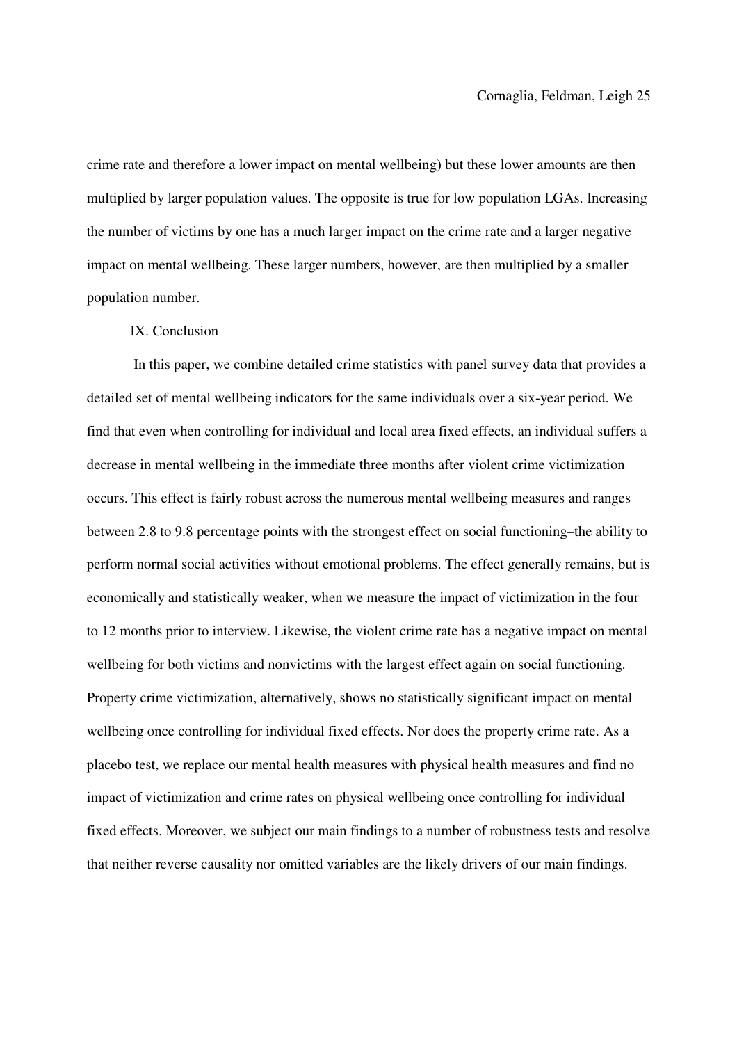crime rate and therefore a lower impact on mental wellbeing) but these lower amounts are then multiplied by larger population values. The opposite is true for low population LGAs. Increasing the number of victims by one has a much larger impact on the crime rate and a larger negative impact on mental wellbeing. These larger numbers, however, are then multiplied by a smaller population number.

## IX. Conclusion

In this paper, we combine detailed crime statistics with panel survey data that provides a detailed set of mental wellbeing indicators for the same individuals over a six-year period. We find that even when controlling for individual and local area fixed effects, an individual suffers a decrease in mental wellbeing in the immediate three months after violent crime victimization occurs. This effect is fairly robust across the numerous mental wellbeing measures and ranges between 2.8 to 9.8 percentage points with the strongest effect on social functioning–the ability to perform normal social activities without emotional problems. The effect generally remains, but is economically and statistically weaker, when we measure the impact of victimization in the four to 12 months prior to interview. Likewise, the violent crime rate has a negative impact on mental wellbeing for both victims and nonvictims with the largest effect again on social functioning. Property crime victimization, alternatively, shows no statistically significant impact on mental wellbeing once controlling for individual fixed effects. Nor does the property crime rate. As a placebo test, we replace our mental health measures with physical health measures and find no impact of victimization and crime rates on physical wellbeing once controlling for individual fixed effects. Moreover, we subject our main findings to a number of robustness tests and resolve that neither reverse causality nor omitted variables are the likely drivers of our main findings.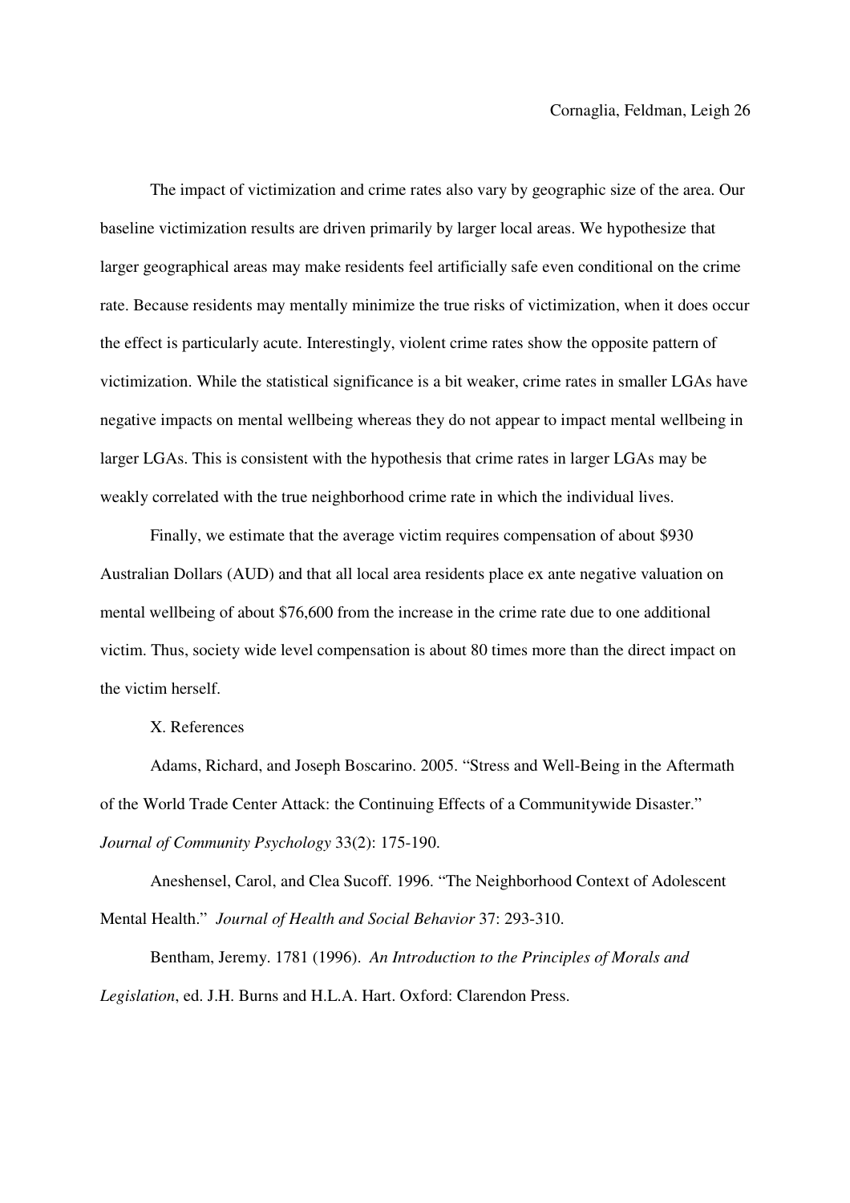The impact of victimization and crime rates also vary by geographic size of the area. Our baseline victimization results are driven primarily by larger local areas. We hypothesize that larger geographical areas may make residents feel artificially safe even conditional on the crime rate. Because residents may mentally minimize the true risks of victimization, when it does occur the effect is particularly acute. Interestingly, violent crime rates show the opposite pattern of victimization. While the statistical significance is a bit weaker, crime rates in smaller LGAs have negative impacts on mental wellbeing whereas they do not appear to impact mental wellbeing in larger LGAs. This is consistent with the hypothesis that crime rates in larger LGAs may be weakly correlated with the true neighborhood crime rate in which the individual lives.

Finally, we estimate that the average victim requires compensation of about $930 Australian Dollars (AUD) and that all local area residents place ex ante negative valuation on mental wellbeing of about $76,600 from the increase in the crime rate due to one additional victim. Thus, society wide level compensation is about 80 times more than the direct impact on the victim herself.

## X. References

Adams, Richard, and Joseph Boscarino. 2005. "Stress and Well-Being in the Aftermath of the World Trade Center Attack: the Continuing Effects of a Communitywide Disaster." *Journal of Community Psychology* 33(2): 175-190.

Aneshensel, Carol, and Clea Sucoff. 1996. "The Neighborhood Context of Adolescent Mental Health." *Journal of Health and Social Behavior* 37: 293-310.

Bentham, Jeremy. 1781 (1996). *An Introduction to the Principles of Morals and Legislation*, ed. J.H. Burns and H.L.A. Hart. Oxford: Clarendon Press.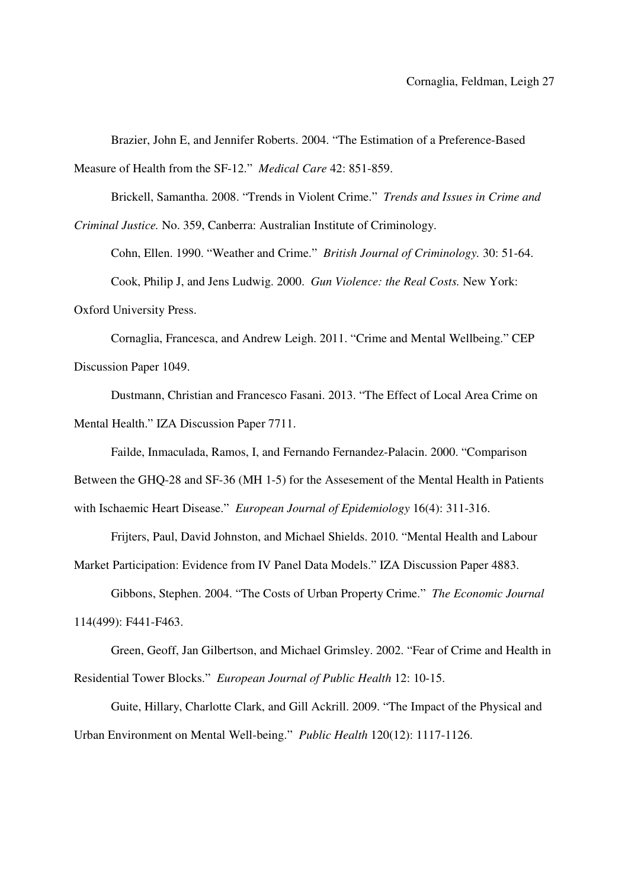Brazier, John E, and Jennifer Roberts. 2004. "The Estimation of a Preference-Based Measure of Health from the SF-12." *Medical Care* 42: 851-859.

Brickell, Samantha. 2008. "Trends in Violent Crime." *Trends and Issues in Crime and Criminal Justice.* No. 359, Canberra: Australian Institute of Criminology.

Cohn, Ellen. 1990. "Weather and Crime." *British Journal of Criminology.* 30: 51-64.

Cook, Philip J, and Jens Ludwig. 2000. *Gun Violence: the Real Costs.* New York: Oxford University Press.

Cornaglia, Francesca, and Andrew Leigh. 2011. "Crime and Mental Wellbeing." CEP Discussion Paper 1049.

Dustmann, Christian and Francesco Fasani. 2013. "The Effect of Local Area Crime on Mental Health." IZA Discussion Paper 7711.

Failde, Inmaculada, Ramos, I, and Fernando Fernandez-Palacin. 2000. "Comparison Between the GHQ-28 and SF-36 (MH 1-5) for the Assesement of the Mental Health in Patients with Ischaemic Heart Disease." *European Journal of Epidemiology* 16(4): 311-316.

Frijters, Paul, David Johnston, and Michael Shields. 2010. "Mental Health and Labour Market Participation: Evidence from IV Panel Data Models." IZA Discussion Paper 4883.

Gibbons, Stephen. 2004. "The Costs of Urban Property Crime." *The Economic Journal* 114(499): F441-F463.

Green, Geoff, Jan Gilbertson, and Michael Grimsley. 2002. "Fear of Crime and Health in Residential Tower Blocks." *European Journal of Public Health* 12: 10-15.

Guite, Hillary, Charlotte Clark, and Gill Ackrill. 2009. "The Impact of the Physical and Urban Environment on Mental Well-being." *Public Health* 120(12): 1117-1126.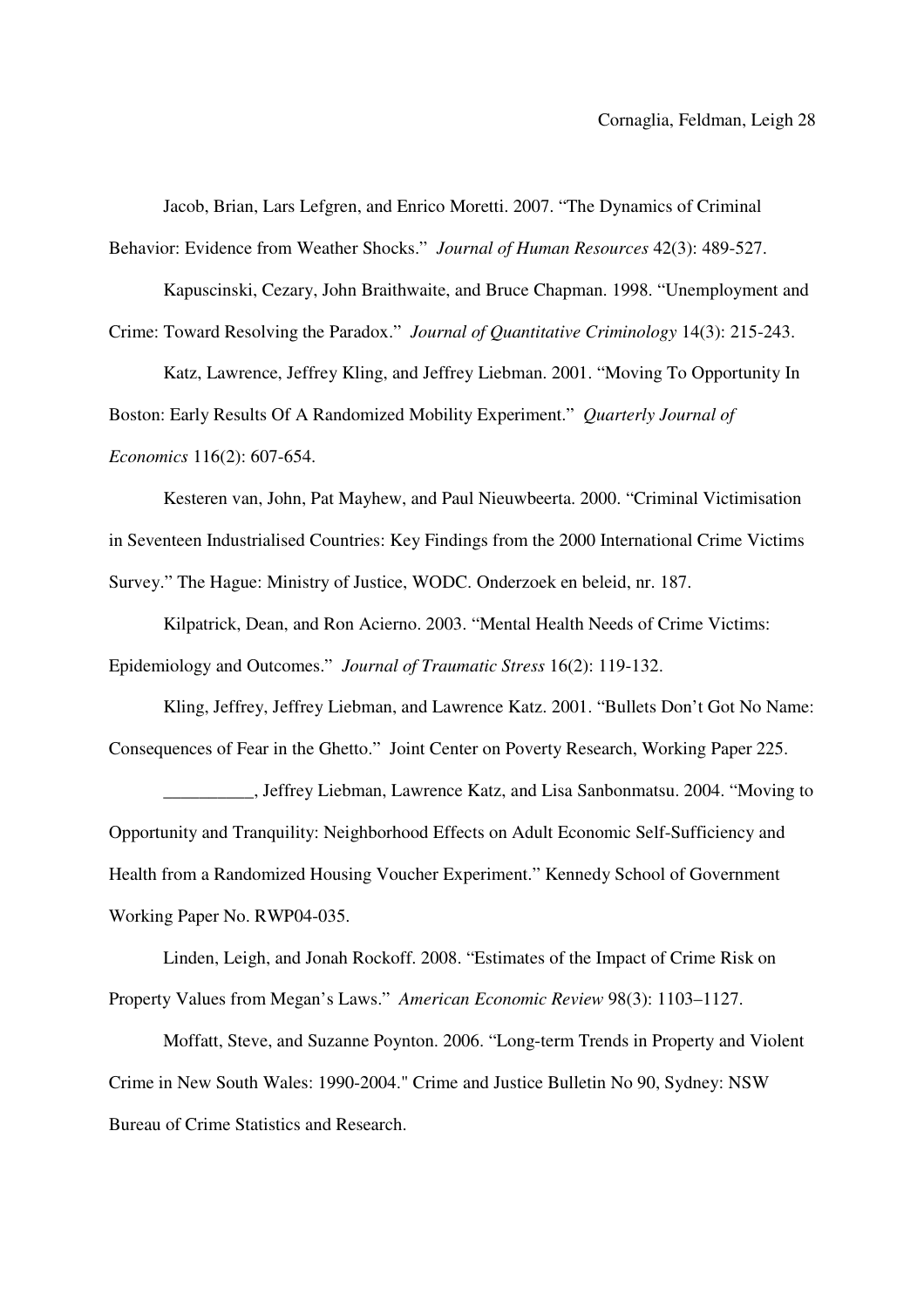Jacob, Brian, Lars Lefgren, and Enrico Moretti. 2007. "The Dynamics of Criminal Behavior: Evidence from Weather Shocks." *Journal of Human Resources* 42(3): 489-527.

Kapuscinski, Cezary, John Braithwaite, and Bruce Chapman. 1998. "Unemployment and Crime: Toward Resolving the Paradox." *Journal of Quantitative Criminology* 14(3): 215-243.

Katz, Lawrence, Jeffrey Kling, and Jeffrey Liebman. 2001. "Moving To Opportunity In Boston: Early Results Of A Randomized Mobility Experiment." *Quarterly Journal of Economics* 116(2): 607-654.

Kesteren van, John, Pat Mayhew, and Paul Nieuwbeerta. 2000. "Criminal Victimisation in Seventeen Industrialised Countries: Key Findings from the 2000 International Crime Victims Survey." The Hague: Ministry of Justice, WODC. Onderzoek en beleid, nr. 187.

Kilpatrick, Dean, and Ron Acierno. 2003. "Mental Health Needs of Crime Victims: Epidemiology and Outcomes." *Journal of Traumatic Stress* 16(2): 119-132.

Kling, Jeffrey, Jeffrey Liebman, and Lawrence Katz. 2001. "Bullets Don't Got No Name: Consequences of Fear in the Ghetto." Joint Center on Poverty Research, Working Paper 225.

__________, Jeffrey Liebman, Lawrence Katz, and Lisa Sanbonmatsu. 2004. "Moving to Opportunity and Tranquility: Neighborhood Effects on Adult Economic Self-Sufficiency and Health from a Randomized Housing Voucher Experiment." Kennedy School of Government Working Paper No. RWP04-035.

Linden, Leigh, and Jonah Rockoff. 2008. "Estimates of the Impact of Crime Risk on Property Values from Megan's Laws." *American Economic Review* 98(3): 1103–1127.

Moffatt, Steve, and Suzanne Poynton. 2006. "Long-term Trends in Property and Violent Crime in New South Wales: 1990-2004." Crime and Justice Bulletin No 90, Sydney: NSW Bureau of Crime Statistics and Research.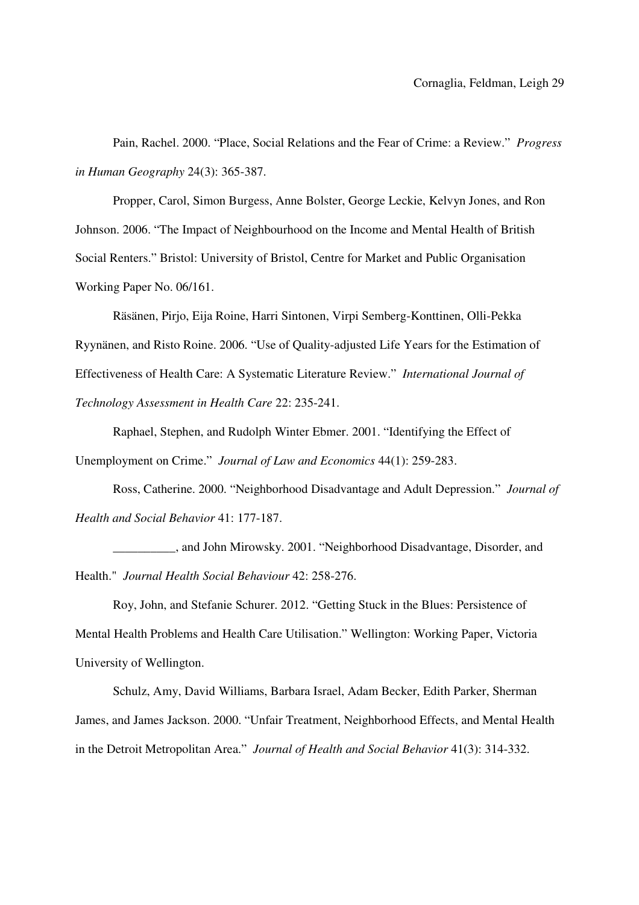Pain, Rachel. 2000. "Place, Social Relations and the Fear of Crime: a Review." *Progress in Human Geography* 24(3): 365-387.

Propper, Carol, Simon Burgess, Anne Bolster, George Leckie, Kelvyn Jones, and Ron Johnson. 2006. "The Impact of Neighbourhood on the Income and Mental Health of British Social Renters." Bristol: University of Bristol, Centre for Market and Public Organisation Working Paper No. 06/161.

Räsänen, Pirjo, Eija Roine, Harri Sintonen, Virpi Semberg-Konttinen, Olli-Pekka Ryynänen, and Risto Roine. 2006. "Use of Quality-adjusted Life Years for the Estimation of Effectiveness of Health Care: A Systematic Literature Review." *International Journal of Technology Assessment in Health Care* 22: 235-241.

Raphael, Stephen, and Rudolph Winter Ebmer. 2001. "Identifying the Effect of Unemployment on Crime." *Journal of Law and Economics* 44(1): 259-283.

Ross, Catherine. 2000. "Neighborhood Disadvantage and Adult Depression." *Journal of Health and Social Behavior* 41: 177-187.

__________, and John Mirowsky. 2001. "Neighborhood Disadvantage, Disorder, and Health." *Journal Health Social Behaviour* 42: 258-276.

Roy, John, and Stefanie Schurer. 2012. "Getting Stuck in the Blues: Persistence of Mental Health Problems and Health Care Utilisation." Wellington: Working Paper, Victoria University of Wellington.

Schulz, Amy, David Williams, Barbara Israel, Adam Becker, Edith Parker, Sherman James, and James Jackson. 2000. "Unfair Treatment, Neighborhood Effects, and Mental Health in the Detroit Metropolitan Area." *Journal of Health and Social Behavior* 41(3): 314-332.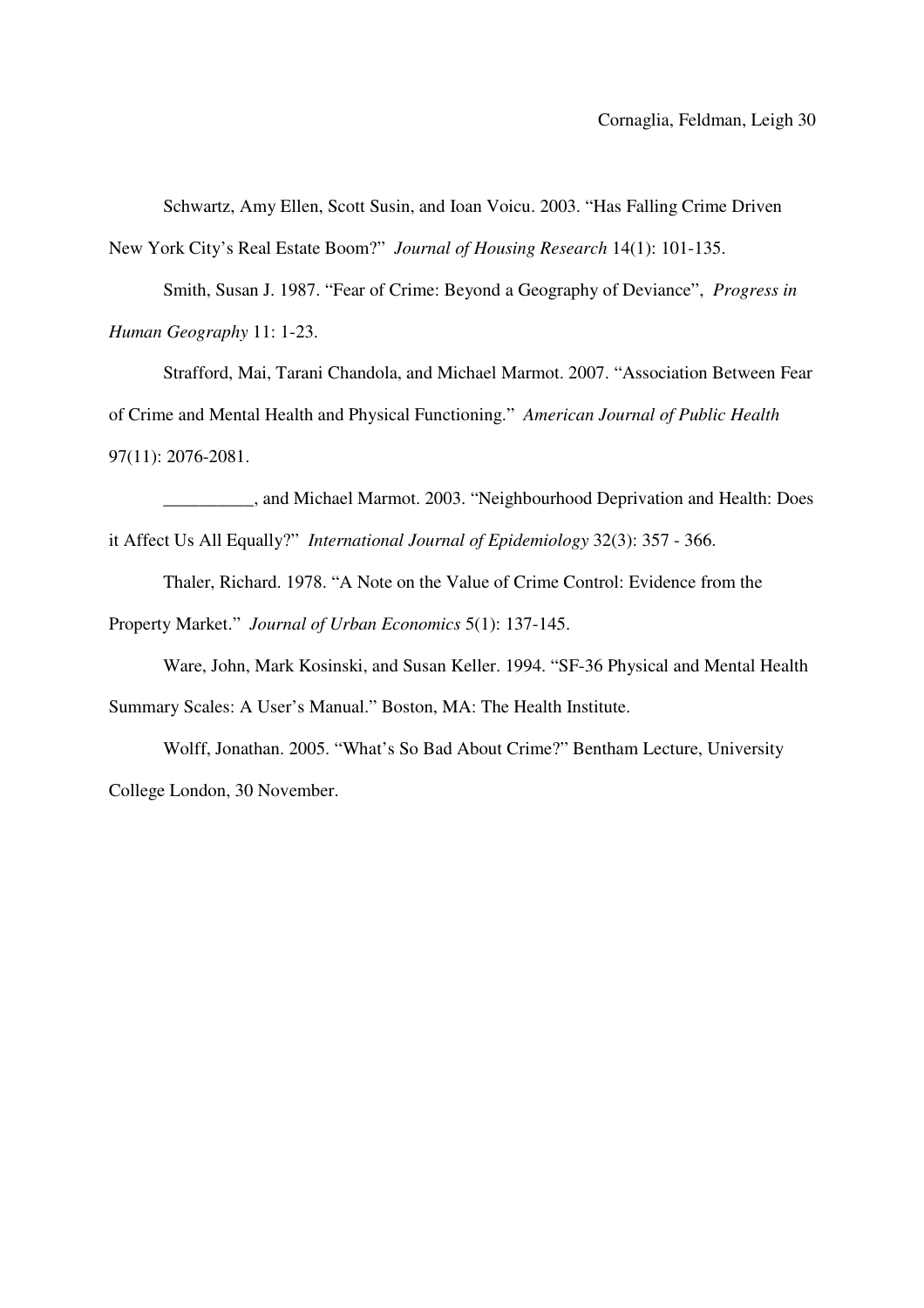Schwartz, Amy Ellen, Scott Susin, and Ioan Voicu. 2003. "Has Falling Crime Driven New York City's Real Estate Boom?" *Journal of Housing Research* 14(1): 101-135.

Smith, Susan J. 1987. "Fear of Crime: Beyond a Geography of Deviance", *Progress in Human Geography* 11: 1-23.

Strafford, Mai, Tarani Chandola, and Michael Marmot. 2007. "Association Between Fear of Crime and Mental Health and Physical Functioning." *American Journal of Public Health* 97(11): 2076-2081.

__________, and Michael Marmot. 2003. "Neighbourhood Deprivation and Health: Does it Affect Us All Equally?" *International Journal of Epidemiology* 32(3): 357 - 366.

Thaler, Richard. 1978. "A Note on the Value of Crime Control: Evidence from the Property Market." *Journal of Urban Economics* 5(1): 137-145.

Ware, John, Mark Kosinski, and Susan Keller. 1994. "SF-36 Physical and Mental Health Summary Scales: A User's Manual." Boston, MA: The Health Institute.

Wolff, Jonathan. 2005. "What's So Bad About Crime?" Bentham Lecture, University College London, 30 November.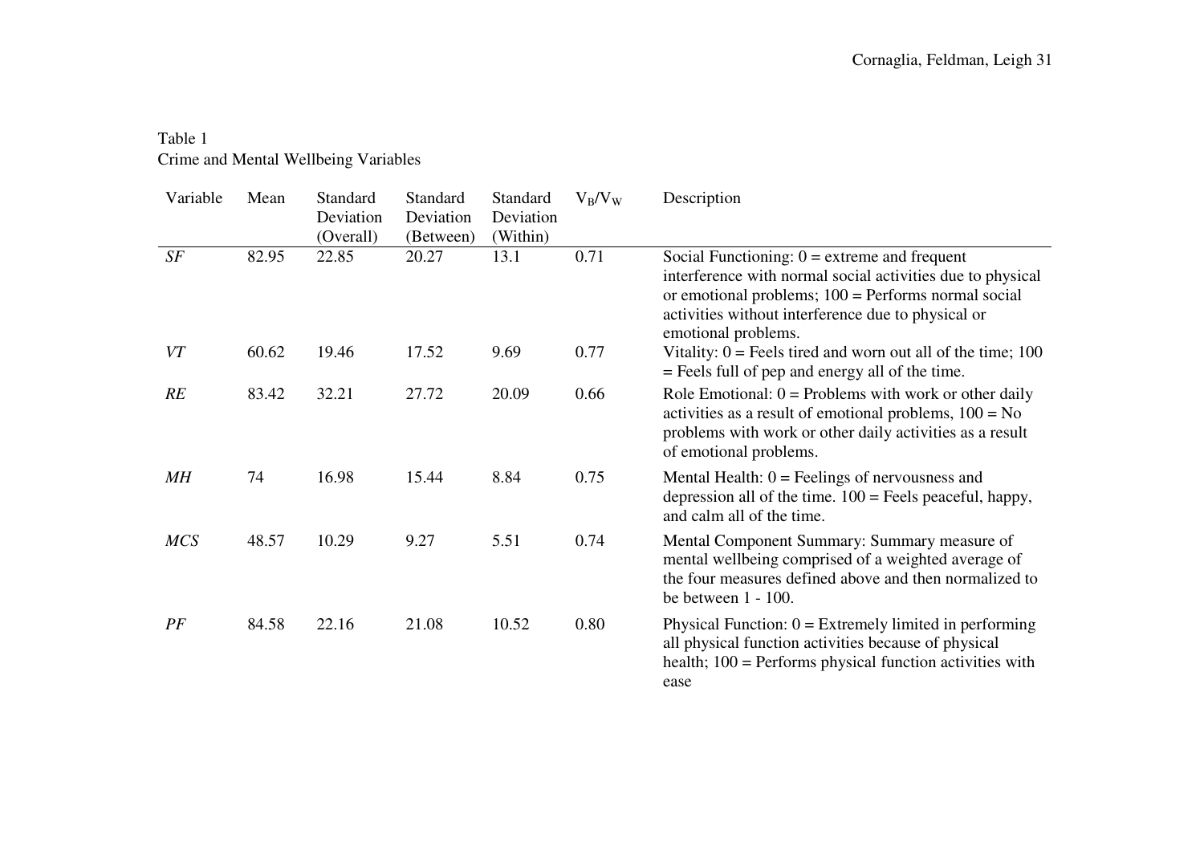Table 1
Crime and Mental Wellbeing Variables

| Variable | Mean | Standard Deviation (Overall) | Standard Deviation (Between) | Standard Deviation (Within) | $V_B/V_W$ | Description |
|---|---|---|---|---|---|---|
| *SF* | 82.95 | 22.85 | 20.27 | 13.1 | 0.71 | Social Functioning: 0 = extreme and frequent interference with normal social activities due to physical or emotional problems; 100 = Performs normal social activities without interference due to physical or emotional problems. |
| *VT* | 60.62 | 19.46 | 17.52 | 9.69 | 0.77 | Vitality: 0 = Feels tired and worn out all of the time; 100 = Feels full of pep and energy all of the time. |
| *RE* | 83.42 | 32.21 | 27.72 | 20.09 | 0.66 | Role Emotional: 0 = Problems with work or other daily activities as a result of emotional problems, 100 = No problems with work or other daily activities as a result of emotional problems. |
| *MH* | 74 | 16.98 | 15.44 | 8.84 | 0.75 | Mental Health: 0 = Feelings of nervousness and depression all of the time. 100 = Feels peaceful, happy, and calm all of the time. |
| *MCS* | 48.57 | 10.29 | 9.27 | 5.51 | 0.74 | Mental Component Summary: Summary measure of mental wellbeing comprised of a weighted average of the four measures defined above and then normalized to be between 1 - 100. |
| *PF* | 84.58 | 22.16 | 21.08 | 10.52 | 0.80 | Physical Function: 0 = Extremely limited in performing all physical function activities because of physical health; 100 = Performs physical function activities with ease |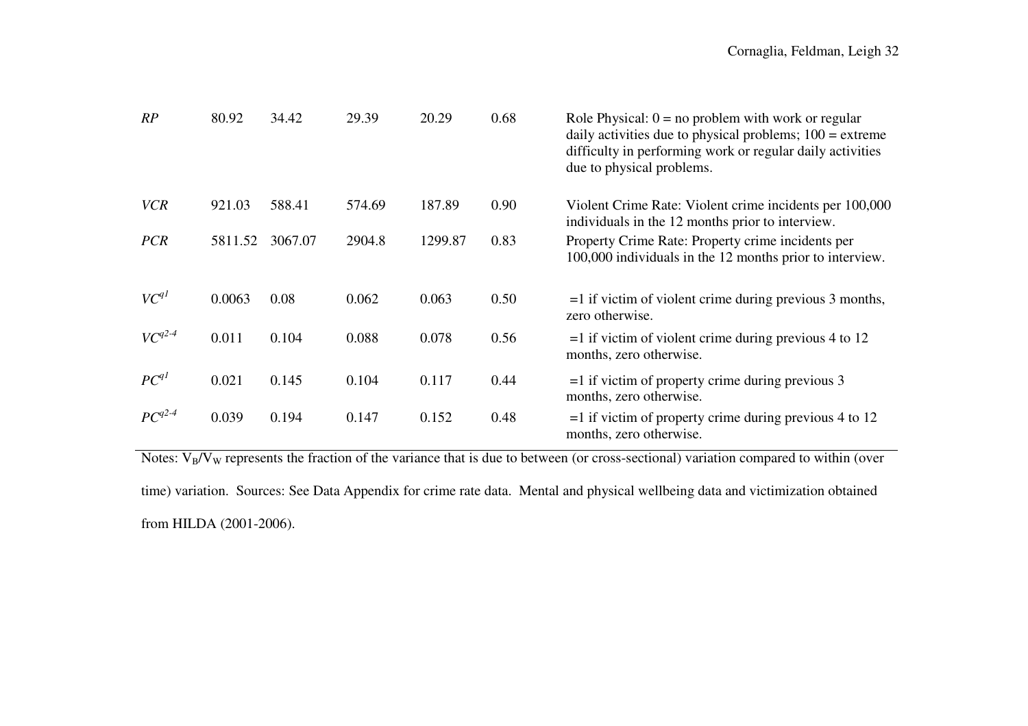| | | | | | | |
|---|---|---|---|---|---|---|
| *RP* | 80.92 | 34.42 | 29.39 | 20.29 | 0.68 | Role Physical: 0 = no problem with work or regular daily activities due to physical problems; 100 = extreme difficulty in performing work or regular daily activities due to physical problems. |
| *VCR* | 921.03 | 588.41 | 574.69 | 187.89 | 0.90 | Violent Crime Rate: Violent crime incidents per 100,000 individuals in the 12 months prior to interview. |
| *PCR* | 5811.52 | 3067.07 | 2904.8 | 1299.87 | 0.83 | Property Crime Rate: Property crime incidents per 100,000 individuals in the 12 months prior to interview. |
| $VC^{q1}$ | 0.0063 | 0.08 | 0.062 | 0.063 | 0.50 | =1 if victim of violent crime during previous 3 months, zero otherwise. |
| $VC^{q2\text{-}4}$ | 0.011 | 0.104 | 0.088 | 0.078 | 0.56 | =1 if victim of violent crime during previous 4 to 12 months, zero otherwise. |
| $PC^{q1}$ | 0.021 | 0.145 | 0.104 | 0.117 | 0.44 | =1 if victim of property crime during previous 3 months, zero otherwise. |
| $PC^{q2\text{-}4}$ | 0.039 | 0.194 | 0.147 | 0.152 | 0.48 | =1 if victim of property crime during previous 4 to 12 months, zero otherwise. |

Notes: $V_B/V_W$ represents the fraction of the variance that is due to between (or cross-sectional) variation compared to within (over time) variation. Sources: See Data Appendix for crime rate data. Mental and physical wellbeing data and victimization obtained from HILDA (2001-2006).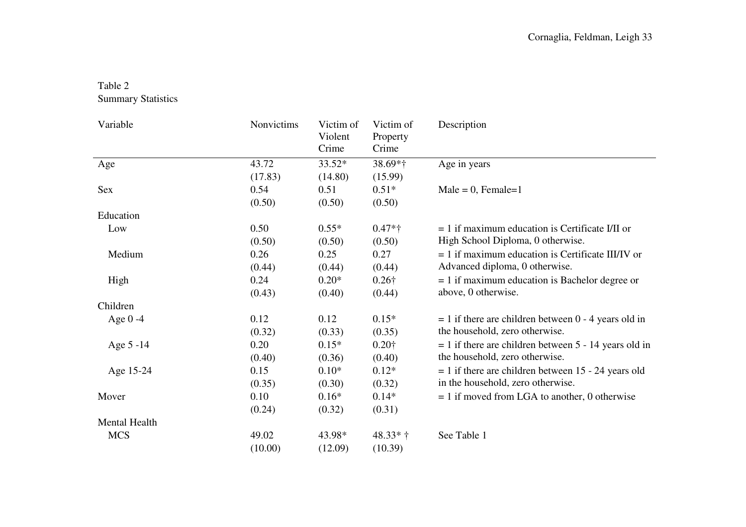Table 2
Summary Statistics

| Variable | Nonvictims | Victim of Violent Crime | Victim of Property Crime | Description |
|---|---|---|---|---|
| Age | 43.72 | 33.52* | 38.69*† | Age in years |
| | (17.83) | (14.80) | (15.99) | |
| Sex | 0.54 | 0.51 | 0.51* | Male = 0, Female=1 |
| | (0.50) | (0.50) | (0.50) | |
| Education | | | | |
| Low | 0.50 | 0.55* | 0.47*† | = 1 if maximum education is Certificate I/II or High School Diploma, 0 otherwise. |
| | (0.50) | (0.50) | (0.50) | |
| Medium | 0.26 | 0.25 | 0.27 | = 1 if maximum education is Certificate III/IV or Advanced diploma, 0 otherwise. |
| | (0.44) | (0.44) | (0.44) | |
| High | 0.24 | 0.20* | 0.26† | = 1 if maximum education is Bachelor degree or above, 0 otherwise. |
| | (0.43) | (0.40) | (0.44) | |
| Children | | | | |
| Age 0 -4 | 0.12 | 0.12 | 0.15* | = 1 if there are children between 0 - 4 years old in the household, zero otherwise. |
| | (0.32) | (0.33) | (0.35) | |
| Age 5 -14 | 0.20 | 0.15* | 0.20† | = 1 if there are children between 5 - 14 years old in the household, zero otherwise. |
| | (0.40) | (0.36) | (0.40) | |
| Age 15-24 | 0.15 | 0.10* | 0.12* | = 1 if there are children between 15 - 24 years old in the household, zero otherwise. |
| | (0.35) | (0.30) | (0.32) | |
| Mover | 0.10 | 0.16* | 0.14* | = 1 if moved from LGA to another, 0 otherwise |
| | (0.24) | (0.32) | (0.31) | |
| Mental Health | | | | |
| MCS | 49.02 | 43.98* | 48.33* † | See Table 1 |
| | (10.00) | (12.09) | (10.39) | |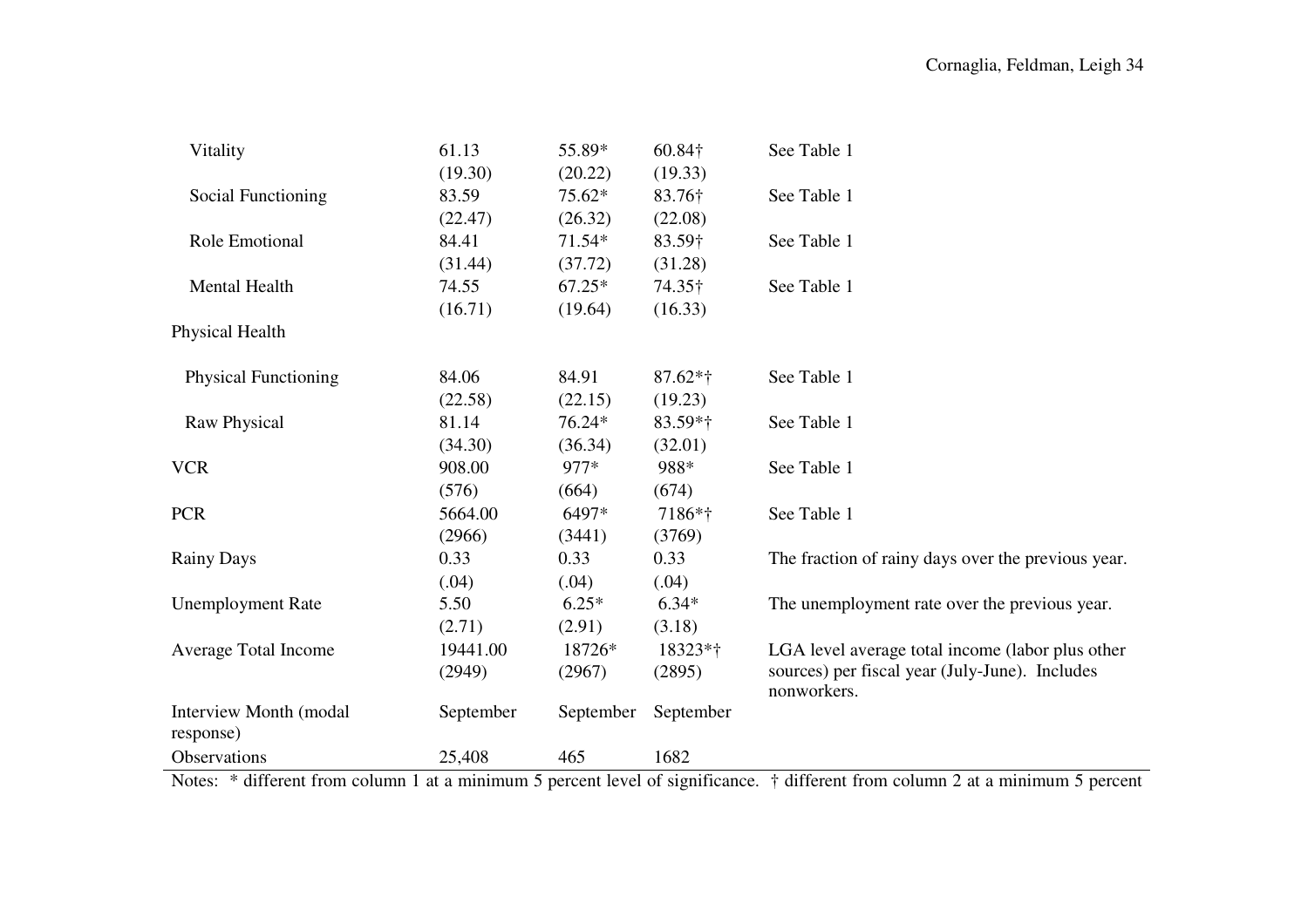| | | | | |
|---|---|---|---|---|
| Vitality | 61.13 | 55.89* | 60.84† | See Table 1 |
| | (19.30) | (20.22) | (19.33) | |
| Social Functioning | 83.59 | 75.62* | 83.76† | See Table 1 |
| | (22.47) | (26.32) | (22.08) | |
| Role Emotional | 84.41 | 71.54* | 83.59† | See Table 1 |
| | (31.44) | (37.72) | (31.28) | |
| Mental Health | 74.55 | 67.25* | 74.35† | See Table 1 |
| | (16.71) | (19.64) | (16.33) | |
| Physical Health | | | | |
| Physical Functioning | 84.06 | 84.91 | 87.62*† | See Table 1 |
| | (22.58) | (22.15) | (19.23) | |
| Raw Physical | 81.14 | 76.24* | 83.59*† | See Table 1 |
| | (34.30) | (36.34) | (32.01) | |
| VCR | 908.00 | 977* | 988* | See Table 1 |
| | (576) | (664) | (674) | |
| PCR | 5664.00 | 6497* | 7186*† | See Table 1 |
| | (2966) | (3441) | (3769) | |
| Rainy Days | 0.33 | 0.33 | 0.33 | The fraction of rainy days over the previous year. |
| | (.04) | (.04) | (.04) | |
| Unemployment Rate | 5.50 | 6.25* | 6.34* | The unemployment rate over the previous year. |
| | (2.71) | (2.91) | (3.18) | |
| Average Total Income | 19441.00 | 18726* | 18323*† | LGA level average total income (labor plus other sources) per fiscal year (July-June). Includes nonworkers. |
| | (2949) | (2967) | (2895) | |
| Interview Month (modal response) | September | September | September | |
| Observations | 25,408 | 465 | 1682 | |

Notes: * different from column 1 at a minimum 5 percent level of significance. † different from column 2 at a minimum 5 percent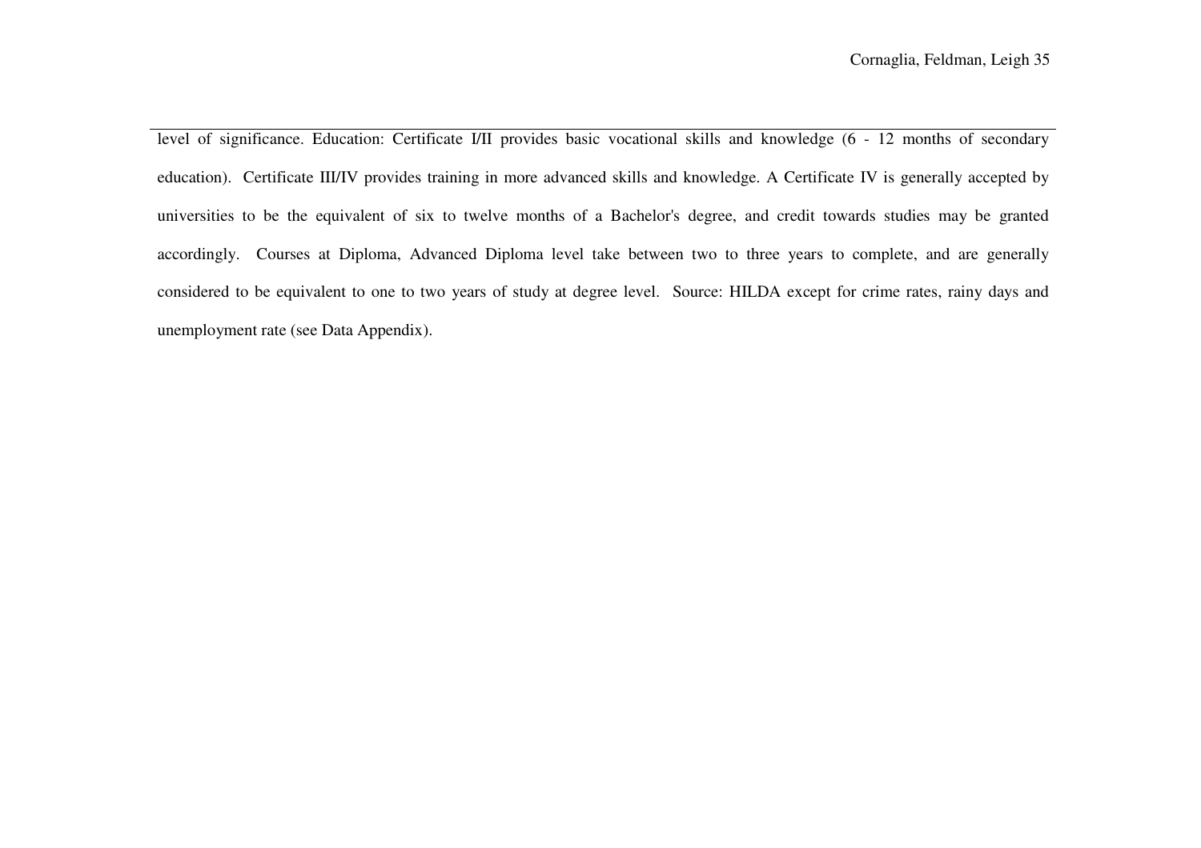level of significance. Education: Certificate I/II provides basic vocational skills and knowledge (6 - 12 months of secondary education). Certificate III/IV provides training in more advanced skills and knowledge. A Certificate IV is generally accepted by universities to be the equivalent of six to twelve months of a Bachelor's degree, and credit towards studies may be granted accordingly. Courses at Diploma, Advanced Diploma level take between two to three years to complete, and are generally considered to be equivalent to one to two years of study at degree level. Source: HILDA except for crime rates, rainy days and unemployment rate (see Data Appendix).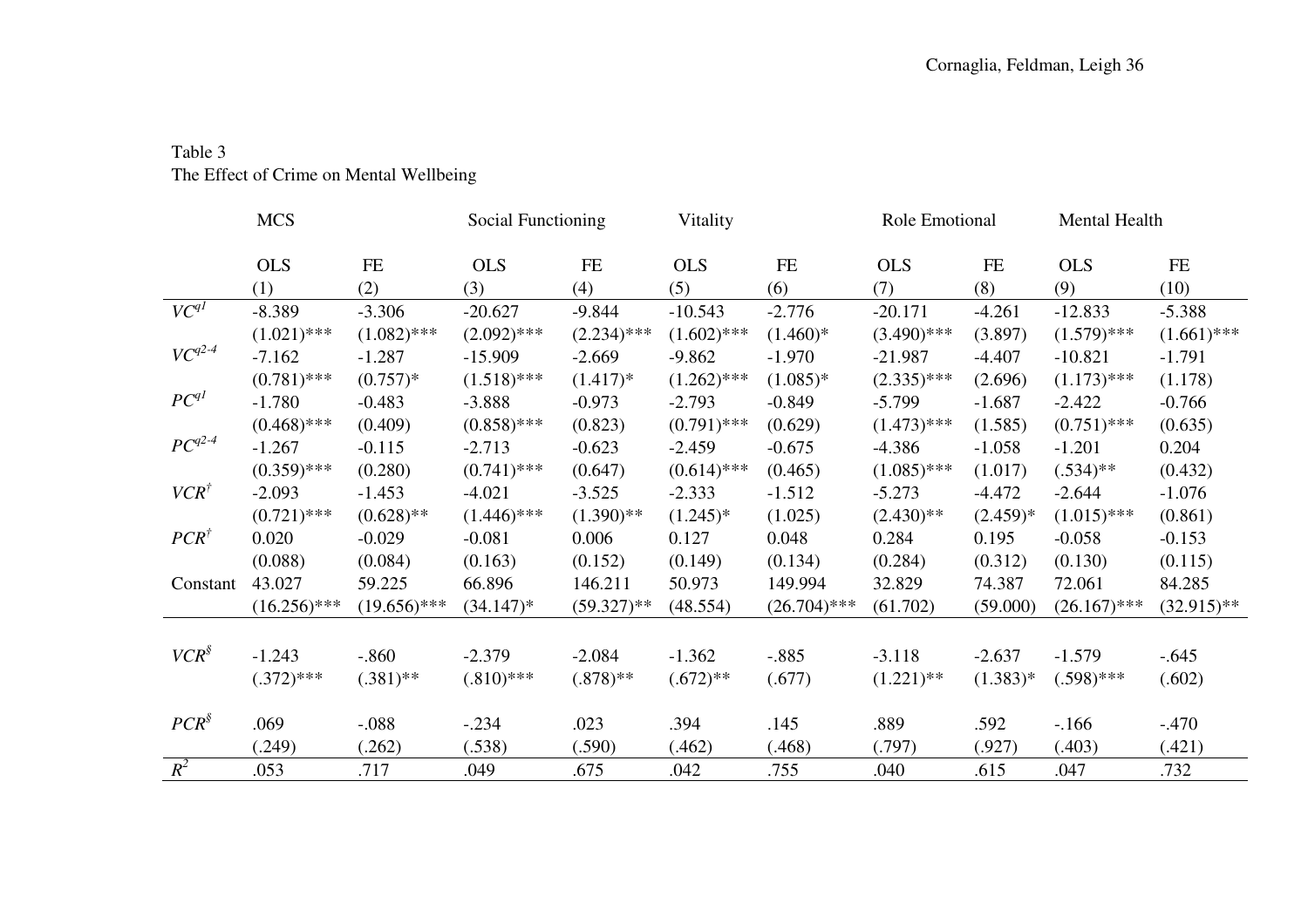Table 3
The Effect of Crime on Mental Wellbeing

| | MCS | | Social Functioning | | Vitality | | Role Emotional | | Mental Health | |
|---|---|---|---|---|---|---|---|---|---|---|
| | OLS | FE | OLS | FE | OLS | FE | OLS | FE | OLS | FE |
| | (1) | (2) | (3) | (4) | (5) | (6) | (7) | (8) | (9) | (10) |
| $VC^{q1}$ | -8.389 | -3.306 | -20.627 | -9.844 | -10.543 | -2.776 | -20.171 | -4.261 | -12.833 | -5.388 |
| | (1.021)*** | (1.082)*** | (2.092)*** | (2.234)*** | (1.602)*** | (1.460)* | (3.490)*** | (3.897) | (1.579)*** | (1.661)*** |
| $VC^{q2\text{-}4}$ | -7.162 | -1.287 | -15.909 | -2.669 | -9.862 | -1.970 | -21.987 | -4.407 | -10.821 | -1.791 |
| | (0.781)*** | (0.757)* | (1.518)*** | (1.417)* | (1.262)*** | (1.085)* | (2.335)*** | (2.696) | (1.173)*** | (1.178) |
| $PC^{q1}$ | -1.780 | -0.483 | -3.888 | -0.973 | -2.793 | -0.849 | -5.799 | -1.687 | -2.422 | -0.766 |
| | (0.468)*** | (0.409) | (0.858)*** | (0.823) | (0.791)*** | (0.629) | (1.473)*** | (1.585) | (0.751)*** | (0.635) |
| $PC^{q2\text{-}4}$ | -1.267 | -0.115 | -2.713 | -0.623 | -2.459 | -0.675 | -4.386 | -1.058 | -1.201 | 0.204 |
| | (0.359)*** | (0.280) | (0.741)*** | (0.647) | (0.614)*** | (0.465) | (1.085)*** | (1.017) | (.534)** | (0.432) |
| $VCR^{\dagger}$ | -2.093 | -1.453 | -4.021 | -3.525 | -2.333 | -1.512 | -5.273 | -4.472 | -2.644 | -1.076 |
| | (0.721)*** | (0.628)** | (1.446)*** | (1.390)** | (1.245)* | (1.025) | (2.430)** | (2.459)* | (1.015)*** | (0.861) |
| $PCR^{\dagger}$ | 0.020 | -0.029 | -0.081 | 0.006 | 0.127 | 0.048 | 0.284 | 0.195 | -0.058 | -0.153 |
| | (0.088) | (0.084) | (0.163) | (0.152) | (0.149) | (0.134) | (0.284) | (0.312) | (0.130) | (0.115) |
| Constant | 43.027 | 59.225 | 66.896 | 146.211 | 50.973 | 149.994 | 32.829 | 74.387 | 72.061 | 84.285 |
| | (16.256)*** | (19.656)*** | (34.147)* | (59.327)** | (48.554) | (26.704)*** | (61.702) | (59.000) | (26.167)*** | (32.915)** |
| $VCR^{\S}$ | -1.243 | -.860 | -2.379 | -2.084 | -1.362 | -.885 | -3.118 | -2.637 | -1.579 | -.645 |
| | (.372)*** | (.381)** | (.810)*** | (.878)** | (.672)** | (.677) | (1.221)** | (1.383)* | (.598)*** | (.602) |
| $PCR^{\S}$ | .069 | -.088 | -.234 | .023 | .394 | .145 | .889 | .592 | -.166 | -.470 |
| | (.249) | (.262) | (.538) | (.590) | (.462) | (.468) | (.797) | (.927) | (.403) | (.421) |
| $R^2$ | .053 | .717 | .049 | .675 | .042 | .755 | .040 | .615 | .047 | .732 |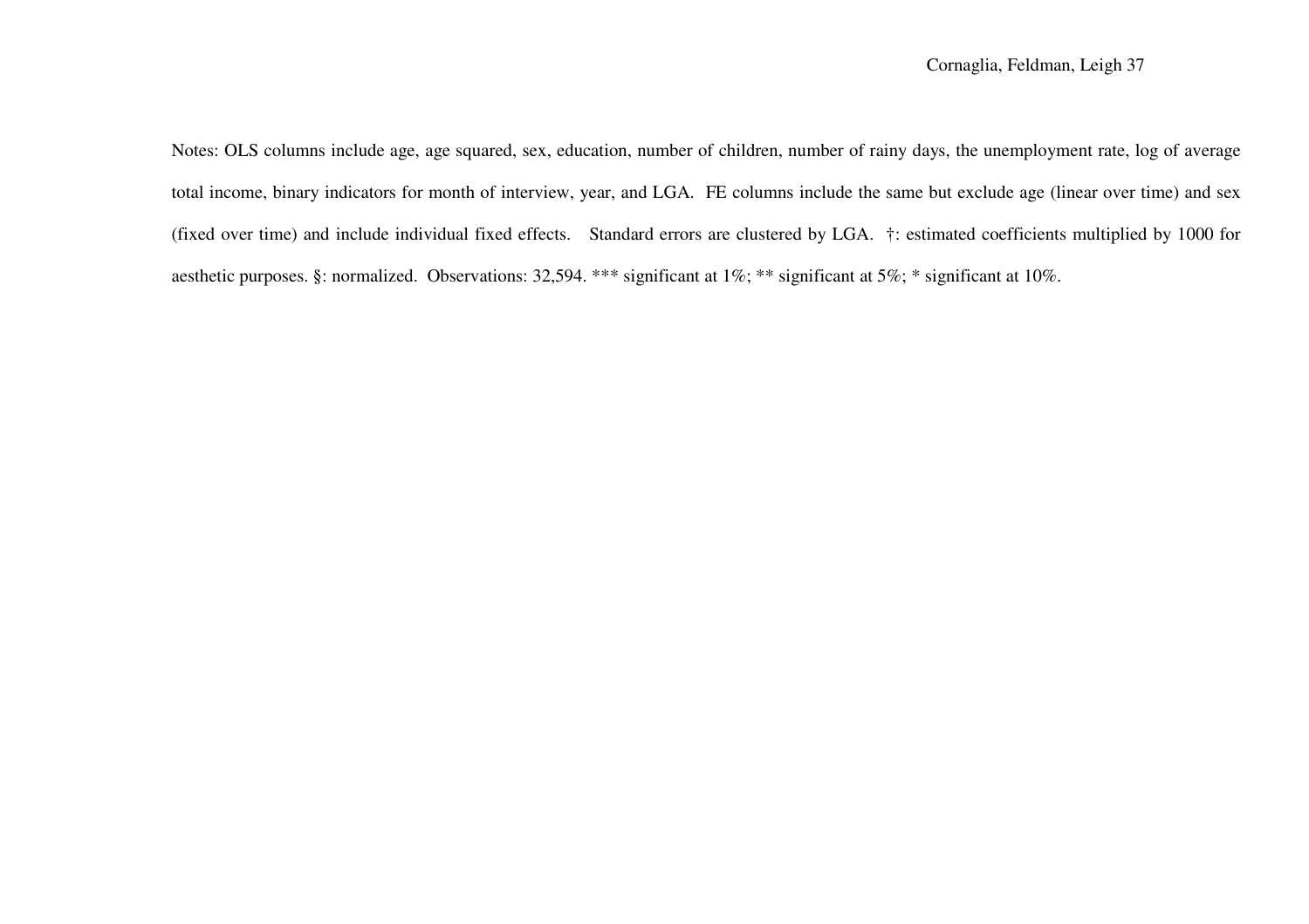Notes: OLS columns include age, age squared, sex, education, number of children, number of rainy days, the unemployment rate, log of average total income, binary indicators for month of interview, year, and LGA. FE columns include the same but exclude age (linear over time) and sex (fixed over time) and include individual fixed effects. Standard errors are clustered by LGA. †: estimated coefficients multiplied by 1000 for aesthetic purposes. §: normalized. Observations: 32,594. *** significant at 1%; ** significant at 5%; * significant at 10%.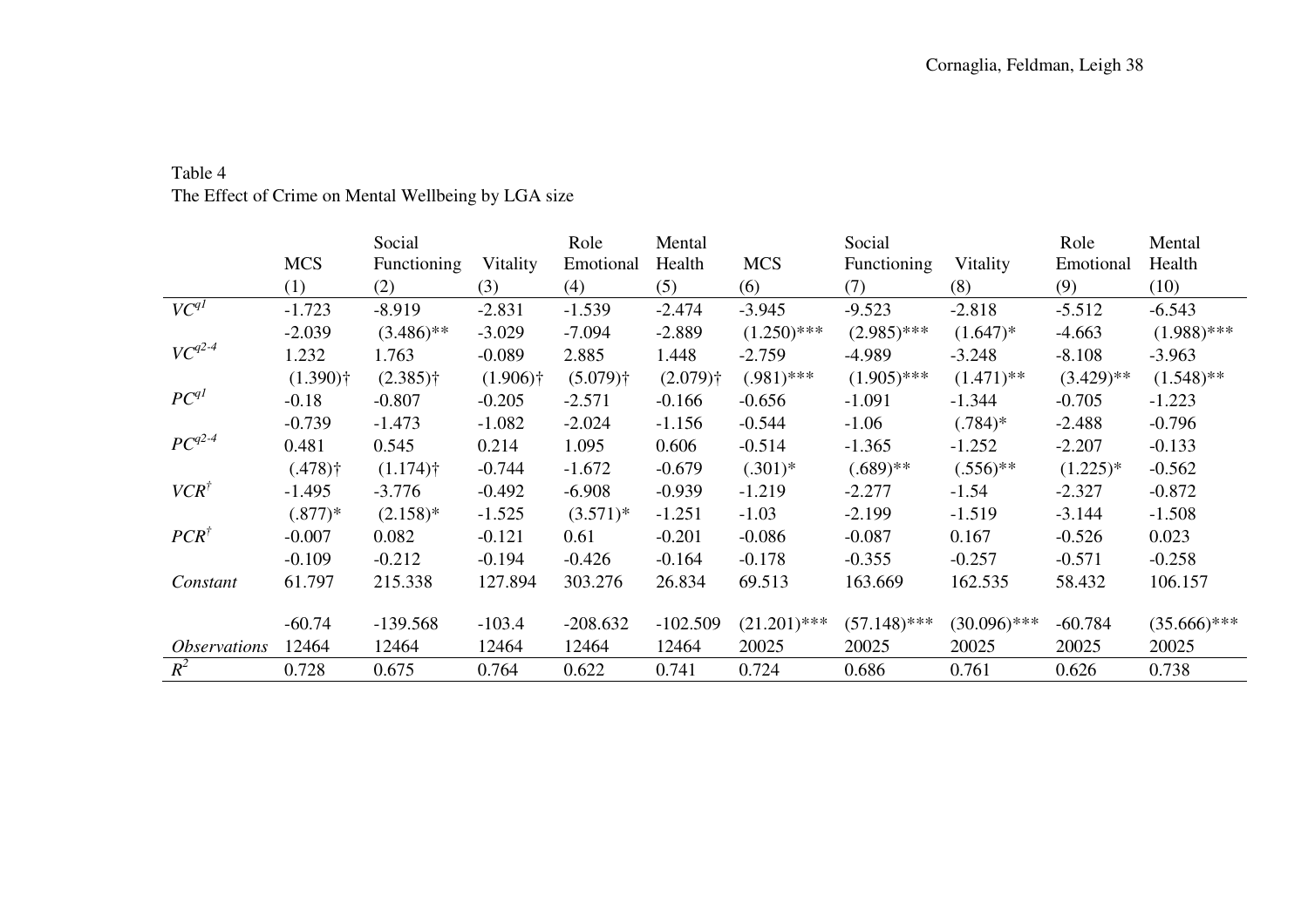Table 4
The Effect of Crime on Mental Wellbeing by LGA size

| | MCS | Social Functioning | Vitality | Role Emotional | Mental Health | MCS | Social Functioning | Vitality | Role Emotional | Mental Health |
|---|---|---|---|---|---|---|---|---|---|---|
| | (1) | (2) | (3) | (4) | (5) | (6) | (7) | (8) | (9) | (10) |
| $VC^{q1}$ | -1.723 | -8.919 | -2.831 | -1.539 | -2.474 | -3.945 | -9.523 | -2.818 | -5.512 | -6.543 |
| | -2.039 | (3.486)** | -3.029 | -7.094 | -2.889 | (1.250)*** | (2.985)*** | (1.647)* | -4.663 | (1.988)*** |
| $VC^{q2\text{-}4}$ | 1.232 | 1.763 | -0.089 | 2.885 | 1.448 | -2.759 | -4.989 | -3.248 | -8.108 | -3.963 |
| | (1.390)† | (2.385)† | (1.906)† | (5.079)† | (2.079)† | (.981)*** | (1.905)*** | (1.471)** | (3.429)** | (1.548)** |
| $PC^{q1}$ | -0.18 | -0.807 | -0.205 | -2.571 | -0.166 | -0.656 | -1.091 | -1.344 | -0.705 | -1.223 |
| | -0.739 | -1.473 | -1.082 | -2.024 | -1.156 | -0.544 | -1.06 | (.784)* | -2.488 | -0.796 |
| $PC^{q2\text{-}4}$ | 0.481 | 0.545 | 0.214 | 1.095 | 0.606 | -0.514 | -1.365 | -1.252 | -2.207 | -0.133 |
| | (.478)† | (1.174)† | -0.744 | -1.672 | -0.679 | (.301)* | (.689)** | (.556)** | (1.225)* | -0.562 |
| $VCR^{\dagger}$ | -1.495 | -3.776 | -0.492 | -6.908 | -0.939 | -1.219 | -2.277 | -1.54 | -2.327 | -0.872 |
| | (.877)* | (2.158)* | -1.525 | (3.571)* | -1.251 | -1.03 | -2.199 | -1.519 | -3.144 | -1.508 |
| $PCR^{\dagger}$ | -0.007 | 0.082 | -0.121 | 0.61 | -0.201 | -0.086 | -0.087 | 0.167 | -0.526 | 0.023 |
| | -0.109 | -0.212 | -0.194 | -0.426 | -0.164 | -0.178 | -0.355 | -0.257 | -0.571 | -0.258 |
| *Constant* | 61.797 | 215.338 | 127.894 | 303.276 | 26.834 | 69.513 | 163.669 | 162.535 | 58.432 | 106.157 |
| | -60.74 | -139.568 | -103.4 | -208.632 | -102.509 | (21.201)*** | (57.148)*** | (30.096)*** | -60.784 | (35.666)*** |
| *Observations* | 12464 | 12464 | 12464 | 12464 | 12464 | 20025 | 20025 | 20025 | 20025 | 20025 |
| $R^2$ | 0.728 | 0.675 | 0.764 | 0.622 | 0.741 | 0.724 | 0.686 | 0.761 | 0.626 | 0.738 |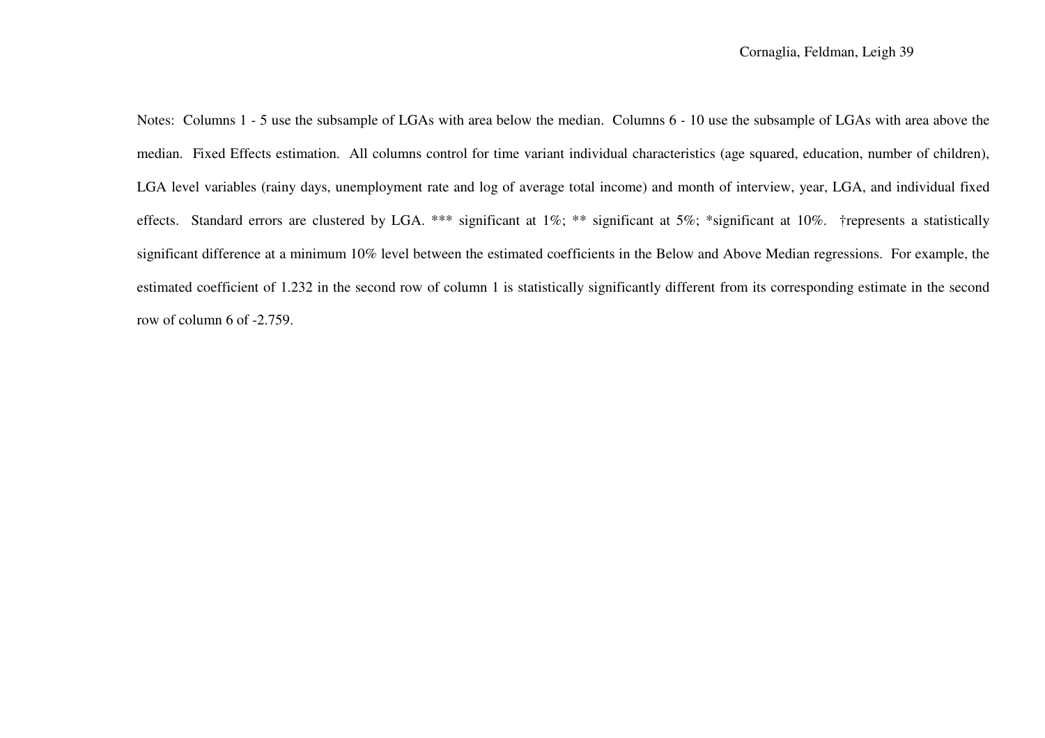Notes: Columns 1 - 5 use the subsample of LGAs with area below the median. Columns 6 - 10 use the subsample of LGAs with area above the median. Fixed Effects estimation. All columns control for time variant individual characteristics (age squared, education, number of children), LGA level variables (rainy days, unemployment rate and log of average total income) and month of interview, year, LGA, and individual fixed effects. Standard errors are clustered by LGA. *** significant at 1%; ** significant at 5%; *significant at 10%. †represents a statistically significant difference at a minimum 10% level between the estimated coefficients in the Below and Above Median regressions. For example, the estimated coefficient of 1.232 in the second row of column 1 is statistically significantly different from its corresponding estimate in the second row of column 6 of -2.759.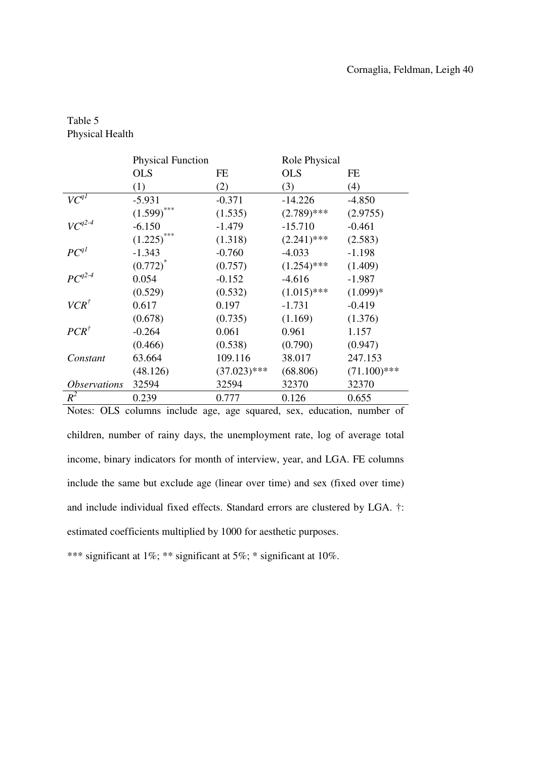Table 5
Physical Health

| | Physical Function | | Role Physical | |
|---|---|---|---|---|
| | OLS | FE | OLS | FE |
| | (1) | (2) | (3) | (4) |
| $VC^{q1}$ | -5.931 | -0.371 | -14.226 | -4.850 |
| | (1.599)*** | (1.535) | (2.789)*** | (2.9755) |
| $VC^{q2\text{-}4}$ | -6.150 | -1.479 | -15.710 | -0.461 |
| | (1.225)*** | (1.318) | (2.241)*** | (2.583) |
| $PC^{q1}$ | -1.343 | -0.760 | -4.033 | -1.198 |
| | (0.772)* | (0.757) | (1.254)*** | (1.409) |
| $PC^{q2\text{-}4}$ | 0.054 | -0.152 | -4.616 | -1.987 |
| | (0.529) | (0.532) | (1.015)*** | (1.099)* |
| $VCR^{\dagger}$ | 0.617 | 0.197 | -1.731 | -0.419 |
| | (0.678) | (0.735) | (1.169) | (1.376) |
| $PCR^{\dagger}$ | -0.264 | 0.061 | 0.961 | 1.157 |
| | (0.466) | (0.538) | (0.790) | (0.947) |
| *Constant* | 63.664 | 109.116 | 38.017 | 247.153 |
| | (48.126) | (37.023)*** | (68.806) | (71.100)*** |
| *Observations* | 32594 | 32594 | 32370 | 32370 |
| $R^2$ | 0.239 | 0.777 | 0.126 | 0.655 |

Notes: OLS columns include age, age squared, sex, education, number of children, number of rainy days, the unemployment rate, log of average total income, binary indicators for month of interview, year, and LGA. FE columns include the same but exclude age (linear over time) and sex (fixed over time) and include individual fixed effects. Standard errors are clustered by LGA. †: estimated coefficients multiplied by 1000 for aesthetic purposes.

*** significant at 1%; ** significant at 5%; * significant at 10%.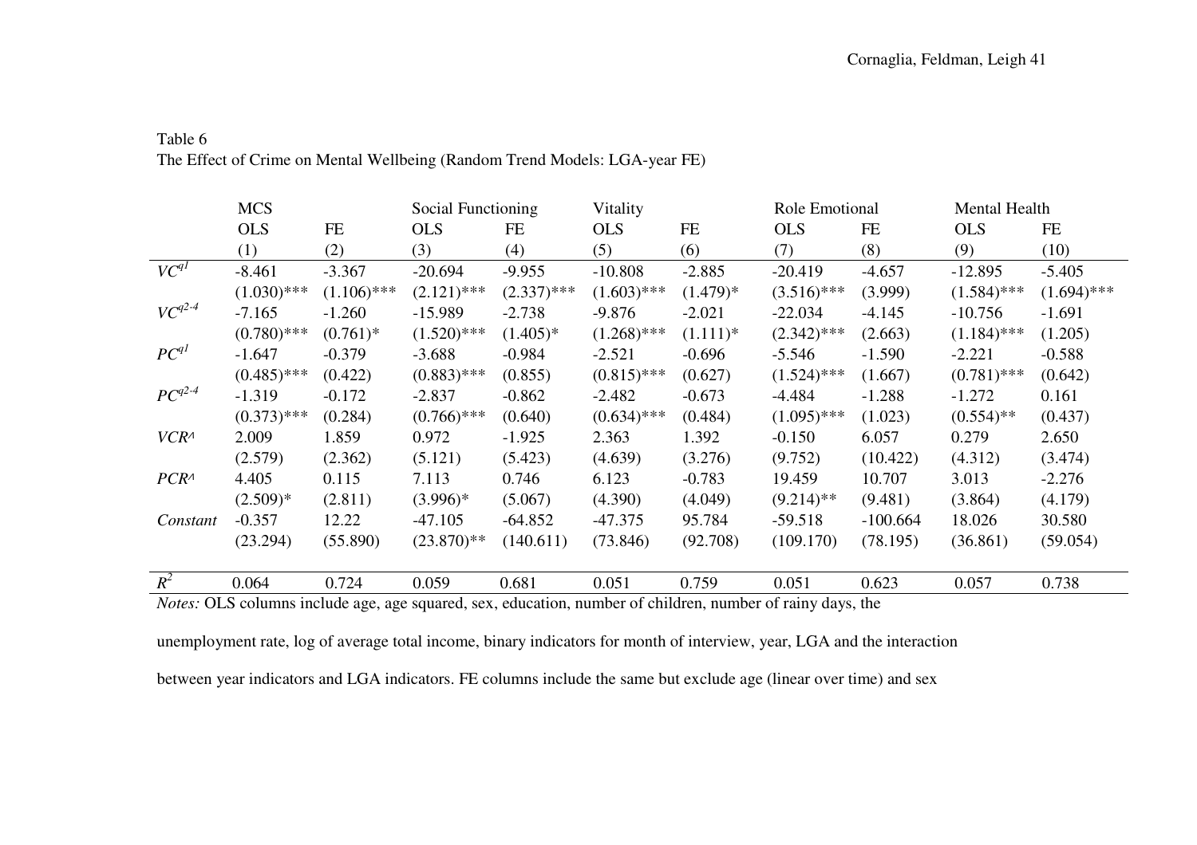Table 6
The Effect of Crime on Mental Wellbeing (Random Trend Models: LGA-year FE)

| | MCS | | Social Functioning | | Vitality | | Role Emotional | | Mental Health | |
|---|---|---|---|---|---|---|---|---|---|---|
| | OLS | FE | OLS | FE | OLS | FE | OLS | FE | OLS | FE |
| | (1) | (2) | (3) | (4) | (5) | (6) | (7) | (8) | (9) | (10) |
| $VC^{q1}$ | -8.461 | -3.367 | -20.694 | -9.955 | -10.808 | -2.885 | -20.419 | -4.657 | -12.895 | -5.405 |
| | (1.030)*** | (1.106)*** | (2.121)*** | (2.337)*** | (1.603)*** | (1.479)* | (3.516)*** | (3.999) | (1.584)*** | (1.694)*** |
| $VC^{q2\text{-}4}$ | -7.165 | -1.260 | -15.989 | -2.738 | -9.876 | -2.021 | -22.034 | -4.145 | -10.756 | -1.691 |
| | (0.780)*** | (0.761)* | (1.520)*** | (1.405)* | (1.268)*** | (1.111)* | (2.342)*** | (2.663) | (1.184)*** | (1.205) |
| $PC^{q1}$ | -1.647 | -0.379 | -3.688 | -0.984 | -2.521 | -0.696 | -5.546 | -1.590 | -2.221 | -0.588 |
| | (0.485)*** | (0.422) | (0.883)*** | (0.855) | (0.815)*** | (0.627) | (1.524)*** | (1.667) | (0.781)*** | (0.642) |
| $PC^{q2\text{-}4}$ | -1.319 | -0.172 | -2.837 | -0.862 | -2.482 | -0.673 | -4.484 | -1.288 | -1.272 | 0.161 |
| | (0.373)*** | (0.284) | (0.766)*** | (0.640) | (0.634)*** | (0.484) | (1.095)*** | (1.023) | (0.554)** | (0.437) |
| $VCR^{\wedge}$ | 2.009 | 1.859 | 0.972 | -1.925 | 2.363 | 1.392 | -0.150 | 6.057 | 0.279 | 2.650 |
| | (2.579) | (2.362) | (5.121) | (5.423) | (4.639) | (3.276) | (9.752) | (10.422) | (4.312) | (3.474) |
| $PCR^{\wedge}$ | 4.405 | 0.115 | 7.113 | 0.746 | 6.123 | -0.783 | 19.459 | 10.707 | 3.013 | -2.276 |
| | (2.509)* | (2.811) | (3.996)* | (5.067) | (4.390) | (4.049) | (9.214)** | (9.481) | (3.864) | (4.179) |
| *Constant* | -0.357 | 12.22 | -47.105 | -64.852 | -47.375 | 95.784 | -59.518 | -100.664 | 18.026 | 30.580 |
| | (23.294) | (55.890) | (23.870)** | (140.611) | (73.846) | (92.708) | (109.170) | (78.195) | (36.861) | (59.054) |
| $R^2$ | 0.064 | 0.724 | 0.059 | 0.681 | 0.051 | 0.759 | 0.051 | 0.623 | 0.057 | 0.738 |

*Notes:* OLS columns include age, age squared, sex, education, number of children, number of rainy days, the unemployment rate, log of average total income, binary indicators for month of interview, year, LGA and the interaction between year indicators and LGA indicators. FE columns include the same but exclude age (linear over time) and sex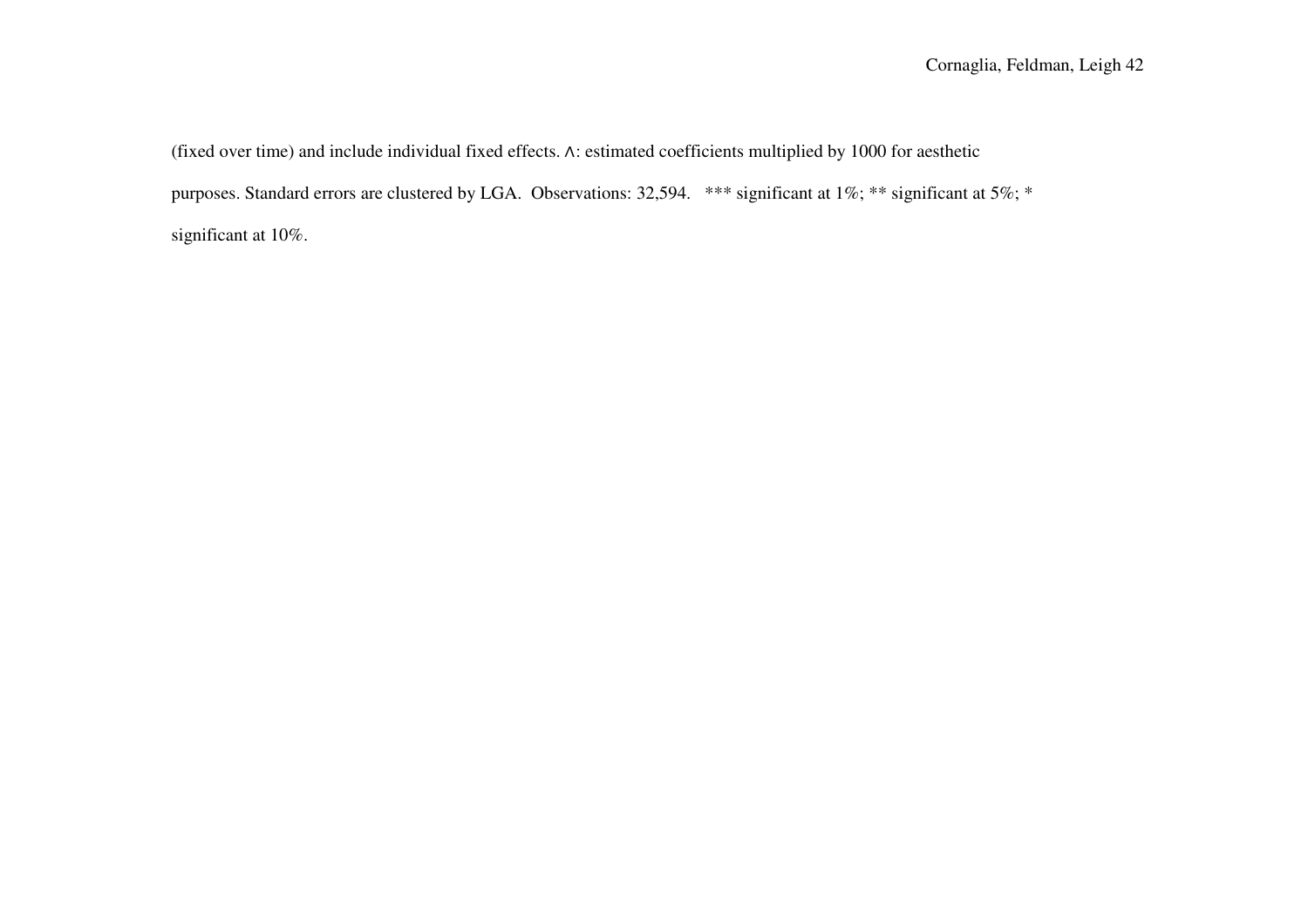(fixed over time) and include individual fixed effects. ∧: estimated coefficients multiplied by 1000 for aesthetic purposes. Standard errors are clustered by LGA. Observations: 32,594. *** significant at 1%; ** significant at 5%; * significant at 10%.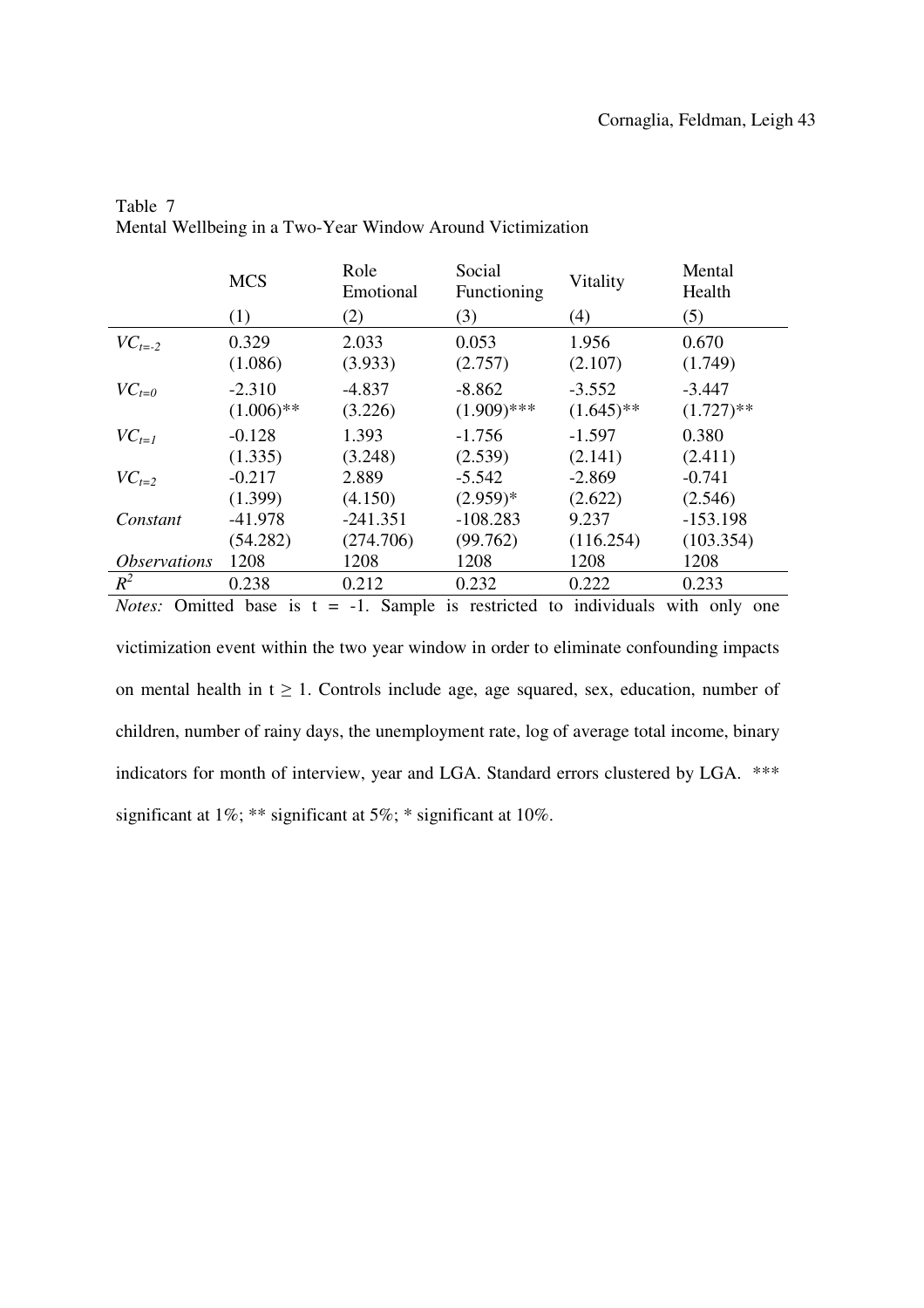Table 7
Mental Wellbeing in a Two-Year Window Around Victimization

| | MCS | Role Emotional | Social Functioning | Vitality | Mental Health |
|---|---|---|---|---|---|
| | (1) | (2) | (3) | (4) | (5) |
| $VC_{t=-2}$ | 0.329 | 2.033 | 0.053 | 1.956 | 0.670 |
| | (1.086) | (3.933) | (2.757) | (2.107) | (1.749) |
| $VC_{t=0}$ | -2.310 | -4.837 | -8.862 | -3.552 | -3.447 |
| | (1.006)** | (3.226) | (1.909)*** | (1.645)** | (1.727)** |
| $VC_{t=1}$ | -0.128 | 1.393 | -1.756 | -1.597 | 0.380 |
| | (1.335) | (3.248) | (2.539) | (2.141) | (2.411) |
| $VC_{t=2}$ | -0.217 | 2.889 | -5.542 | -2.869 | -0.741 |
| | (1.399) | (4.150) | (2.959)* | (2.622) | (2.546) |
| *Constant* | -41.978 | -241.351 | -108.283 | 9.237 | -153.198 |
| | (54.282) | (274.706) | (99.762) | (116.254) | (103.354) |
| *Observations* | 1208 | 1208 | 1208 | 1208 | 1208 |
| $R^2$ | 0.238 | 0.212 | 0.232 | 0.222 | 0.233 |

*Notes:* Omitted base is t = -1. Sample is restricted to individuals with only one victimization event within the two year window in order to eliminate confounding impacts on mental health in $t \geq 1$. Controls include age, age squared, sex, education, number of children, number of rainy days, the unemployment rate, log of average total income, binary indicators for month of interview, year and LGA. Standard errors clustered by LGA. *** significant at 1%; ** significant at 5%; * significant at 10%.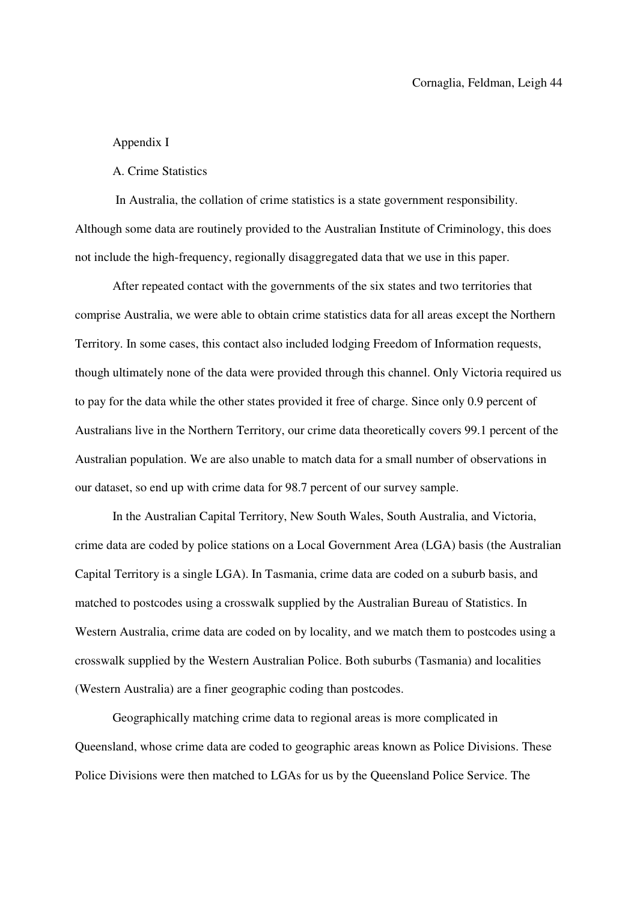## Appendix I

### A. Crime Statistics

In Australia, the collation of crime statistics is a state government responsibility. Although some data are routinely provided to the Australian Institute of Criminology, this does not include the high-frequency, regionally disaggregated data that we use in this paper.

After repeated contact with the governments of the six states and two territories that comprise Australia, we were able to obtain crime statistics data for all areas except the Northern Territory. In some cases, this contact also included lodging Freedom of Information requests, though ultimately none of the data were provided through this channel. Only Victoria required us to pay for the data while the other states provided it free of charge. Since only 0.9 percent of Australians live in the Northern Territory, our crime data theoretically covers 99.1 percent of the Australian population. We are also unable to match data for a small number of observations in our dataset, so end up with crime data for 98.7 percent of our survey sample.

In the Australian Capital Territory, New South Wales, South Australia, and Victoria, crime data are coded by police stations on a Local Government Area (LGA) basis (the Australian Capital Territory is a single LGA). In Tasmania, crime data are coded on a suburb basis, and matched to postcodes using a crosswalk supplied by the Australian Bureau of Statistics. In Western Australia, crime data are coded on by locality, and we match them to postcodes using a crosswalk supplied by the Western Australian Police. Both suburbs (Tasmania) and localities (Western Australia) are a finer geographic coding than postcodes.

Geographically matching crime data to regional areas is more complicated in Queensland, whose crime data are coded to geographic areas known as Police Divisions. These Police Divisions were then matched to LGAs for us by the Queensland Police Service. The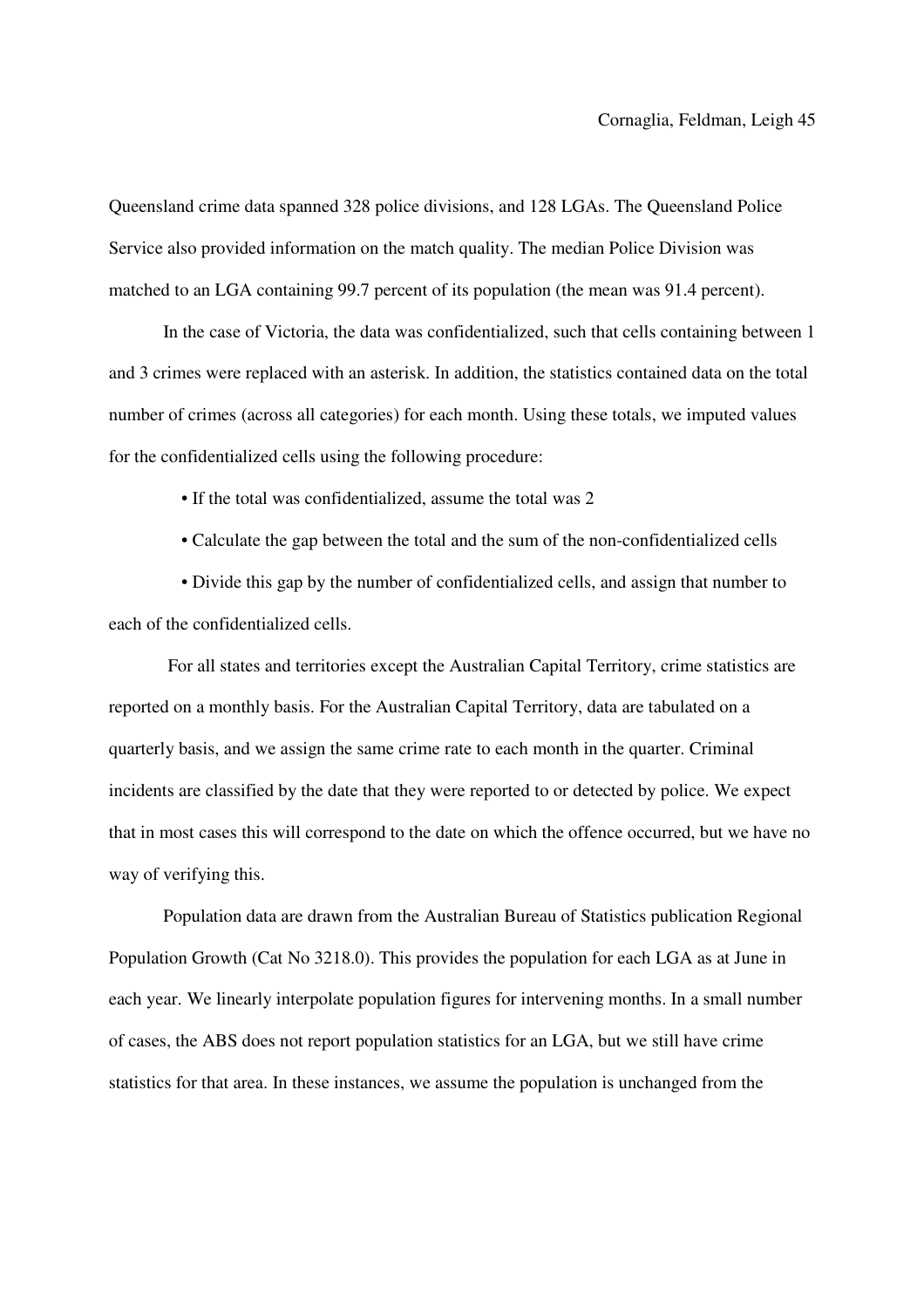Queensland crime data spanned 328 police divisions, and 128 LGAs. The Queensland Police Service also provided information on the match quality. The median Police Division was matched to an LGA containing 99.7 percent of its population (the mean was 91.4 percent).

In the case of Victoria, the data was confidentialized, such that cells containing between 1 and 3 crimes were replaced with an asterisk. In addition, the statistics contained data on the total number of crimes (across all categories) for each month. Using these totals, we imputed values for the confidentialized cells using the following procedure:

- If the total was confidentialized, assume the total was 2
- Calculate the gap between the total and the sum of the non-confidentialized cells
- Divide this gap by the number of confidentialized cells, and assign that number to each of the confidentialized cells.

For all states and territories except the Australian Capital Territory, crime statistics are reported on a monthly basis. For the Australian Capital Territory, data are tabulated on a quarterly basis, and we assign the same crime rate to each month in the quarter. Criminal incidents are classified by the date that they were reported to or detected by police. We expect that in most cases this will correspond to the date on which the offence occurred, but we have no way of verifying this.

Population data are drawn from the Australian Bureau of Statistics publication Regional Population Growth (Cat No 3218.0). This provides the population for each LGA as at June in each year. We linearly interpolate population figures for intervening months. In a small number of cases, the ABS does not report population statistics for an LGA, but we still have crime statistics for that area. In these instances, we assume the population is unchanged from the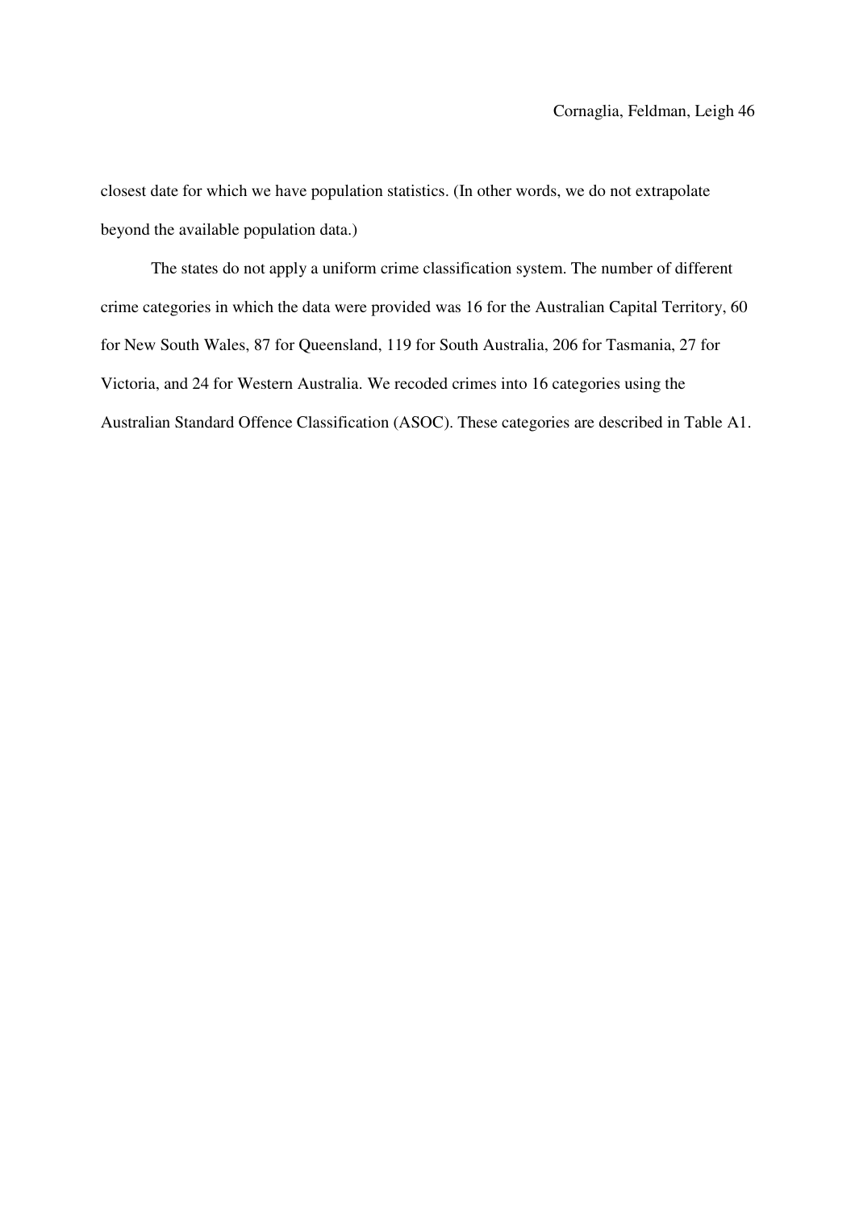closest date for which we have population statistics. (In other words, we do not extrapolate beyond the available population data.)

The states do not apply a uniform crime classification system. The number of different crime categories in which the data were provided was 16 for the Australian Capital Territory, 60 for New South Wales, 87 for Queensland, 119 for South Australia, 206 for Tasmania, 27 for Victoria, and 24 for Western Australia. We recoded crimes into 16 categories using the Australian Standard Offence Classification (ASOC). These categories are described in Table A1.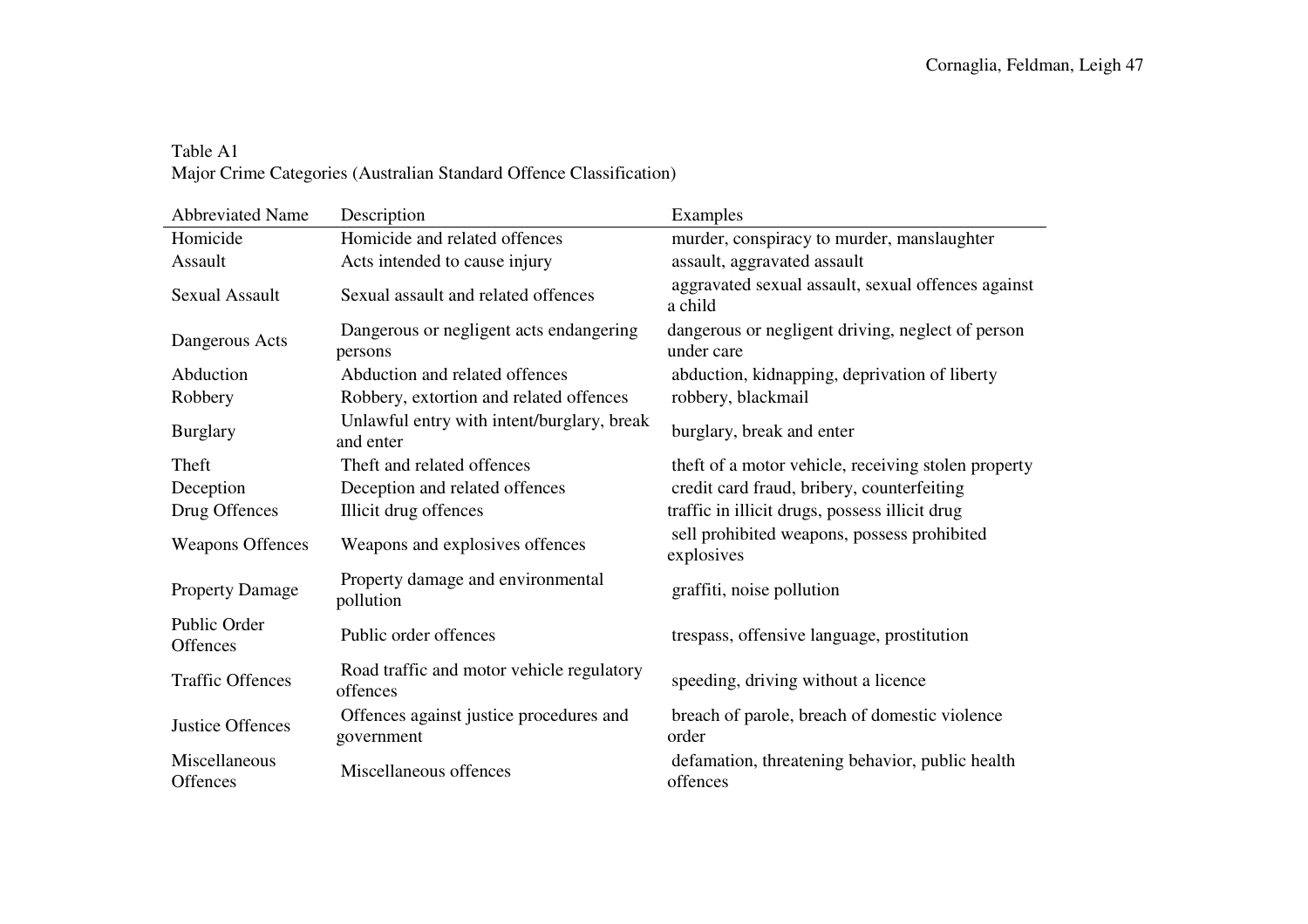Table A1
Major Crime Categories (Australian Standard Offence Classification)

| Abbreviated Name | Description | Examples |
|---|---|---|
| Homicide | Homicide and related offences | murder, conspiracy to murder, manslaughter |
| Assault | Acts intended to cause injury | assault, aggravated assault |
| Sexual Assault | Sexual assault and related offences | aggravated sexual assault, sexual offences against a child |
| Dangerous Acts | Dangerous or negligent acts endangering persons | dangerous or negligent driving, neglect of person under care |
| Abduction | Abduction and related offences | abduction, kidnapping, deprivation of liberty |
| Robbery | Robbery, extortion and related offences | robbery, blackmail |
| Burglary | Unlawful entry with intent/burglary, break and enter | burglary, break and enter |
| Theft | Theft and related offences | theft of a motor vehicle, receiving stolen property |
| Deception | Deception and related offences | credit card fraud, bribery, counterfeiting |
| Drug Offences | Illicit drug offences | traffic in illicit drugs, possess illicit drug |
| Weapons Offences | Weapons and explosives offences | sell prohibited weapons, possess prohibited explosives |
| Property Damage | Property damage and environmental pollution | graffiti, noise pollution |
| Public Order Offences | Public order offences | trespass, offensive language, prostitution |
| Traffic Offences | Road traffic and motor vehicle regulatory offences | speeding, driving without a licence |
| Justice Offences | Offences against justice procedures and government | breach of parole, breach of domestic violence order |
| Miscellaneous Offences | Miscellaneous offences | defamation, threatening behavior, public health offences |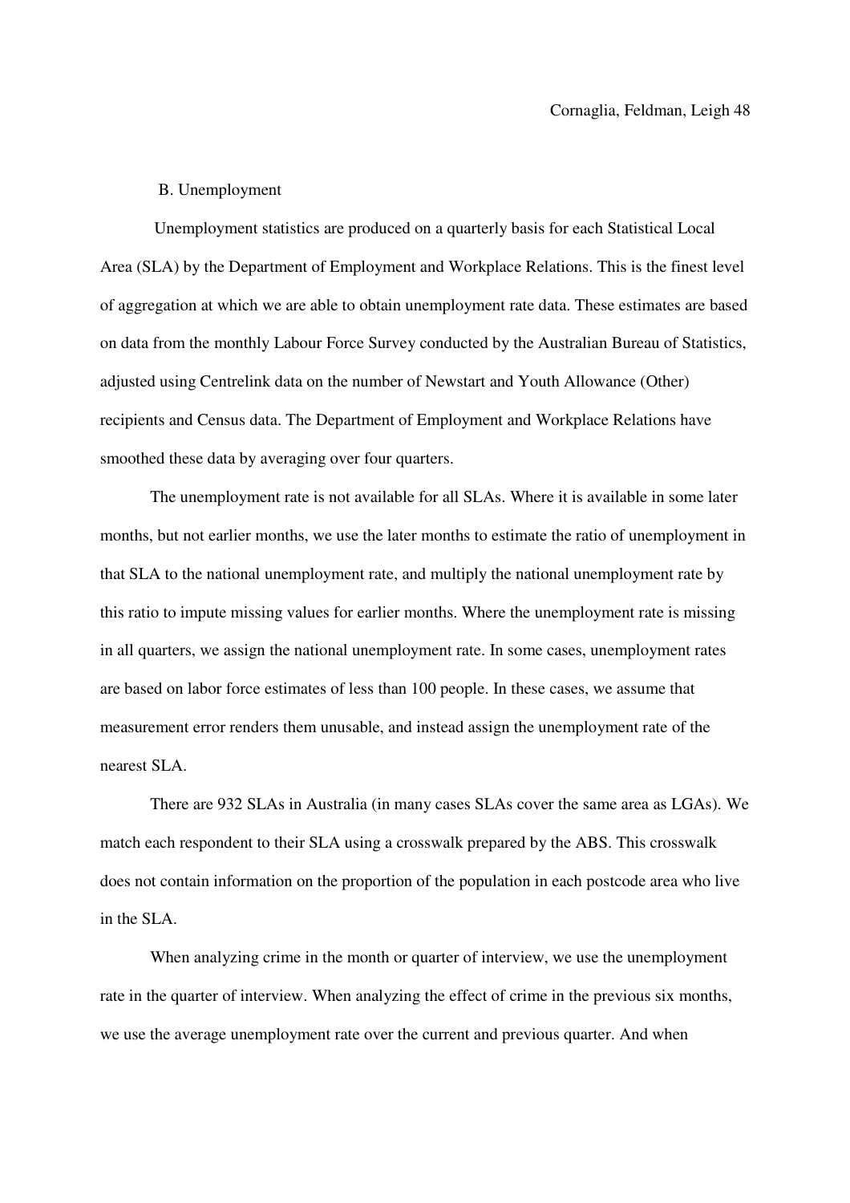## B. Unemployment

Unemployment statistics are produced on a quarterly basis for each Statistical Local Area (SLA) by the Department of Employment and Workplace Relations. This is the finest level of aggregation at which we are able to obtain unemployment rate data. These estimates are based on data from the monthly Labour Force Survey conducted by the Australian Bureau of Statistics, adjusted using Centrelink data on the number of Newstart and Youth Allowance (Other) recipients and Census data. The Department of Employment and Workplace Relations have smoothed these data by averaging over four quarters.

The unemployment rate is not available for all SLAs. Where it is available in some later months, but not earlier months, we use the later months to estimate the ratio of unemployment in that SLA to the national unemployment rate, and multiply the national unemployment rate by this ratio to impute missing values for earlier months. Where the unemployment rate is missing in all quarters, we assign the national unemployment rate. In some cases, unemployment rates are based on labor force estimates of less than 100 people. In these cases, we assume that measurement error renders them unusable, and instead assign the unemployment rate of the nearest SLA.

There are 932 SLAs in Australia (in many cases SLAs cover the same area as LGAs). We match each respondent to their SLA using a crosswalk prepared by the ABS. This crosswalk does not contain information on the proportion of the population in each postcode area who live in the SLA.

When analyzing crime in the month or quarter of interview, we use the unemployment rate in the quarter of interview. When analyzing the effect of crime in the previous six months, we use the average unemployment rate over the current and previous quarter. And when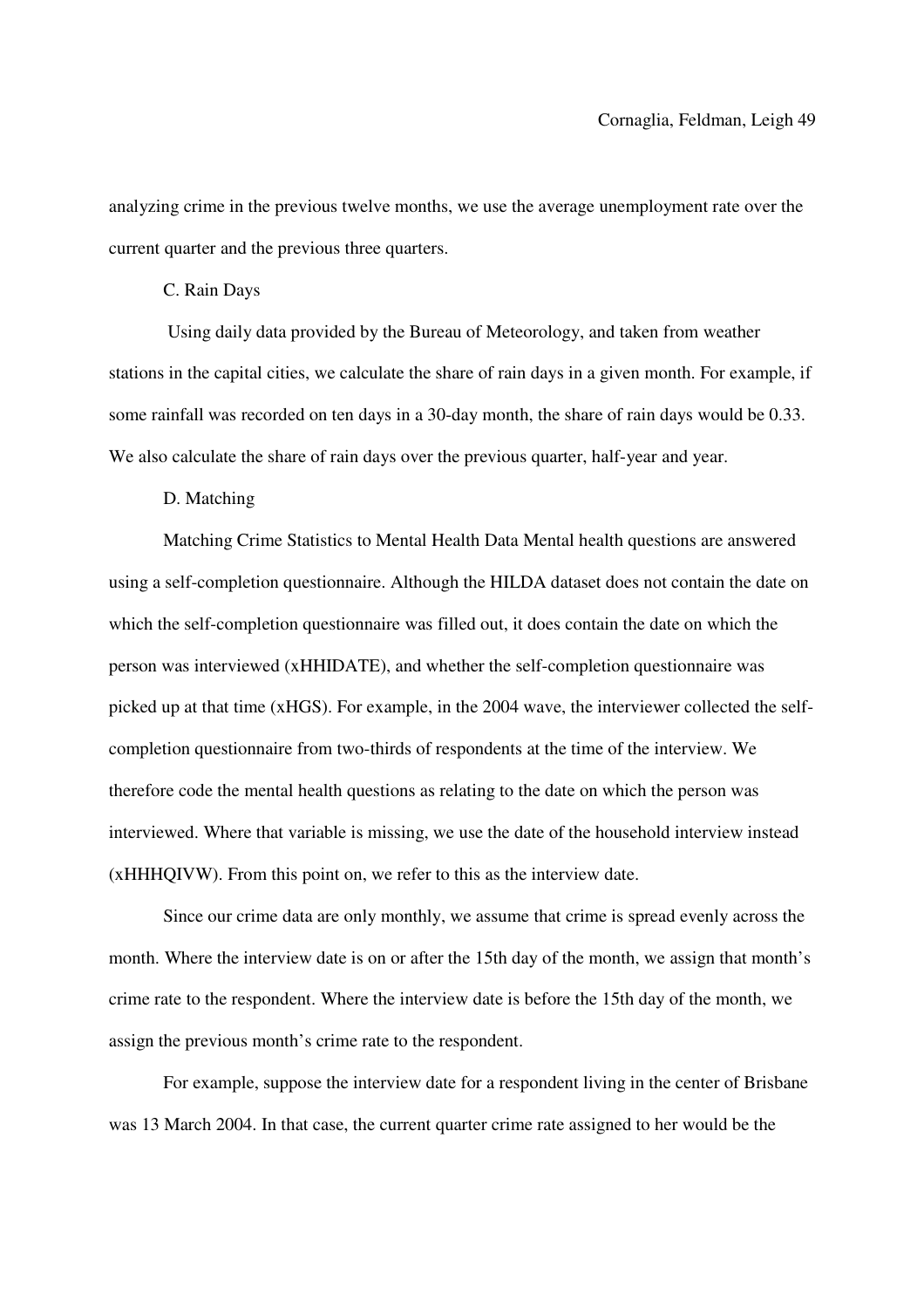analyzing crime in the previous twelve months, we use the average unemployment rate over the current quarter and the previous three quarters.

C. Rain Days

Using daily data provided by the Bureau of Meteorology, and taken from weather stations in the capital cities, we calculate the share of rain days in a given month. For example, if some rainfall was recorded on ten days in a 30-day month, the share of rain days would be 0.33. We also calculate the share of rain days over the previous quarter, half-year and year.

D. Matching

Matching Crime Statistics to Mental Health Data Mental health questions are answered using a self-completion questionnaire. Although the HILDA dataset does not contain the date on which the self-completion questionnaire was filled out, it does contain the date on which the person was interviewed (xHHIDATE), and whether the self-completion questionnaire was picked up at that time (xHGS). For example, in the 2004 wave, the interviewer collected the self-completion questionnaire from two-thirds of respondents at the time of the interview. We therefore code the mental health questions as relating to the date on which the person was interviewed. Where that variable is missing, we use the date of the household interview instead (xHHHQIVW). From this point on, we refer to this as the interview date.

Since our crime data are only monthly, we assume that crime is spread evenly across the month. Where the interview date is on or after the 15th day of the month, we assign that month's crime rate to the respondent. Where the interview date is before the 15th day of the month, we assign the previous month's crime rate to the respondent.

For example, suppose the interview date for a respondent living in the center of Brisbane was 13 March 2004. In that case, the current quarter crime rate assigned to her would be the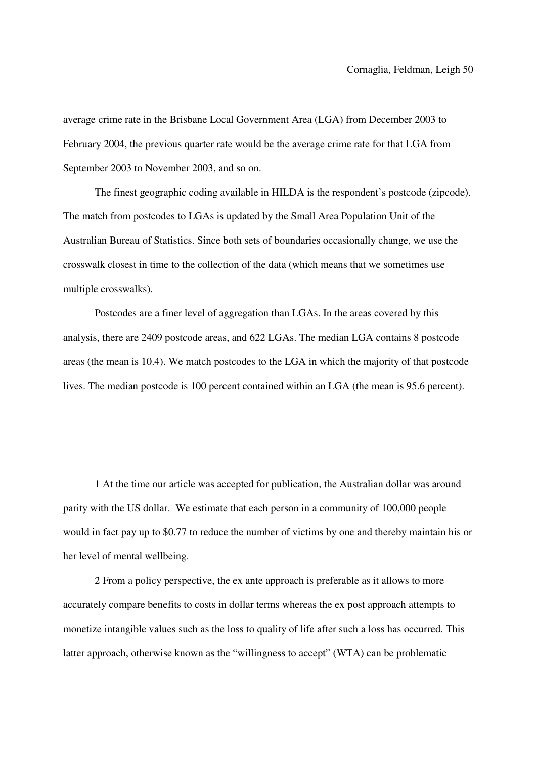average crime rate in the Brisbane Local Government Area (LGA) from December 2003 to February 2004, the previous quarter rate would be the average crime rate for that LGA from September 2003 to November 2003, and so on.

The finest geographic coding available in HILDA is the respondent's postcode (zipcode). The match from postcodes to LGAs is updated by the Small Area Population Unit of the Australian Bureau of Statistics. Since both sets of boundaries occasionally change, we use the crosswalk closest in time to the collection of the data (which means that we sometimes use multiple crosswalks).

Postcodes are a finer level of aggregation than LGAs. In the areas covered by this analysis, there are 2409 postcode areas, and 622 LGAs. The median LGA contains 8 postcode areas (the mean is 10.4). We match postcodes to the LGA in which the majority of that postcode lives. The median postcode is 100 percent contained within an LGA (the mean is 95.6 percent).

---

1 At the time our article was accepted for publication, the Australian dollar was around parity with the US dollar. We estimate that each person in a community of 100,000 people would in fact pay up to $0.77 to reduce the number of victims by one and thereby maintain his or her level of mental wellbeing.

2 From a policy perspective, the ex ante approach is preferable as it allows to more accurately compare benefits to costs in dollar terms whereas the ex post approach attempts to monetize intangible values such as the loss to quality of life after such a loss has occurred. This latter approach, otherwise known as the "willingness to accept" (WTA) can be problematic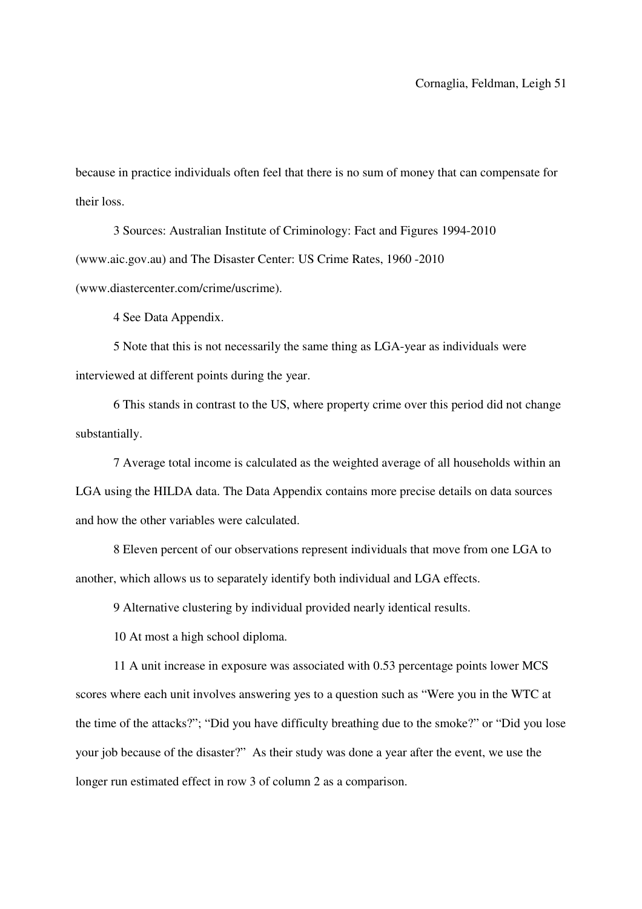because in practice individuals often feel that there is no sum of money that can compensate for their loss.

3 Sources: Australian Institute of Criminology: Fact and Figures 1994-2010 (www.aic.gov.au) and The Disaster Center: US Crime Rates, 1960 -2010 (www.diastercenter.com/crime/uscrime).

4 See Data Appendix.

5 Note that this is not necessarily the same thing as LGA-year as individuals were interviewed at different points during the year.

6 This stands in contrast to the US, where property crime over this period did not change substantially.

7 Average total income is calculated as the weighted average of all households within an LGA using the HILDA data. The Data Appendix contains more precise details on data sources and how the other variables were calculated.

8 Eleven percent of our observations represent individuals that move from one LGA to another, which allows us to separately identify both individual and LGA effects.

9 Alternative clustering by individual provided nearly identical results.

10 At most a high school diploma.

11 A unit increase in exposure was associated with 0.53 percentage points lower MCS scores where each unit involves answering yes to a question such as "Were you in the WTC at the time of the attacks?"; "Did you have difficulty breathing due to the smoke?" or "Did you lose your job because of the disaster?" As their study was done a year after the event, we use the longer run estimated effect in row 3 of column 2 as a comparison.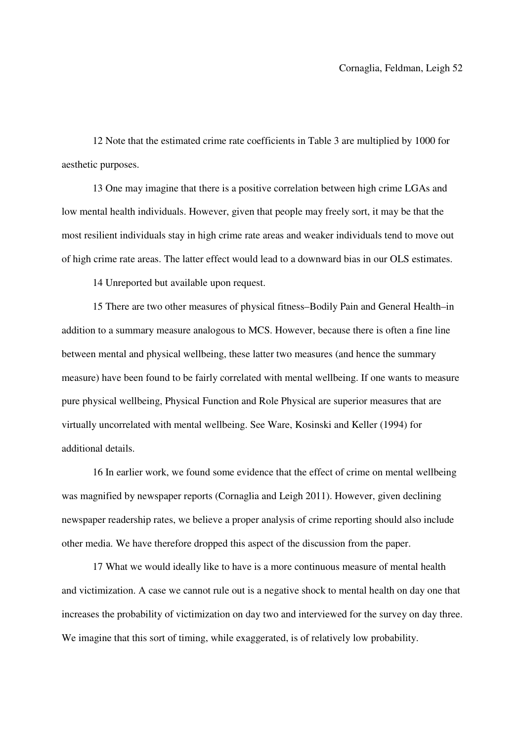12 Note that the estimated crime rate coefficients in Table 3 are multiplied by 1000 for aesthetic purposes.

13 One may imagine that there is a positive correlation between high crime LGAs and low mental health individuals. However, given that people may freely sort, it may be that the most resilient individuals stay in high crime rate areas and weaker individuals tend to move out of high crime rate areas. The latter effect would lead to a downward bias in our OLS estimates.

14 Unreported but available upon request.

15 There are two other measures of physical fitness–Bodily Pain and General Health–in addition to a summary measure analogous to MCS. However, because there is often a fine line between mental and physical wellbeing, these latter two measures (and hence the summary measure) have been found to be fairly correlated with mental wellbeing. If one wants to measure pure physical wellbeing, Physical Function and Role Physical are superior measures that are virtually uncorrelated with mental wellbeing. See Ware, Kosinski and Keller (1994) for additional details.

16 In earlier work, we found some evidence that the effect of crime on mental wellbeing was magnified by newspaper reports (Cornaglia and Leigh 2011). However, given declining newspaper readership rates, we believe a proper analysis of crime reporting should also include other media. We have therefore dropped this aspect of the discussion from the paper.

17 What we would ideally like to have is a more continuous measure of mental health and victimization. A case we cannot rule out is a negative shock to mental health on day one that increases the probability of victimization on day two and interviewed for the survey on day three. We imagine that this sort of timing, while exaggerated, is of relatively low probability.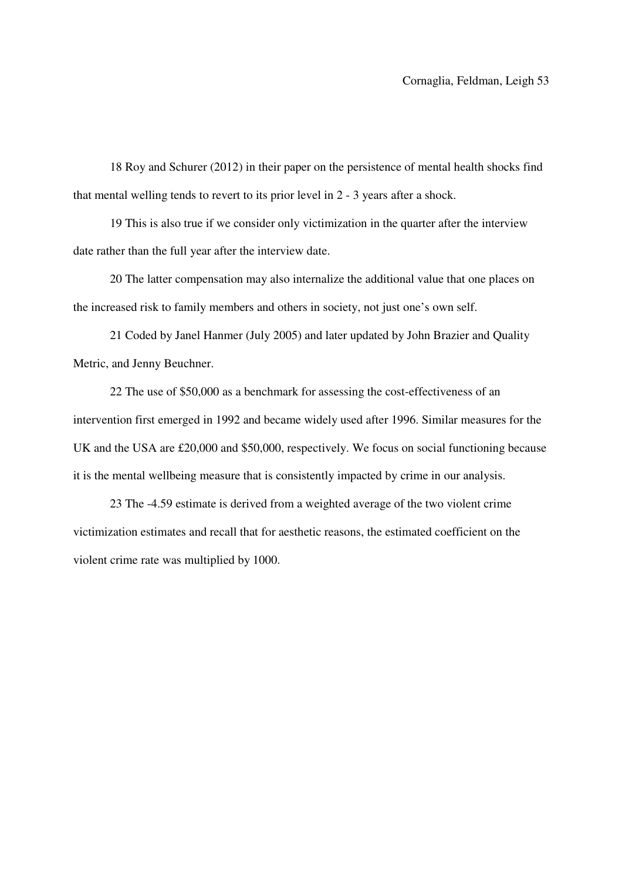18 Roy and Schurer (2012) in their paper on the persistence of mental health shocks find that mental welling tends to revert to its prior level in 2 - 3 years after a shock.

19 This is also true if we consider only victimization in the quarter after the interview date rather than the full year after the interview date.

20 The latter compensation may also internalize the additional value that one places on the increased risk to family members and others in society, not just one's own self.

21 Coded by Janel Hanmer (July 2005) and later updated by John Brazier and Quality Metric, and Jenny Beuchner.

22 The use of $50,000 as a benchmark for assessing the cost-effectiveness of an intervention first emerged in 1992 and became widely used after 1996. Similar measures for the UK and the USA are £20,000 and $50,000, respectively. We focus on social functioning because it is the mental wellbeing measure that is consistently impacted by crime in our analysis.

23 The -4.59 estimate is derived from a weighted average of the two violent crime victimization estimates and recall that for aesthetic reasons, the estimated coefficient on the violent crime rate was multiplied by 1000.